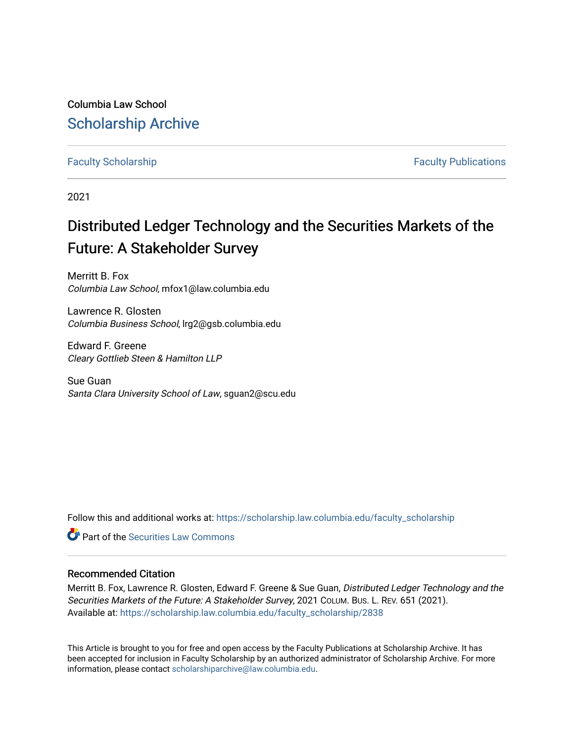Columbia Law School

# Scholarship Archive

Faculty Scholarship | Faculty Publications

2021

# Distributed Ledger Technology and the Securities Markets of the Future: A Stakeholder Survey

Merritt B. Fox
*Columbia Law School*, mfox1@law.columbia.edu

Lawrence R. Glosten
*Columbia Business School*, lrg2@gsb.columbia.edu

Edward F. Greene
*Cleary Gottlieb Steen & Hamilton LLP*

Sue Guan
*Santa Clara University School of Law*, sguan2@scu.edu

Follow this and additional works at: https://scholarship.law.columbia.edu/faculty_scholarship

Part of the Securities Law Commons

## Recommended Citation

Merritt B. Fox, Lawrence R. Glosten, Edward F. Greene & Sue Guan, *Distributed Ledger Technology and the Securities Markets of the Future: A Stakeholder Survey*, 2021 COLUM. BUS. L. REV. 651 (2021).
Available at: https://scholarship.law.columbia.edu/faculty_scholarship/2838

This Article is brought to you for free and open access by the Faculty Publications at Scholarship Archive. It has been accepted for inclusion in Faculty Scholarship by an authorized administrator of Scholarship Archive. For more information, please contact scholarshiparchive@law.columbia.edu.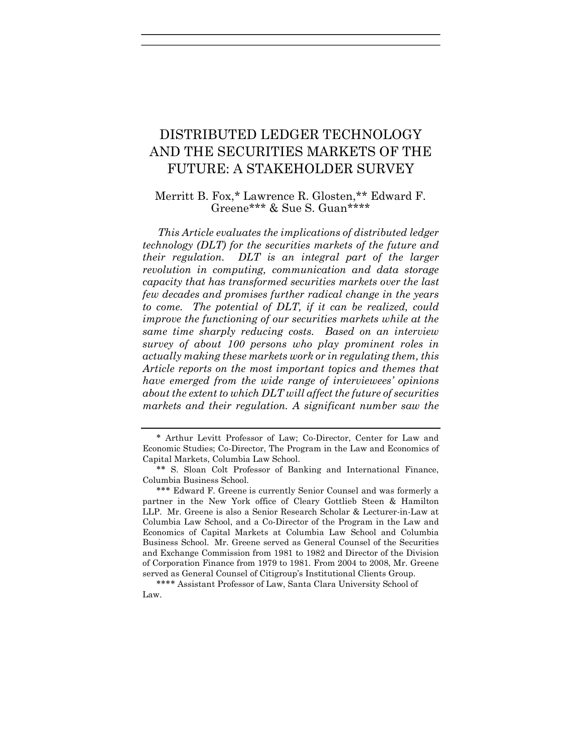# DISTRIBUTED LEDGER TECHNOLOGY AND THE SECURITIES MARKETS OF THE FUTURE: A STAKEHOLDER SURVEY

Merritt B. Fox,* Lawrence R. Glosten,** Edward F. Greene*** & Sue S. Guan****

*This Article evaluates the implications of distributed ledger technology (DLT) for the securities markets of the future and their regulation. DLT is an integral part of the larger revolution in computing, communication and data storage capacity that has transformed securities markets over the last few decades and promises further radical change in the years to come. The potential of DLT, if it can be realized, could improve the functioning of our securities markets while at the same time sharply reducing costs. Based on an interview survey of about 100 persons who play prominent roles in actually making these markets work or in regulating them, this Article reports on the most important topics and themes that have emerged from the wide range of interviewees' opinions about the extent to which DLT will affect the future of securities markets and their regulation. A significant number saw the*

---

\* Arthur Levitt Professor of Law; Co-Director, Center for Law and Economic Studies; Co-Director, The Program in the Law and Economics of Capital Markets, Columbia Law School.

\*\* S. Sloan Colt Professor of Banking and International Finance, Columbia Business School.

\*\*\* Edward F. Greene is currently Senior Counsel and was formerly a partner in the New York office of Cleary Gottlieb Steen & Hamilton LLP. Mr. Greene is also a Senior Research Scholar & Lecturer-in-Law at Columbia Law School, and a Co-Director of the Program in the Law and Economics of Capital Markets at Columbia Law School and Columbia Business School. Mr. Greene served as General Counsel of the Securities and Exchange Commission from 1981 to 1982 and Director of the Division of Corporation Finance from 1979 to 1981. From 2004 to 2008, Mr. Greene served as General Counsel of Citigroup's Institutional Clients Group.

\*\*\*\* Assistant Professor of Law, Santa Clara University School of Law.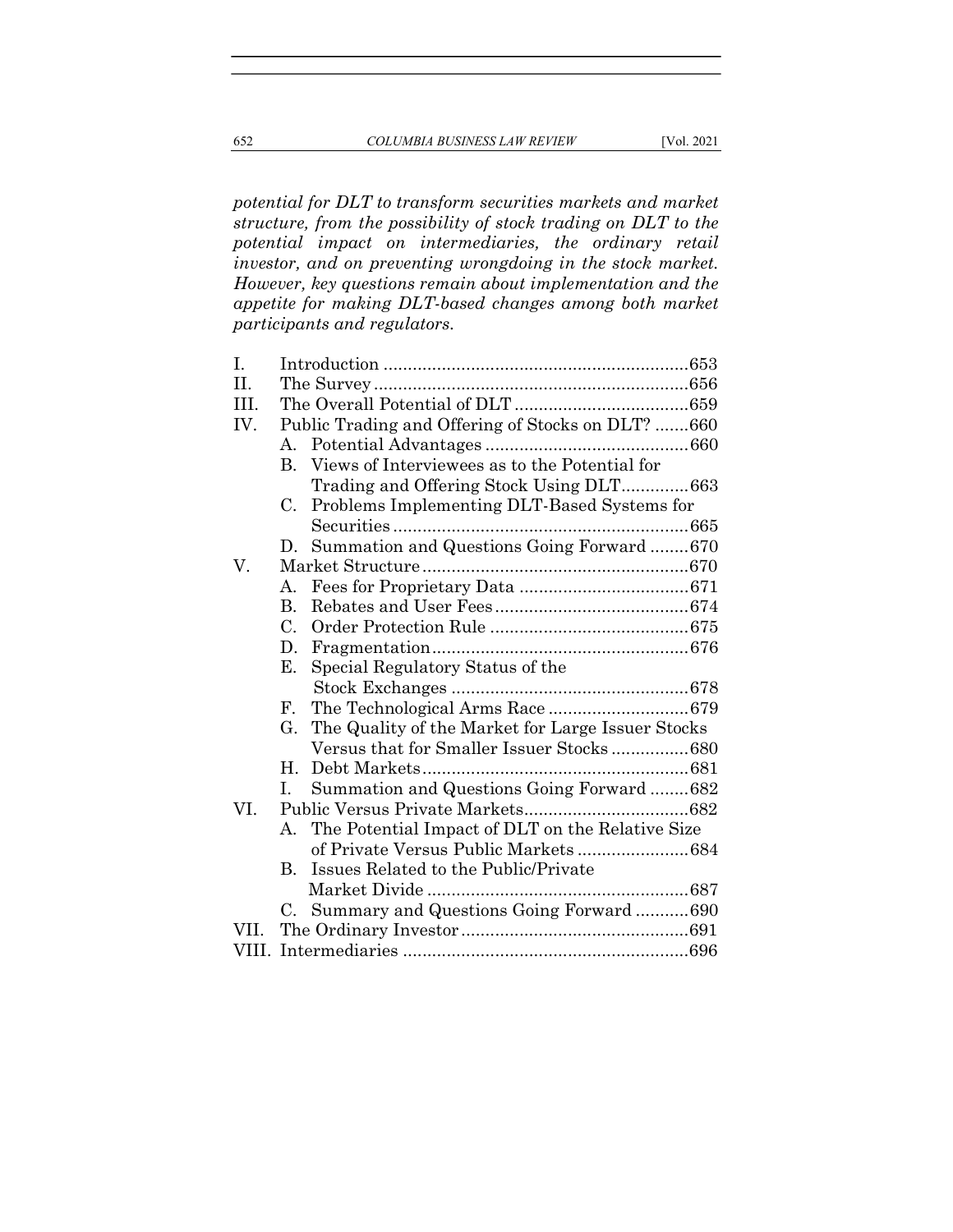*potential for DLT to transform securities markets and market structure, from the possibility of stock trading on DLT to the potential impact on intermediaries, the ordinary retail investor, and on preventing wrongdoing in the stock market. However, key questions remain about implementation and the appetite for making DLT-based changes among both market participants and regulators.*

I. Introduction ............................................................... 653
II. The Survey ................................................................ 656
III. The Overall Potential of DLT ................................... 659
IV. Public Trading and Offering of Stocks on DLT? ....... 660
  A. Potential Advantages .......................................... 660
  B. Views of Interviewees as to the Potential for Trading and Offering Stock Using DLT ............. 663
  C. Problems Implementing DLT-Based Systems for Securities ............................................................ 665
  D. Summation and Questions Going Forward ........ 670
V. Market Structure ....................................................... 670
  A. Fees for Proprietary Data .................................. 671
  B. Rebates and User Fees ........................................ 674
  C. Order Protection Rule ......................................... 675
  D. Fragmentation ..................................................... 676
  E. Special Regulatory Status of the Stock Exchanges ................................................ 678
  F. The Technological Arms Race ............................ 679
  G. The Quality of the Market for Large Issuer Stocks Versus that for Smaller Issuer Stocks ................ 680
  H. Debt Markets ....................................................... 681
  I. Summation and Questions Going Forward ........ 682
VI. Public Versus Private Markets .................................. 682
  A. The Potential Impact of DLT on the Relative Size of Private Versus Public Markets ....................... 684
  B. Issues Related to the Public/Private Market Divide ..................................................... 687
  C. Summary and Questions Going Forward ........... 690
VII. The Ordinary Investor .............................................. 691
VIII. Intermediaries .......................................................... 696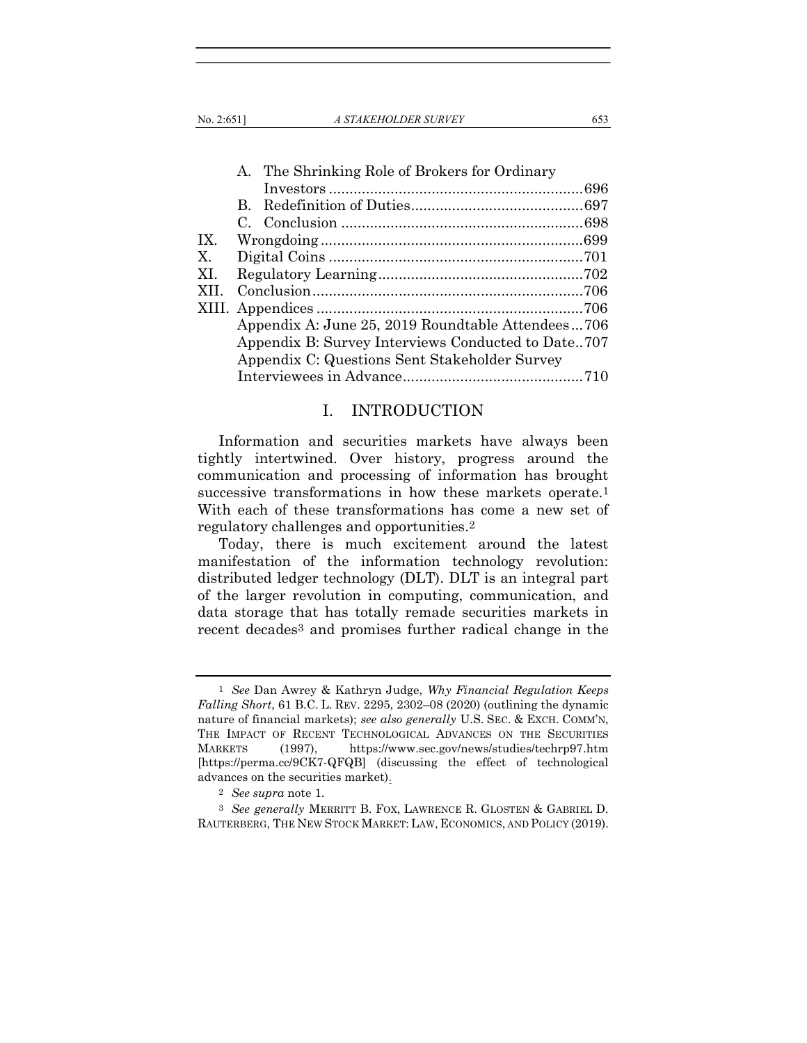A. The Shrinking Role of Brokers for Ordinary Investors ....696
B. Redefinition of Duties....697
C. Conclusion ....698

IX. Wrongdoing ....699

X. Digital Coins ....701

XI. Regulatory Learning....702

XII. Conclusion....706

XIII. Appendices ....706

Appendix A: June 25, 2019 Roundtable Attendees...706

Appendix B: Survey Interviews Conducted to Date..707

Appendix C: Questions Sent Stakeholder Survey Interviewees in Advance....710

## I. INTRODUCTION

Information and securities markets have always been tightly intertwined. Over history, progress around the communication and processing of information has brought successive transformations in how these markets operate.[1] With each of these transformations has come a new set of regulatory challenges and opportunities.[2]

Today, there is much excitement around the latest manifestation of the information technology revolution: distributed ledger technology (DLT). DLT is an integral part of the larger revolution in computing, communication, and data storage that has totally remade securities markets in recent decades[3] and promises further radical change in the

---

[1] *See* Dan Awrey & Kathryn Judge, *Why Financial Regulation Keeps Falling Short*, 61 B.C. L. REV. 2295, 2302–08 (2020) (outlining the dynamic nature of financial markets); *see also generally* U.S. SEC. & EXCH. COMM'N, THE IMPACT OF RECENT TECHNOLOGICAL ADVANCES ON THE SECURITIES MARKETS (1997), https://www.sec.gov/news/studies/techrp97.htm [https://perma.cc/9CK7-QFQB] (discussing the effect of technological advances on the securities market).

[2] *See supra* note 1.

[3] *See generally* MERRITT B. FOX, LAWRENCE R. GLOSTEN & GABRIEL D. RAUTERBERG, THE NEW STOCK MARKET: LAW, ECONOMICS, AND POLICY (2019).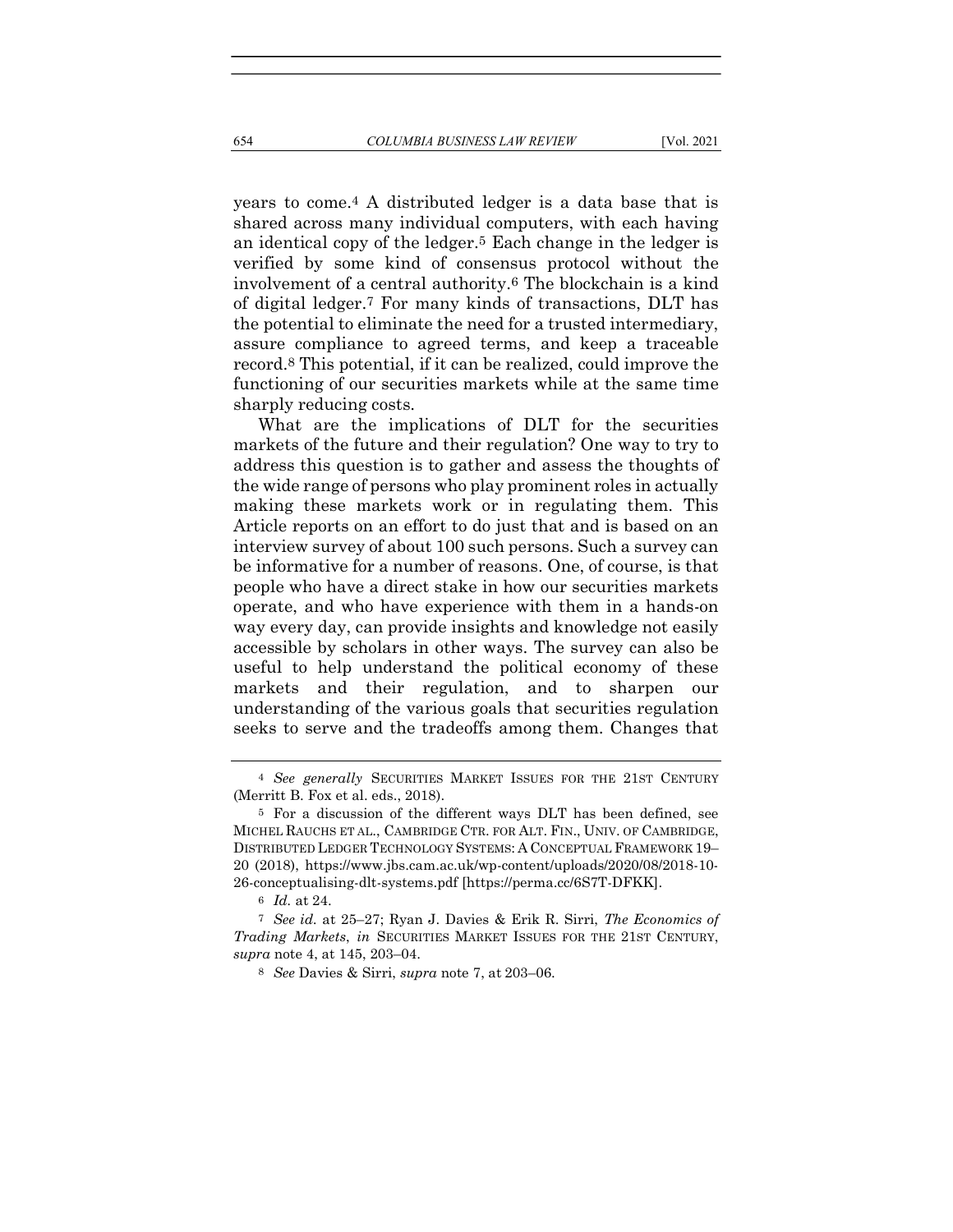years to come.[4] A distributed ledger is a data base that is shared across many individual computers, with each having an identical copy of the ledger.[5] Each change in the ledger is verified by some kind of consensus protocol without the involvement of a central authority.[6] The blockchain is a kind of digital ledger.[7] For many kinds of transactions, DLT has the potential to eliminate the need for a trusted intermediary, assure compliance to agreed terms, and keep a traceable record.[8] This potential, if it can be realized, could improve the functioning of our securities markets while at the same time sharply reducing costs.

What are the implications of DLT for the securities markets of the future and their regulation? One way to try to address this question is to gather and assess the thoughts of the wide range of persons who play prominent roles in actually making these markets work or in regulating them. This Article reports on an effort to do just that and is based on an interview survey of about 100 such persons. Such a survey can be informative for a number of reasons. One, of course, is that people who have a direct stake in how our securities markets operate, and who have experience with them in a hands-on way every day, can provide insights and knowledge not easily accessible by scholars in other ways. The survey can also be useful to help understand the political economy of these markets and their regulation, and to sharpen our understanding of the various goals that securities regulation seeks to serve and the tradeoffs among them. Changes that

---

[4] *See generally* SECURITIES MARKET ISSUES FOR THE 21ST CENTURY (Merritt B. Fox et al. eds., 2018).

[5] For a discussion of the different ways DLT has been defined, see MICHEL RAUCHS ET AL., CAMBRIDGE CTR. FOR ALT. FIN., UNIV. OF CAMBRIDGE, DISTRIBUTED LEDGER TECHNOLOGY SYSTEMS: A CONCEPTUAL FRAMEWORK 19–20 (2018), https://www.jbs.cam.ac.uk/wp-content/uploads/2020/08/2018-10-26-conceptualising-dlt-systems.pdf [https://perma.cc/6S7T-DFKK].

[6] *Id.* at 24.

[7] *See id.* at 25–27; Ryan J. Davies & Erik R. Sirri, *The Economics of Trading Markets*, *in* SECURITIES MARKET ISSUES FOR THE 21ST CENTURY, *supra* note 4, at 145, 203–04.

[8] *See* Davies & Sirri, *supra* note 7, at 203–06.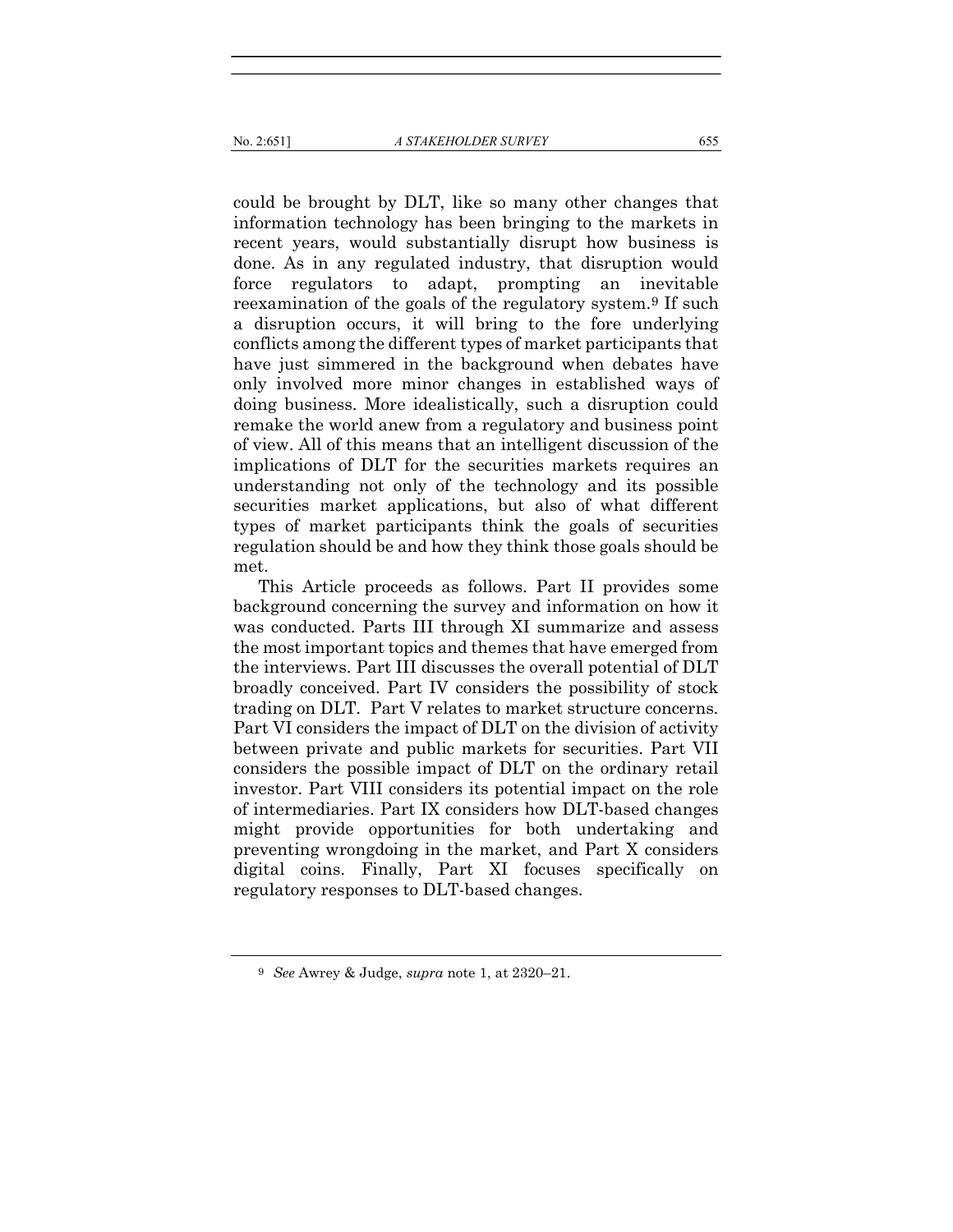could be brought by DLT, like so many other changes that information technology has been bringing to the markets in recent years, would substantially disrupt how business is done. As in any regulated industry, that disruption would force regulators to adapt, prompting an inevitable reexamination of the goals of the regulatory system.[9] If such a disruption occurs, it will bring to the fore underlying conflicts among the different types of market participants that have just simmered in the background when debates have only involved more minor changes in established ways of doing business. More idealistically, such a disruption could remake the world anew from a regulatory and business point of view. All of this means that an intelligent discussion of the implications of DLT for the securities markets requires an understanding not only of the technology and its possible securities market applications, but also of what different types of market participants think the goals of securities regulation should be and how they think those goals should be met.

This Article proceeds as follows. Part II provides some background concerning the survey and information on how it was conducted. Parts III through XI summarize and assess the most important topics and themes that have emerged from the interviews. Part III discusses the overall potential of DLT broadly conceived. Part IV considers the possibility of stock trading on DLT. Part V relates to market structure concerns. Part VI considers the impact of DLT on the division of activity between private and public markets for securities. Part VII considers the possible impact of DLT on the ordinary retail investor. Part VIII considers its potential impact on the role of intermediaries. Part IX considers how DLT-based changes might provide opportunities for both undertaking and preventing wrongdoing in the market, and Part X considers digital coins. Finally, Part XI focuses specifically on regulatory responses to DLT-based changes.

---

[9] *See* Awrey & Judge, *supra* note 1, at 2320–21.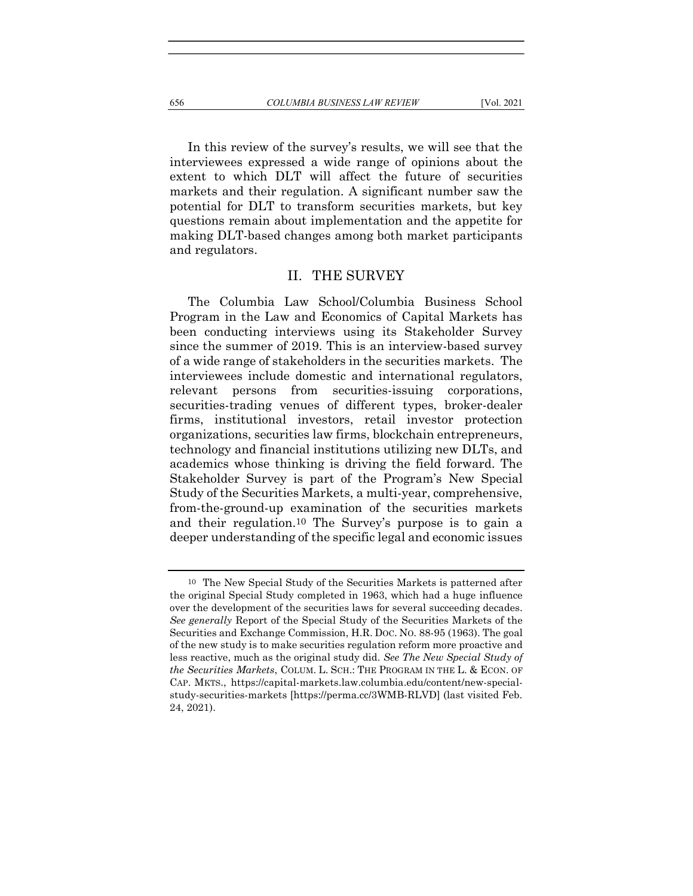In this review of the survey's results, we will see that the interviewees expressed a wide range of opinions about the extent to which DLT will affect the future of securities markets and their regulation. A significant number saw the potential for DLT to transform securities markets, but key questions remain about implementation and the appetite for making DLT-based changes among both market participants and regulators.

## II. THE SURVEY

The Columbia Law School/Columbia Business School Program in the Law and Economics of Capital Markets has been conducting interviews using its Stakeholder Survey since the summer of 2019. This is an interview-based survey of a wide range of stakeholders in the securities markets. The interviewees include domestic and international regulators, relevant persons from securities-issuing corporations, securities-trading venues of different types, broker-dealer firms, institutional investors, retail investor protection organizations, securities law firms, blockchain entrepreneurs, technology and financial institutions utilizing new DLTs, and academics whose thinking is driving the field forward. The Stakeholder Survey is part of the Program's New Special Study of the Securities Markets, a multi-year, comprehensive, from-the-ground-up examination of the securities markets and their regulation.[10] The Survey's purpose is to gain a deeper understanding of the specific legal and economic issues

---

[10] The New Special Study of the Securities Markets is patterned after the original Special Study completed in 1963, which had a huge influence over the development of the securities laws for several succeeding decades. *See generally* Report of the Special Study of the Securities Markets of the Securities and Exchange Commission, H.R. DOC. NO. 88-95 (1963). The goal of the new study is to make securities regulation reform more proactive and less reactive, much as the original study did. *See The New Special Study of the Securities Markets*, COLUM. L. SCH.: THE PROGRAM IN THE L. & ECON. OF CAP. MKTS., https://capital-markets.law.columbia.edu/content/new-special-study-securities-markets [https://perma.cc/3WMB-RLVD] (last visited Feb. 24, 2021).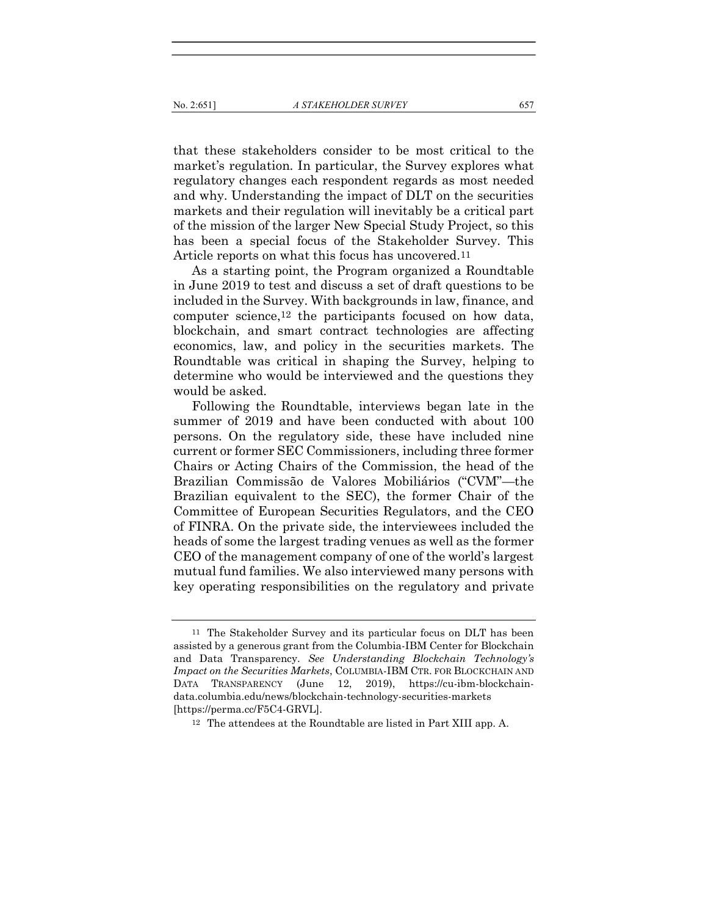that these stakeholders consider to be most critical to the market's regulation. In particular, the Survey explores what regulatory changes each respondent regards as most needed and why. Understanding the impact of DLT on the securities markets and their regulation will inevitably be a critical part of the mission of the larger New Special Study Project, so this has been a special focus of the Stakeholder Survey. This Article reports on what this focus has uncovered.[11]

As a starting point, the Program organized a Roundtable in June 2019 to test and discuss a set of draft questions to be included in the Survey. With backgrounds in law, finance, and computer science,[12] the participants focused on how data, blockchain, and smart contract technologies are affecting economics, law, and policy in the securities markets. The Roundtable was critical in shaping the Survey, helping to determine who would be interviewed and the questions they would be asked.

Following the Roundtable, interviews began late in the summer of 2019 and have been conducted with about 100 persons. On the regulatory side, these have included nine current or former SEC Commissioners, including three former Chairs or Acting Chairs of the Commission, the head of the Brazilian Commissão de Valores Mobiliários ("CVM"—the Brazilian equivalent to the SEC), the former Chair of the Committee of European Securities Regulators, and the CEO of FINRA. On the private side, the interviewees included the heads of some the largest trading venues as well as the former CEO of the management company of one of the world's largest mutual fund families. We also interviewed many persons with key operating responsibilities on the regulatory and private

---

[11] The Stakeholder Survey and its particular focus on DLT has been assisted by a generous grant from the Columbia-IBM Center for Blockchain and Data Transparency. *See Understanding Blockchain Technology's Impact on the Securities Markets*, COLUMBIA-IBM CTR. FOR BLOCKCHAIN AND DATA TRANSPARENCY (June 12, 2019), https://cu-ibm-blockchain-data.columbia.edu/news/blockchain-technology-securities-markets [https://perma.cc/F5C4-GRVL].

[12] The attendees at the Roundtable are listed in Part XIII app. A.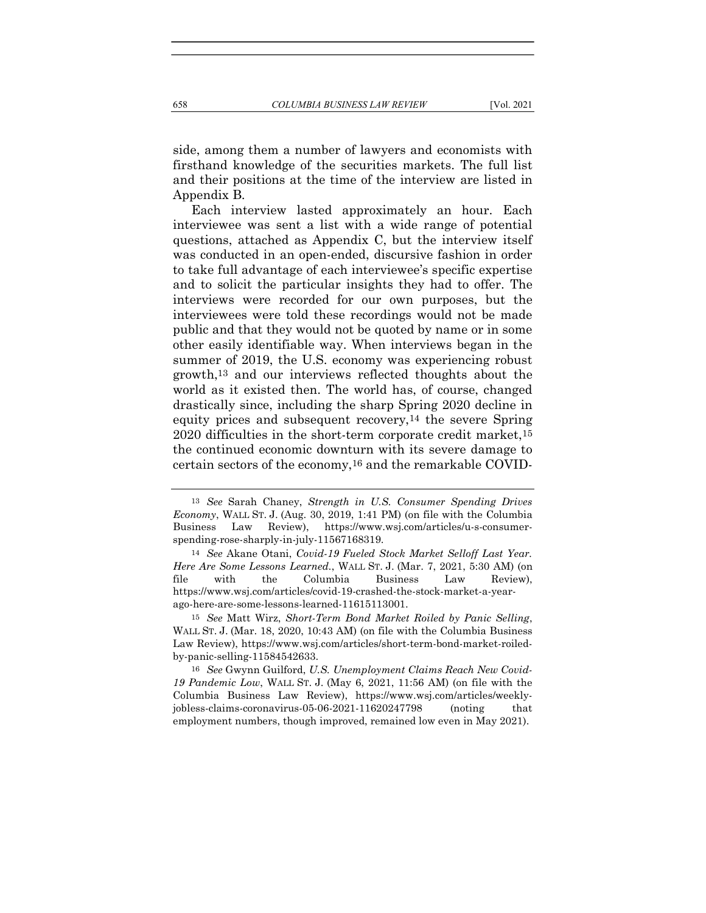side, among them a number of lawyers and economists with firsthand knowledge of the securities markets. The full list and their positions at the time of the interview are listed in Appendix B.

Each interview lasted approximately an hour. Each interviewee was sent a list with a wide range of potential questions, attached as Appendix C, but the interview itself was conducted in an open-ended, discursive fashion in order to take full advantage of each interviewee's specific expertise and to solicit the particular insights they had to offer. The interviews were recorded for our own purposes, but the interviewees were told these recordings would not be made public and that they would not be quoted by name or in some other easily identifiable way. When interviews began in the summer of 2019, the U.S. economy was experiencing robust growth,[13] and our interviews reflected thoughts about the world as it existed then. The world has, of course, changed drastically since, including the sharp Spring 2020 decline in equity prices and subsequent recovery,[14] the severe Spring 2020 difficulties in the short-term corporate credit market,[15] the continued economic downturn with its severe damage to certain sectors of the economy,[16] and the remarkable COVID-

---

[13] *See* Sarah Chaney, *Strength in U.S. Consumer Spending Drives Economy*, WALL ST. J. (Aug. 30, 2019, 1:41 PM) (on file with the Columbia Business Law Review), https://www.wsj.com/articles/u-s-consumer-spending-rose-sharply-in-july-11567168319.

[14] *See* Akane Otani, *Covid-19 Fueled Stock Market Selloff Last Year. Here Are Some Lessons Learned.*, WALL ST. J. (Mar. 7, 2021, 5:30 AM) (on file with the Columbia Business Law Review), https://www.wsj.com/articles/covid-19-crashed-the-stock-market-a-year-ago-here-are-some-lessons-learned-11615113001.

[15] *See* Matt Wirz, *Short-Term Bond Market Roiled by Panic Selling*, WALL ST. J. (Mar. 18, 2020, 10:43 AM) (on file with the Columbia Business Law Review), https://www.wsj.com/articles/short-term-bond-market-roiled-by-panic-selling-11584542633.

[16] *See* Gwynn Guilford, *U.S. Unemployment Claims Reach New Covid-19 Pandemic Low*, WALL ST. J. (May 6, 2021, 11:56 AM) (on file with the Columbia Business Law Review), https://www.wsj.com/articles/weekly-jobless-claims-coronavirus-05-06-2021-11620247798 (noting that employment numbers, though improved, remained low even in May 2021).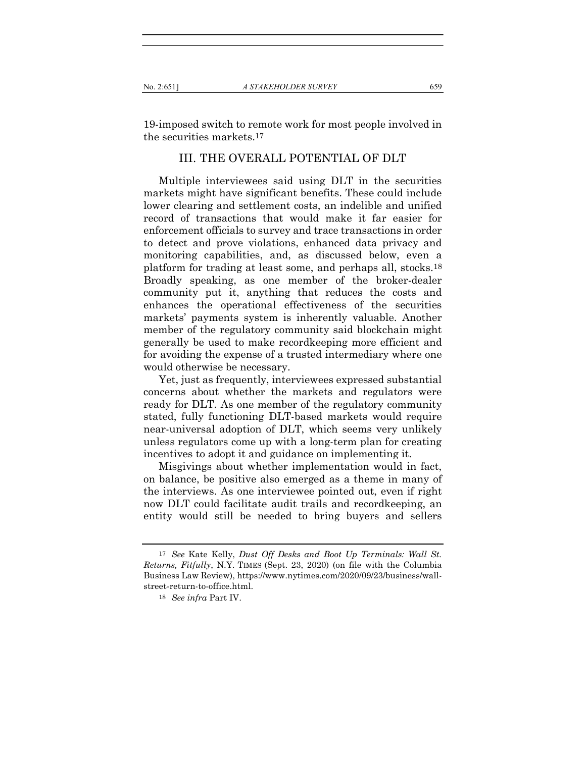19-imposed switch to remote work for most people involved in the securities markets.[17]

## III. THE OVERALL POTENTIAL OF DLT

Multiple interviewees said using DLT in the securities markets might have significant benefits. These could include lower clearing and settlement costs, an indelible and unified record of transactions that would make it far easier for enforcement officials to survey and trace transactions in order to detect and prove violations, enhanced data privacy and monitoring capabilities, and, as discussed below, even a platform for trading at least some, and perhaps all, stocks.[18] Broadly speaking, as one member of the broker-dealer community put it, anything that reduces the costs and enhances the operational effectiveness of the securities markets' payments system is inherently valuable. Another member of the regulatory community said blockchain might generally be used to make recordkeeping more efficient and for avoiding the expense of a trusted intermediary where one would otherwise be necessary.

Yet, just as frequently, interviewees expressed substantial concerns about whether the markets and regulators were ready for DLT. As one member of the regulatory community stated, fully functioning DLT-based markets would require near-universal adoption of DLT, which seems very unlikely unless regulators come up with a long-term plan for creating incentives to adopt it and guidance on implementing it.

Misgivings about whether implementation would in fact, on balance, be positive also emerged as a theme in many of the interviews. As one interviewee pointed out, even if right now DLT could facilitate audit trails and recordkeeping, an entity would still be needed to bring buyers and sellers

---

[17] *See* Kate Kelly, *Dust Off Desks and Boot Up Terminals: Wall St. Returns, Fitfully*, N.Y. TIMES (Sept. 23, 2020) (on file with the Columbia Business Law Review), https://www.nytimes.com/2020/09/23/business/wall-street-return-to-office.html.

[18] *See infra* Part IV.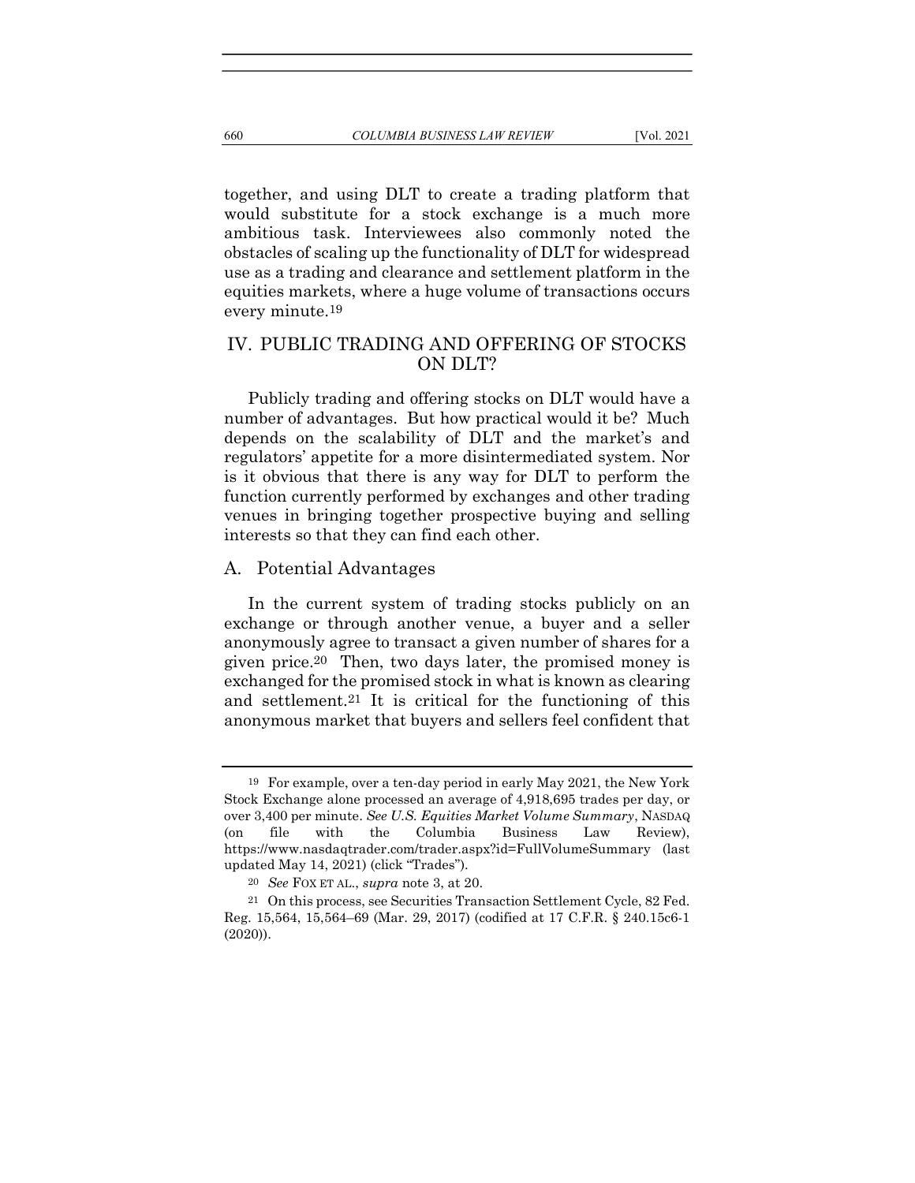together, and using DLT to create a trading platform that would substitute for a stock exchange is a much more ambitious task. Interviewees also commonly noted the obstacles of scaling up the functionality of DLT for widespread use as a trading and clearance and settlement platform in the equities markets, where a huge volume of transactions occurs every minute.[19]

## IV. PUBLIC TRADING AND OFFERING OF STOCKS ON DLT?

Publicly trading and offering stocks on DLT would have a number of advantages. But how practical would it be? Much depends on the scalability of DLT and the market's and regulators' appetite for a more disintermediated system. Nor is it obvious that there is any way for DLT to perform the function currently performed by exchanges and other trading venues in bringing together prospective buying and selling interests so that they can find each other.

### A. Potential Advantages

In the current system of trading stocks publicly on an exchange or through another venue, a buyer and a seller anonymously agree to transact a given number of shares for a given price.[20] Then, two days later, the promised money is exchanged for the promised stock in what is known as clearing and settlement.[21] It is critical for the functioning of this anonymous market that buyers and sellers feel confident that

---

[19] For example, over a ten-day period in early May 2021, the New York Stock Exchange alone processed an average of 4,918,695 trades per day, or over 3,400 per minute. *See U.S. Equities Market Volume Summary*, NASDAQ (on file with the Columbia Business Law Review), https://www.nasdaqtrader.com/trader.aspx?id=FullVolumeSummary (last updated May 14, 2021) (click "Trades").

[20] *See* FOX ET AL., *supra* note 3, at 20.

[21] On this process, see Securities Transaction Settlement Cycle, 82 Fed. Reg. 15,564, 15,564–69 (Mar. 29, 2017) (codified at 17 C.F.R. § 240.15c6-1 (2020)).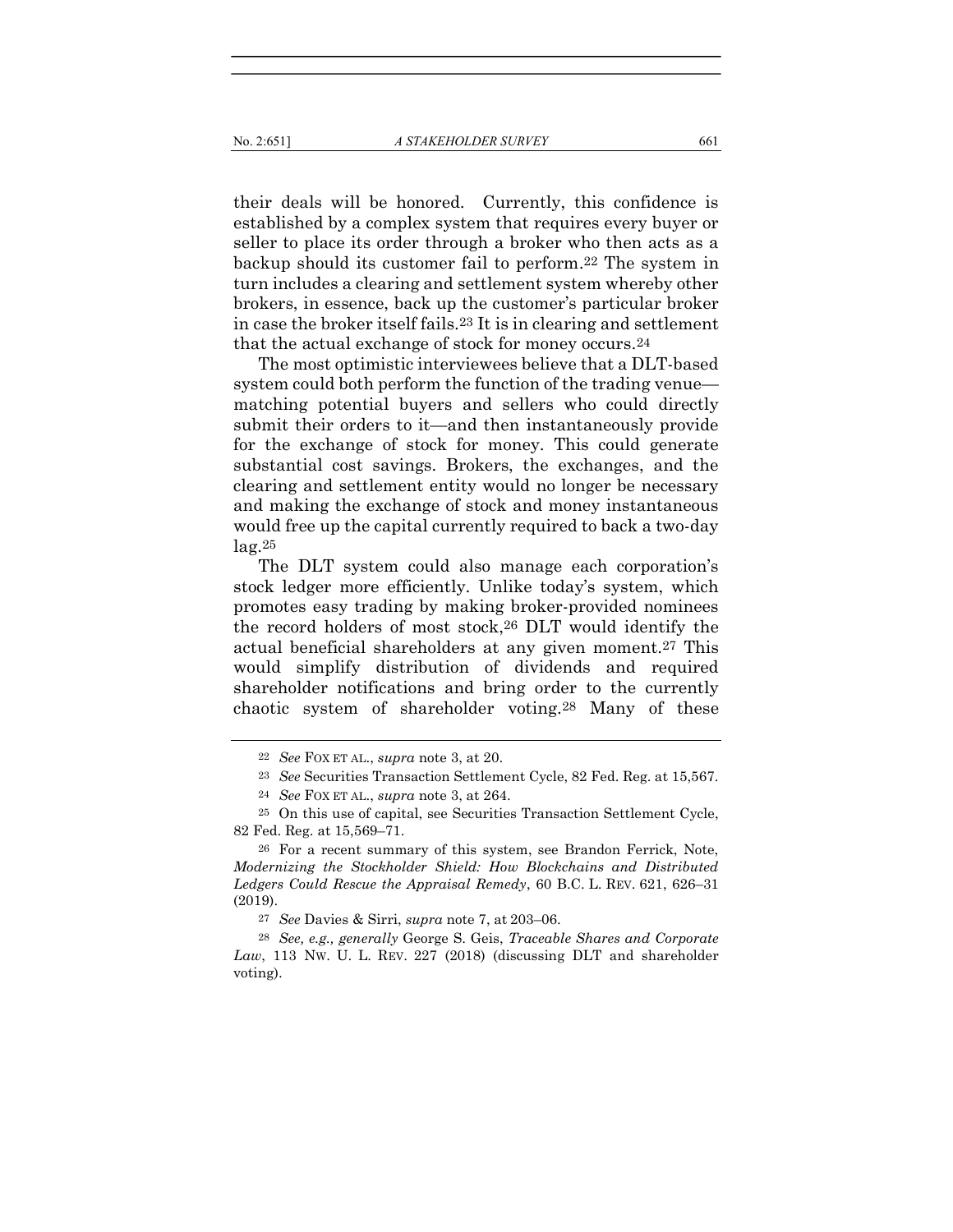their deals will be honored. Currently, this confidence is established by a complex system that requires every buyer or seller to place its order through a broker who then acts as a backup should its customer fail to perform.[22] The system in turn includes a clearing and settlement system whereby other brokers, in essence, back up the customer's particular broker in case the broker itself fails.[23] It is in clearing and settlement that the actual exchange of stock for money occurs.[24]

The most optimistic interviewees believe that a DLT-based system could both perform the function of the trading venue—matching potential buyers and sellers who could directly submit their orders to it—and then instantaneously provide for the exchange of stock for money. This could generate substantial cost savings. Brokers, the exchanges, and the clearing and settlement entity would no longer be necessary and making the exchange of stock and money instantaneous would free up the capital currently required to back a two-day lag.[25]

The DLT system could also manage each corporation's stock ledger more efficiently. Unlike today's system, which promotes easy trading by making broker-provided nominees the record holders of most stock,[26] DLT would identify the actual beneficial shareholders at any given moment.[27] This would simplify distribution of dividends and required shareholder notifications and bring order to the currently chaotic system of shareholder voting.[28] Many of these

---

[22] *See* FOX ET AL., *supra* note 3, at 20.

[23] *See* Securities Transaction Settlement Cycle, 82 Fed. Reg. at 15,567.

[24] *See* FOX ET AL., *supra* note 3, at 264.

[25] On this use of capital, see Securities Transaction Settlement Cycle, 82 Fed. Reg. at 15,569–71.

[26] For a recent summary of this system, see Brandon Ferrick, Note, *Modernizing the Stockholder Shield: How Blockchains and Distributed Ledgers Could Rescue the Appraisal Remedy*, 60 B.C. L. REV. 621, 626–31 (2019).

[27] *See* Davies & Sirri, *supra* note 7, at 203–06.

[28] *See, e.g., generally* George S. Geis, *Traceable Shares and Corporate Law*, 113 NW. U. L. REV. 227 (2018) (discussing DLT and shareholder voting).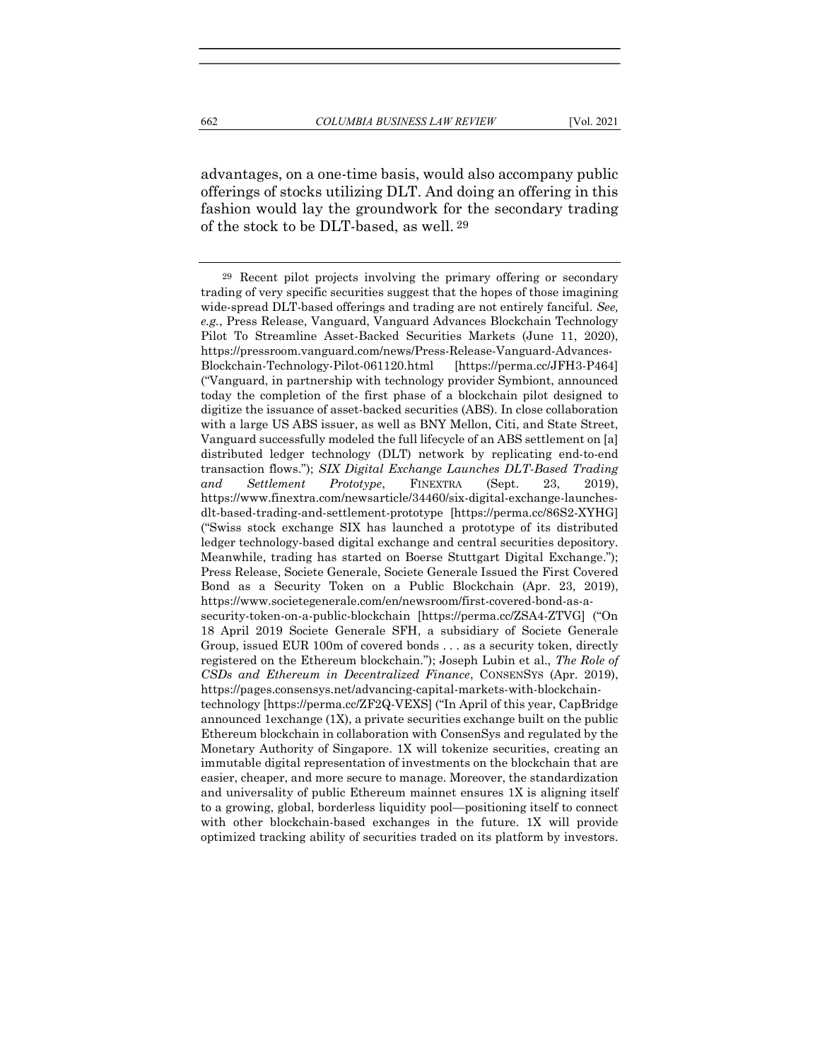advantages, on a one-time basis, would also accompany public offerings of stocks utilizing DLT. And doing an offering in this fashion would lay the groundwork for the secondary trading of the stock to be DLT-based, as well. [29]

---

[29] Recent pilot projects involving the primary offering or secondary trading of very specific securities suggest that the hopes of those imagining wide-spread DLT-based offerings and trading are not entirely fanciful. *See, e.g.*, Press Release, Vanguard, Vanguard Advances Blockchain Technology Pilot To Streamline Asset-Backed Securities Markets (June 11, 2020), https://pressroom.vanguard.com/news/Press-Release-Vanguard-Advances-Blockchain-Technology-Pilot-061120.html [https://perma.cc/JFH3-P464] ("Vanguard, in partnership with technology provider Symbiont, announced today the completion of the first phase of a blockchain pilot designed to digitize the issuance of asset-backed securities (ABS). In close collaboration with a large US ABS issuer, as well as BNY Mellon, Citi, and State Street, Vanguard successfully modeled the full lifecycle of an ABS settlement on [a] distributed ledger technology (DLT) network by replicating end-to-end transaction flows."); *SIX Digital Exchange Launches DLT-Based Trading and Settlement Prototype*, FINEXTRA (Sept. 23, 2019), https://www.finextra.com/newsarticle/34460/six-digital-exchange-launches-dlt-based-trading-and-settlement-prototype [https://perma.cc/86S2-XYHG] ("Swiss stock exchange SIX has launched a prototype of its distributed ledger technology-based digital exchange and central securities depository. Meanwhile, trading has started on Boerse Stuttgart Digital Exchange."); Press Release, Societe Generale, Societe Generale Issued the First Covered Bond as a Security Token on a Public Blockchain (Apr. 23, 2019), https://www.societegenerale.com/en/newsroom/first-covered-bond-as-a-security-token-on-a-public-blockchain [https://perma.cc/ZSA4-ZTVG] ("On 18 April 2019 Societe Generale SFH, a subsidiary of Societe Generale Group, issued EUR 100m of covered bonds . . . as a security token, directly registered on the Ethereum blockchain."); Joseph Lubin et al., *The Role of CSDs and Ethereum in Decentralized Finance*, CONSENSYS (Apr. 2019), https://pages.consensys.net/advancing-capital-markets-with-blockchain-technology [https://perma.cc/ZF2Q-VEXS] ("In April of this year, CapBridge announced 1exchange (1X), a private securities exchange built on the public Ethereum blockchain in collaboration with ConsenSys and regulated by the Monetary Authority of Singapore. 1X will tokenize securities, creating an immutable digital representation of investments on the blockchain that are easier, cheaper, and more secure to manage. Moreover, the standardization and universality of public Ethereum mainnet ensures 1X is aligning itself to a growing, global, borderless liquidity pool—positioning itself to connect with other blockchain-based exchanges in the future. 1X will provide optimized tracking ability of securities traded on its platform by investors.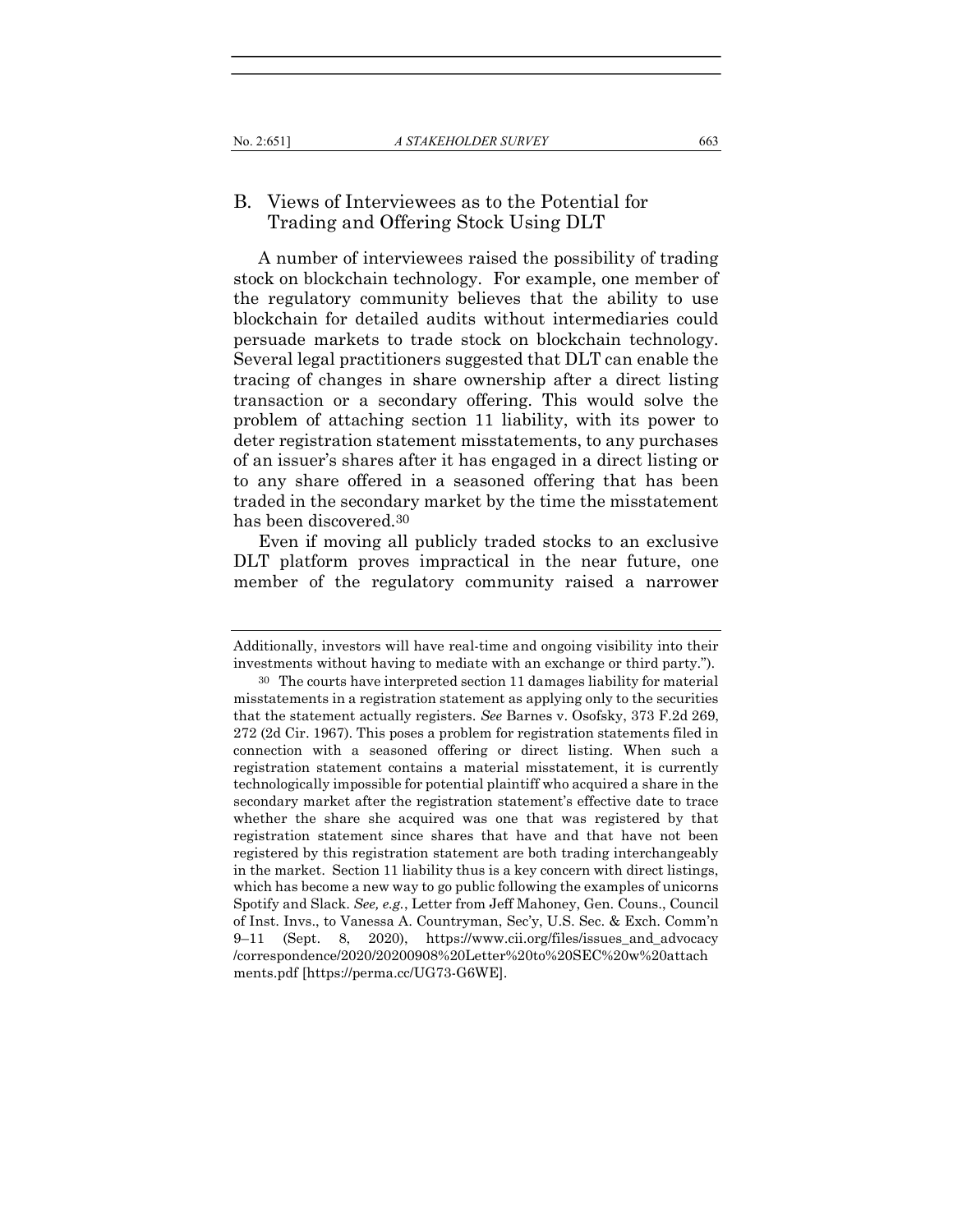## B. Views of Interviewees as to the Potential for Trading and Offering Stock Using DLT

A number of interviewees raised the possibility of trading stock on blockchain technology. For example, one member of the regulatory community believes that the ability to use blockchain for detailed audits without intermediaries could persuade markets to trade stock on blockchain technology. Several legal practitioners suggested that DLT can enable the tracing of changes in share ownership after a direct listing transaction or a secondary offering. This would solve the problem of attaching section 11 liability, with its power to deter registration statement misstatements, to any purchases of an issuer's shares after it has engaged in a direct listing or to any share offered in a seasoned offering that has been traded in the secondary market by the time the misstatement has been discovered.[30]

Even if moving all publicly traded stocks to an exclusive DLT platform proves impractical in the near future, one member of the regulatory community raised a narrower

---

Additionally, investors will have real-time and ongoing visibility into their investments without having to mediate with an exchange or third party.").

[30] The courts have interpreted section 11 damages liability for material misstatements in a registration statement as applying only to the securities that the statement actually registers. *See* Barnes v. Osofsky, 373 F.2d 269, 272 (2d Cir. 1967). This poses a problem for registration statements filed in connection with a seasoned offering or direct listing. When such a registration statement contains a material misstatement, it is currently technologically impossible for potential plaintiff who acquired a share in the secondary market after the registration statement's effective date to trace whether the share she acquired was one that was registered by that registration statement since shares that have and that have not been registered by this registration statement are both trading interchangeably in the market. Section 11 liability thus is a key concern with direct listings, which has become a new way to go public following the examples of unicorns Spotify and Slack. *See, e.g.*, Letter from Jeff Mahoney, Gen. Couns., Council of Inst. Invs., to Vanessa A. Countryman, Sec'y, U.S. Sec. & Exch. Comm'n 9–11 (Sept. 8, 2020), https://www.cii.org/files/issues_and_advocacy/correspondence/2020/20200908%20Letter%20to%20SEC%20w%20attachments.pdf [https://perma.cc/UG73-G6WE].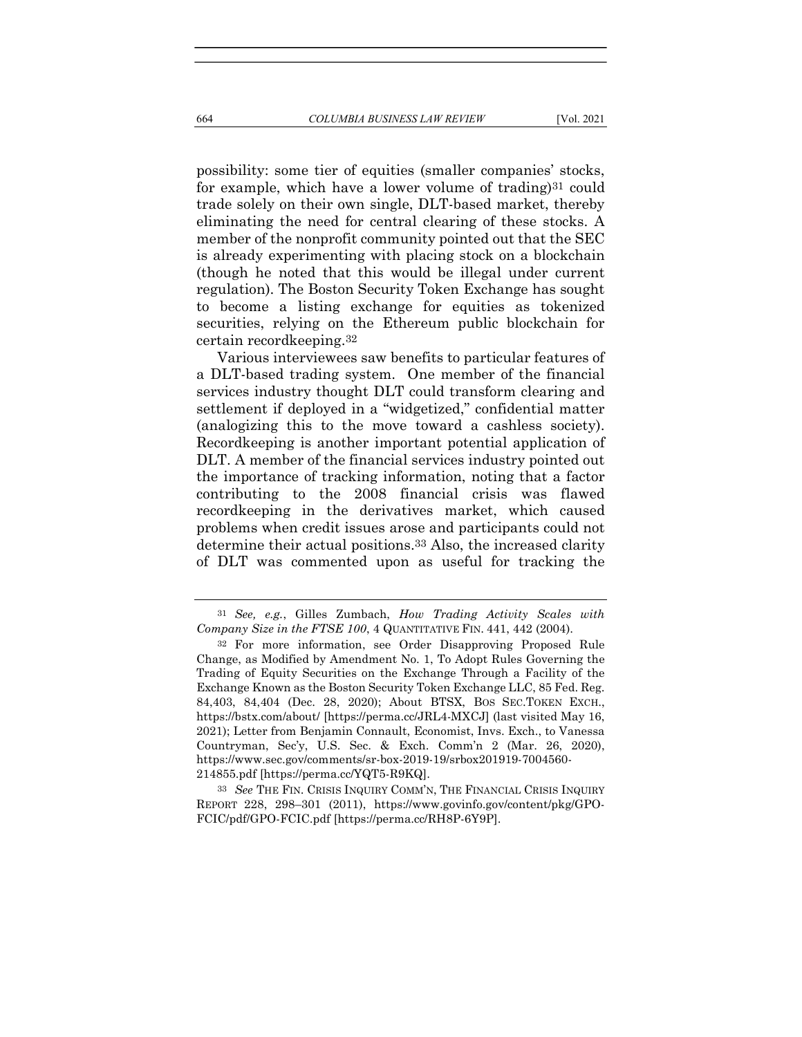possibility: some tier of equities (smaller companies' stocks, for example, which have a lower volume of trading)[31] could trade solely on their own single, DLT-based market, thereby eliminating the need for central clearing of these stocks. A member of the nonprofit community pointed out that the SEC is already experimenting with placing stock on a blockchain (though he noted that this would be illegal under current regulation). The Boston Security Token Exchange has sought to become a listing exchange for equities as tokenized securities, relying on the Ethereum public blockchain for certain recordkeeping.[32]

Various interviewees saw benefits to particular features of a DLT-based trading system. One member of the financial services industry thought DLT could transform clearing and settlement if deployed in a "widgetized," confidential matter (analogizing this to the move toward a cashless society). Recordkeeping is another important potential application of DLT. A member of the financial services industry pointed out the importance of tracking information, noting that a factor contributing to the 2008 financial crisis was flawed recordkeeping in the derivatives market, which caused problems when credit issues arose and participants could not determine their actual positions.[33] Also, the increased clarity of DLT was commented upon as useful for tracking the

---

[31] *See, e.g.*, Gilles Zumbach, *How Trading Activity Scales with Company Size in the FTSE 100*, 4 QUANTITATIVE FIN. 441, 442 (2004).

[32] For more information, see Order Disapproving Proposed Rule Change, as Modified by Amendment No. 1, To Adopt Rules Governing the Trading of Equity Securities on the Exchange Through a Facility of the Exchange Known as the Boston Security Token Exchange LLC, 85 Fed. Reg. 84,403, 84,404 (Dec. 28, 2020); About BTSX, BOS SEC.TOKEN EXCH., https://bstx.com/about/ [https://perma.cc/JRL4-MXCJ] (last visited May 16, 2021); Letter from Benjamin Connault, Economist, Invs. Exch., to Vanessa Countryman, Sec'y, U.S. Sec. & Exch. Comm'n 2 (Mar. 26, 2020), https://www.sec.gov/comments/sr-box-2019-19/srbox201919-7004560-214855.pdf [https://perma.cc/YQT5-R9KQ].

[33] *See* THE FIN. CRISIS INQUIRY COMM'N, THE FINANCIAL CRISIS INQUIRY REPORT 228, 298–301 (2011), https://www.govinfo.gov/content/pkg/GPO-FCIC/pdf/GPO-FCIC.pdf [https://perma.cc/RH8P-6Y9P].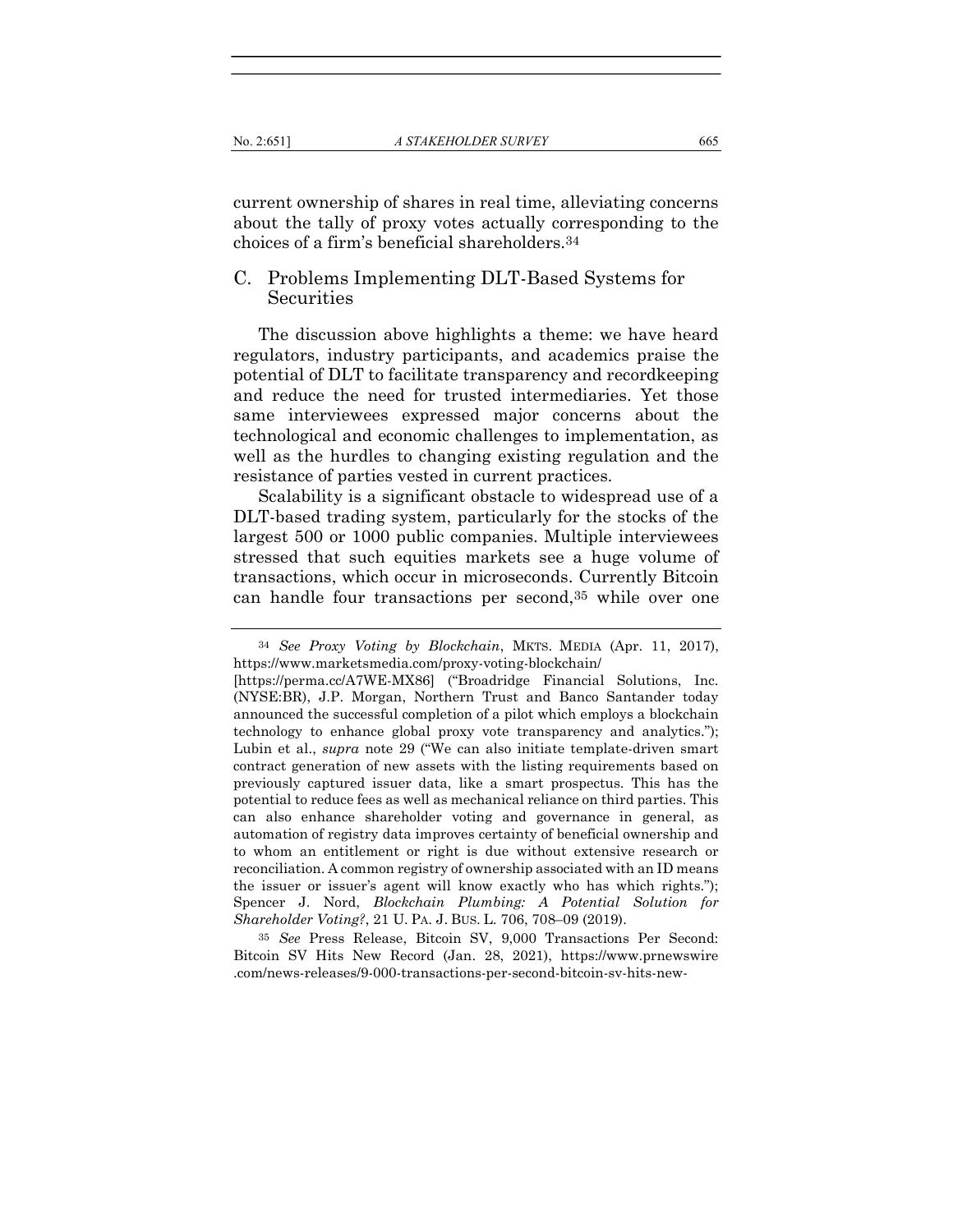current ownership of shares in real time, alleviating concerns about the tally of proxy votes actually corresponding to the choices of a firm's beneficial shareholders.[34]

## C. Problems Implementing DLT-Based Systems for Securities

The discussion above highlights a theme: we have heard regulators, industry participants, and academics praise the potential of DLT to facilitate transparency and recordkeeping and reduce the need for trusted intermediaries. Yet those same interviewees expressed major concerns about the technological and economic challenges to implementation, as well as the hurdles to changing existing regulation and the resistance of parties vested in current practices.

Scalability is a significant obstacle to widespread use of a DLT-based trading system, particularly for the stocks of the largest 500 or 1000 public companies. Multiple interviewees stressed that such equities markets see a huge volume of transactions, which occur in microseconds. Currently Bitcoin can handle four transactions per second,[35] while over one

---

[34] *See Proxy Voting by Blockchain*, MKTS. MEDIA (Apr. 11, 2017), https://www.marketsmedia.com/proxy-voting-blockchain/ [https://perma.cc/A7WE-MX86] ("Broadridge Financial Solutions, Inc. (NYSE:BR), J.P. Morgan, Northern Trust and Banco Santander today announced the successful completion of a pilot which employs a blockchain technology to enhance global proxy vote transparency and analytics."); Lubin et al., *supra* note 29 ("We can also initiate template-driven smart contract generation of new assets with the listing requirements based on previously captured issuer data, like a smart prospectus. This has the potential to reduce fees as well as mechanical reliance on third parties. This can also enhance shareholder voting and governance in general, as automation of registry data improves certainty of beneficial ownership and to whom an entitlement or right is due without extensive research or reconciliation. A common registry of ownership associated with an ID means the issuer or issuer's agent will know exactly who has which rights."); Spencer J. Nord, *Blockchain Plumbing: A Potential Solution for Shareholder Voting?*, 21 U. PA. J. BUS. L. 706, 708–09 (2019).

[35] *See* Press Release, Bitcoin SV, 9,000 Transactions Per Second: Bitcoin SV Hits New Record (Jan. 28, 2021), https://www.prnewswire.com/news-releases/9-000-transactions-per-second-bitcoin-sv-hits-new-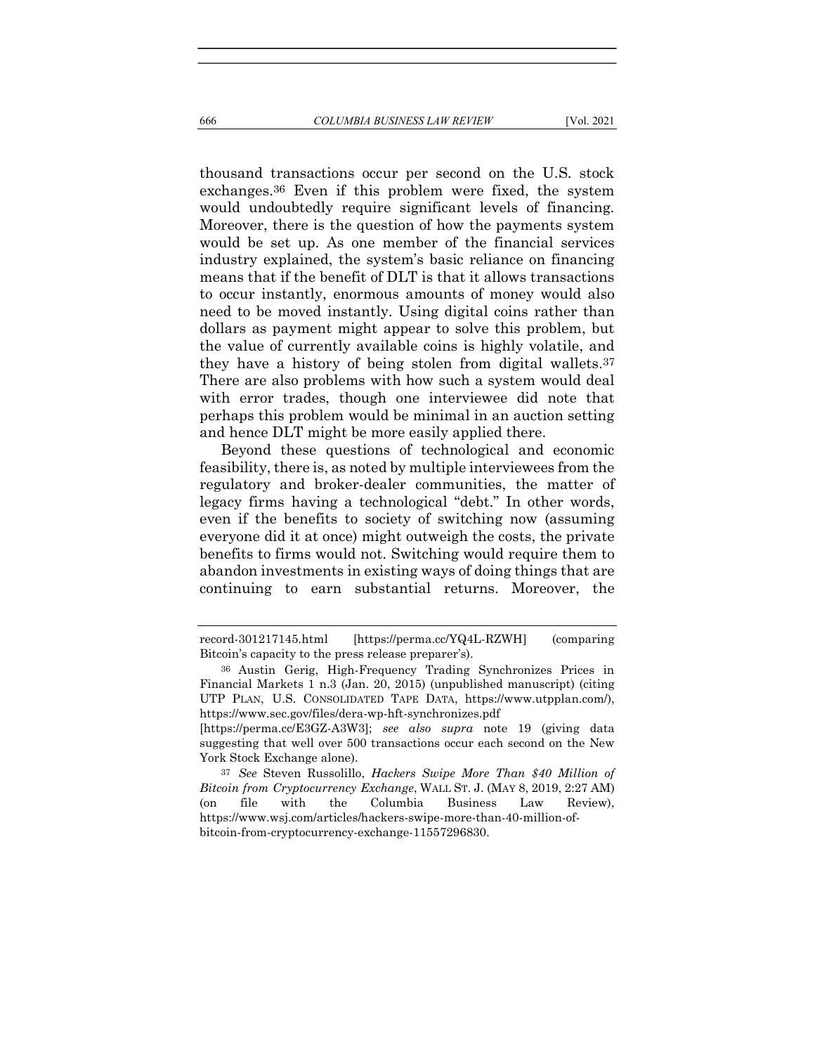thousand transactions occur per second on the U.S. stock exchanges.[36] Even if this problem were fixed, the system would undoubtedly require significant levels of financing. Moreover, there is the question of how the payments system would be set up. As one member of the financial services industry explained, the system's basic reliance on financing means that if the benefit of DLT is that it allows transactions to occur instantly, enormous amounts of money would also need to be moved instantly. Using digital coins rather than dollars as payment might appear to solve this problem, but the value of currently available coins is highly volatile, and they have a history of being stolen from digital wallets.[37] There are also problems with how such a system would deal with error trades, though one interviewee did note that perhaps this problem would be minimal in an auction setting and hence DLT might be more easily applied there.

Beyond these questions of technological and economic feasibility, there is, as noted by multiple interviewees from the regulatory and broker-dealer communities, the matter of legacy firms having a technological "debt." In other words, even if the benefits to society of switching now (assuming everyone did it at once) might outweigh the costs, the private benefits to firms would not. Switching would require them to abandon investments in existing ways of doing things that are continuing to earn substantial returns. Moreover, the

---

record-301217145.html [https://perma.cc/YQ4L-RZWH] (comparing Bitcoin's capacity to the press release preparer's).

[36] Austin Gerig, High-Frequency Trading Synchronizes Prices in Financial Markets 1 n.3 (Jan. 20, 2015) (unpublished manuscript) (citing UTP PLAN, U.S. CONSOLIDATED TAPE DATA, https://www.utpplan.com/), https://www.sec.gov/files/dera-wp-hft-synchronizes.pdf [https://perma.cc/E3GZ-A3W3]; *see also supra* note 19 (giving data suggesting that well over 500 transactions occur each second on the New York Stock Exchange alone).

[37] *See* Steven Russolillo, *Hackers Swipe More Than $40 Million of Bitcoin from Cryptocurrency Exchange*, WALL ST. J. (MAY 8, 2019, 2:27 AM) (on file with the Columbia Business Law Review), https://www.wsj.com/articles/hackers-swipe-more-than-40-million-of-bitcoin-from-cryptocurrency-exchange-11557296830.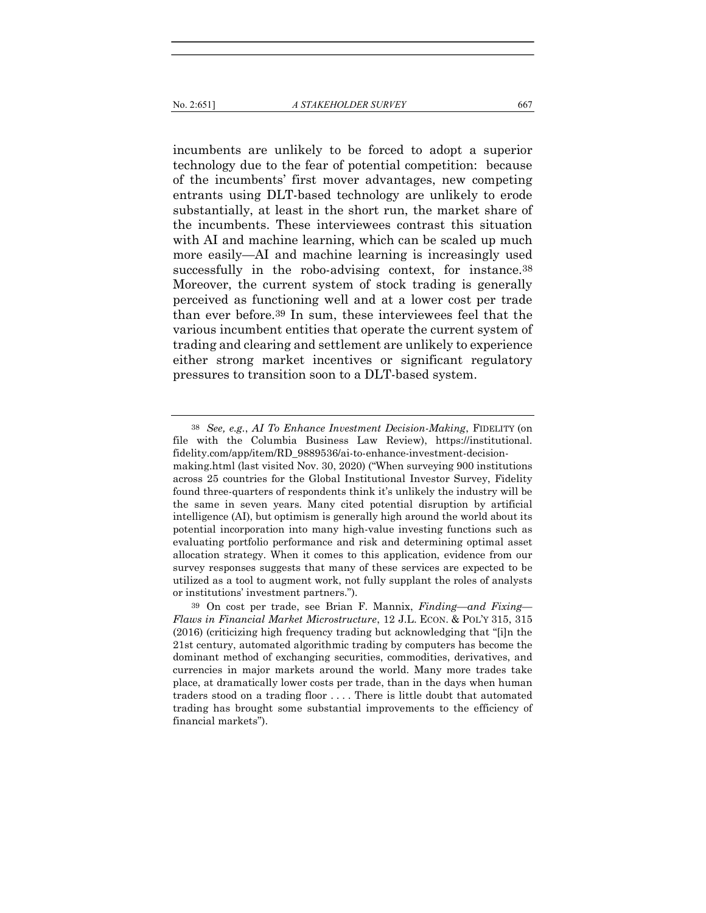incumbents are unlikely to be forced to adopt a superior technology due to the fear of potential competition: because of the incumbents' first mover advantages, new competing entrants using DLT-based technology are unlikely to erode substantially, at least in the short run, the market share of the incumbents. These interviewees contrast this situation with AI and machine learning, which can be scaled up much more easily—AI and machine learning is increasingly used successfully in the robo-advising context, for instance.[38] Moreover, the current system of stock trading is generally perceived as functioning well and at a lower cost per trade than ever before.[39] In sum, these interviewees feel that the various incumbent entities that operate the current system of trading and clearing and settlement are unlikely to experience either strong market incentives or significant regulatory pressures to transition soon to a DLT-based system.

---

[38] *See, e.g.*, *AI To Enhance Investment Decision-Making*, FIDELITY (on file with the Columbia Business Law Review), https://institutional.fidelity.com/app/item/RD_9889536/ai-to-enhance-investment-decision-making.html (last visited Nov. 30, 2020) ("When surveying 900 institutions across 25 countries for the Global Institutional Investor Survey, Fidelity found three-quarters of respondents think it's unlikely the industry will be the same in seven years. Many cited potential disruption by artificial intelligence (AI), but optimism is generally high around the world about its potential incorporation into many high-value investing functions such as evaluating portfolio performance and risk and determining optimal asset allocation strategy. When it comes to this application, evidence from our survey responses suggests that many of these services are expected to be utilized as a tool to augment work, not fully supplant the roles of analysts or institutions' investment partners.").

[39] On cost per trade, see Brian F. Mannix, *Finding—and Fixing—Flaws in Financial Market Microstructure*, 12 J.L. ECON. & POL'Y 315, 315 (2016) (criticizing high frequency trading but acknowledging that "[i]n the 21st century, automated algorithmic trading by computers has become the dominant method of exchanging securities, commodities, derivatives, and currencies in major markets around the world. Many more trades take place, at dramatically lower costs per trade, than in the days when human traders stood on a trading floor . . . . There is little doubt that automated trading has brought some substantial improvements to the efficiency of financial markets").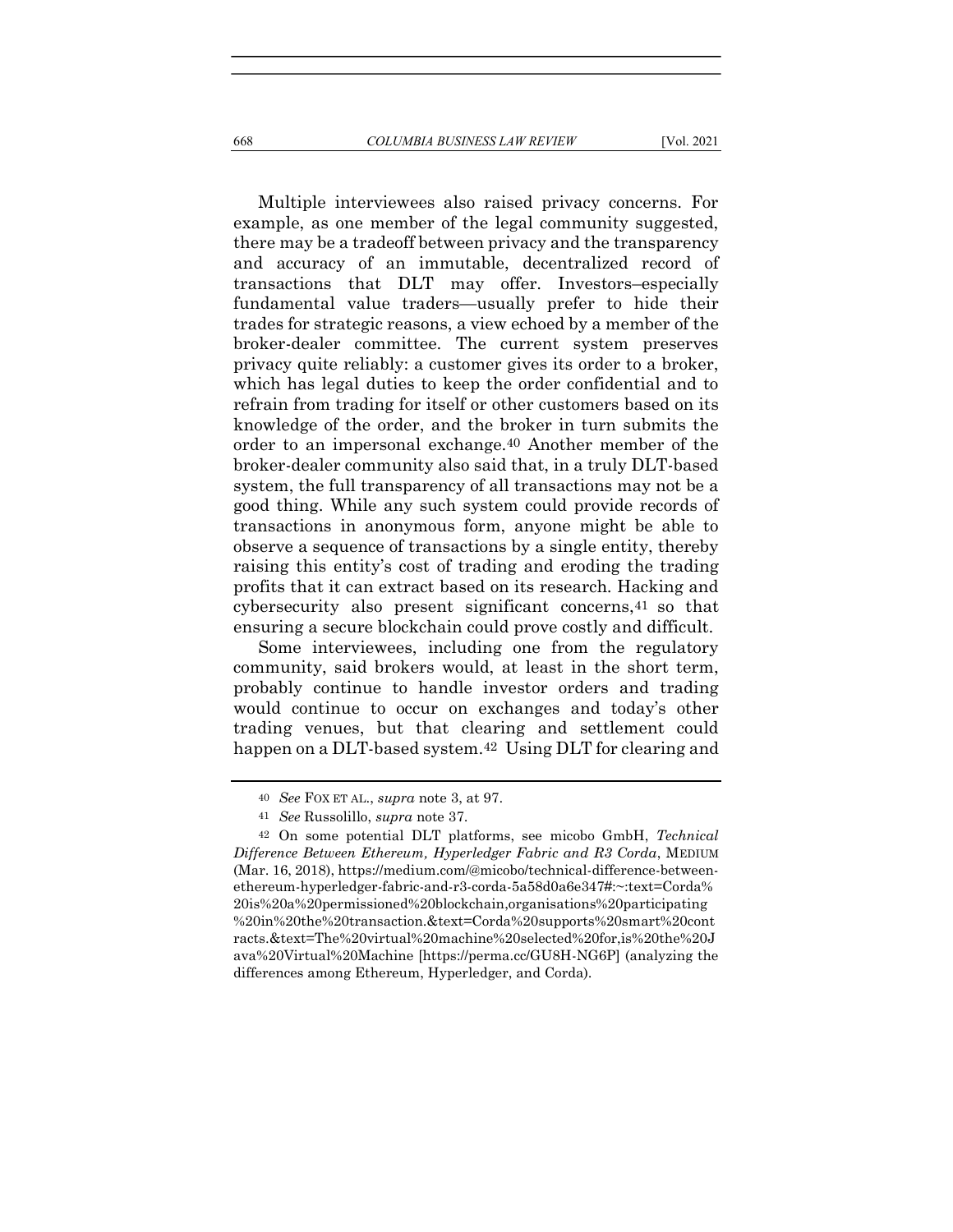Multiple interviewees also raised privacy concerns. For example, as one member of the legal community suggested, there may be a tradeoff between privacy and the transparency and accuracy of an immutable, decentralized record of transactions that DLT may offer. Investors–especially fundamental value traders—usually prefer to hide their trades for strategic reasons, a view echoed by a member of the broker-dealer committee. The current system preserves privacy quite reliably: a customer gives its order to a broker, which has legal duties to keep the order confidential and to refrain from trading for itself or other customers based on its knowledge of the order, and the broker in turn submits the order to an impersonal exchange.[40] Another member of the broker-dealer community also said that, in a truly DLT-based system, the full transparency of all transactions may not be a good thing. While any such system could provide records of transactions in anonymous form, anyone might be able to observe a sequence of transactions by a single entity, thereby raising this entity's cost of trading and eroding the trading profits that it can extract based on its research. Hacking and cybersecurity also present significant concerns,[41] so that ensuring a secure blockchain could prove costly and difficult.

Some interviewees, including one from the regulatory community, said brokers would, at least in the short term, probably continue to handle investor orders and trading would continue to occur on exchanges and today's other trading venues, but that clearing and settlement could happen on a DLT-based system.[42] Using DLT for clearing and

---

[40] *See* FOX ET AL., *supra* note 3, at 97.

[41] *See* Russolillo, *supra* note 37.

[42] On some potential DLT platforms, see micobo GmbH, *Technical Difference Between Ethereum, Hyperledger Fabric and R3 Corda*, MEDIUM (Mar. 16, 2018), https://medium.com/@micobo/technical-difference-between-ethereum-hyperledger-fabric-and-r3-corda-5a58d0a6e347#:~:text=Corda%20is%20a%20permissioned%20blockchain,organisations%20participating%20in%20the%20transaction.&text=Corda%20supports%20smart%20contracts.&text=The%20virtual%20machine%20selected%20for,is%20the%20Java%20Virtual%20Machine [https://perma.cc/GU8H-NG6P] (analyzing the differences among Ethereum, Hyperledger, and Corda).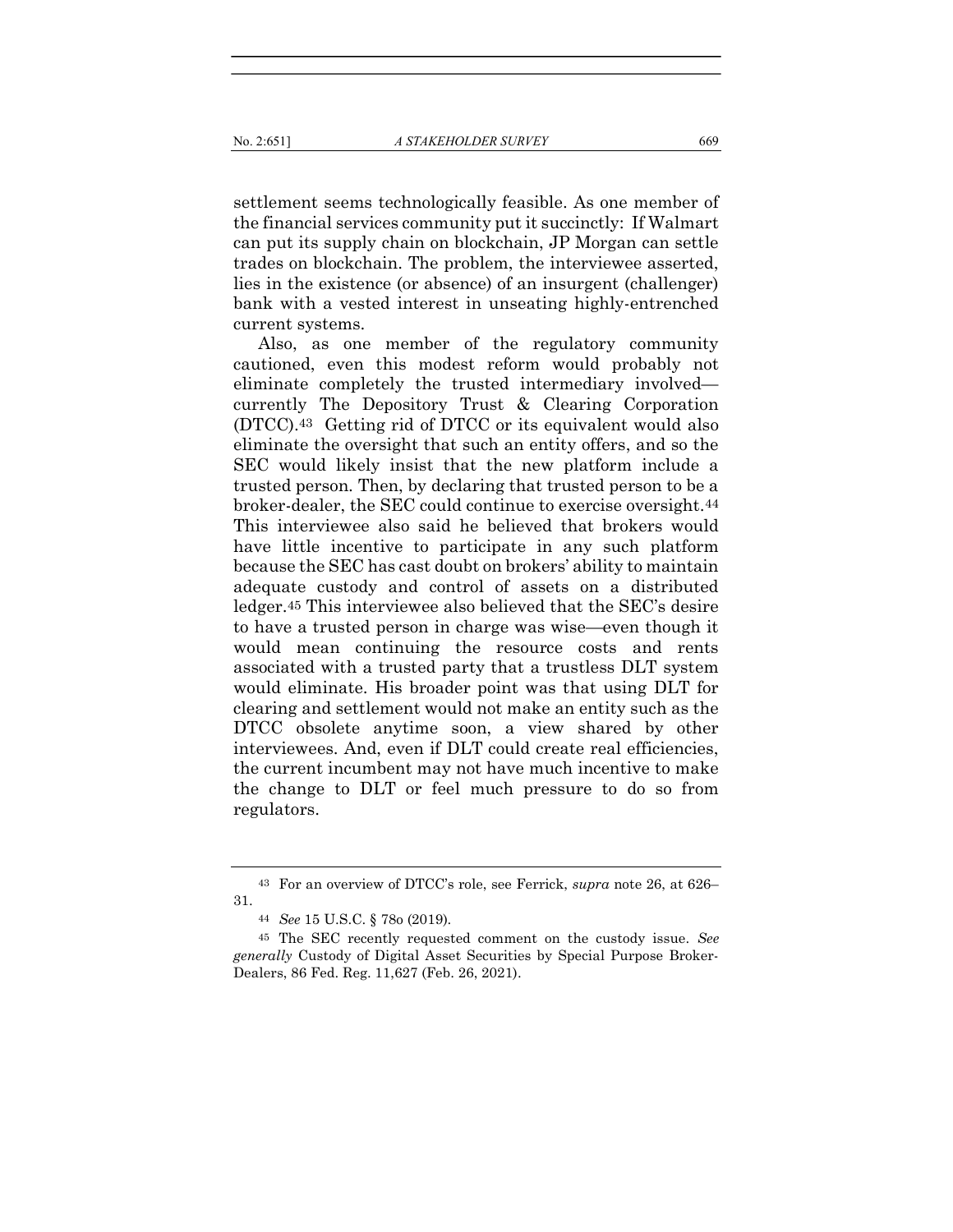settlement seems technologically feasible. As one member of the financial services community put it succinctly: If Walmart can put its supply chain on blockchain, JP Morgan can settle trades on blockchain. The problem, the interviewee asserted, lies in the existence (or absence) of an insurgent (challenger) bank with a vested interest in unseating highly-entrenched current systems.

Also, as one member of the regulatory community cautioned, even this modest reform would probably not eliminate completely the trusted intermediary involved—currently The Depository Trust & Clearing Corporation (DTCC).[43] Getting rid of DTCC or its equivalent would also eliminate the oversight that such an entity offers, and so the SEC would likely insist that the new platform include a trusted person. Then, by declaring that trusted person to be a broker-dealer, the SEC could continue to exercise oversight.[44] This interviewee also said he believed that brokers would have little incentive to participate in any such platform because the SEC has cast doubt on brokers' ability to maintain adequate custody and control of assets on a distributed ledger.[45] This interviewee also believed that the SEC's desire to have a trusted person in charge was wise—even though it would mean continuing the resource costs and rents associated with a trusted party that a trustless DLT system would eliminate. His broader point was that using DLT for clearing and settlement would not make an entity such as the DTCC obsolete anytime soon, a view shared by other interviewees. And, even if DLT could create real efficiencies, the current incumbent may not have much incentive to make the change to DLT or feel much pressure to do so from regulators.

---

[43] For an overview of DTCC's role, see Ferrick, *supra* note 26, at 626–31.

[44] *See* 15 U.S.C. § 78o (2019).

[45] The SEC recently requested comment on the custody issue. *See generally* Custody of Digital Asset Securities by Special Purpose Broker-Dealers, 86 Fed. Reg. 11,627 (Feb. 26, 2021).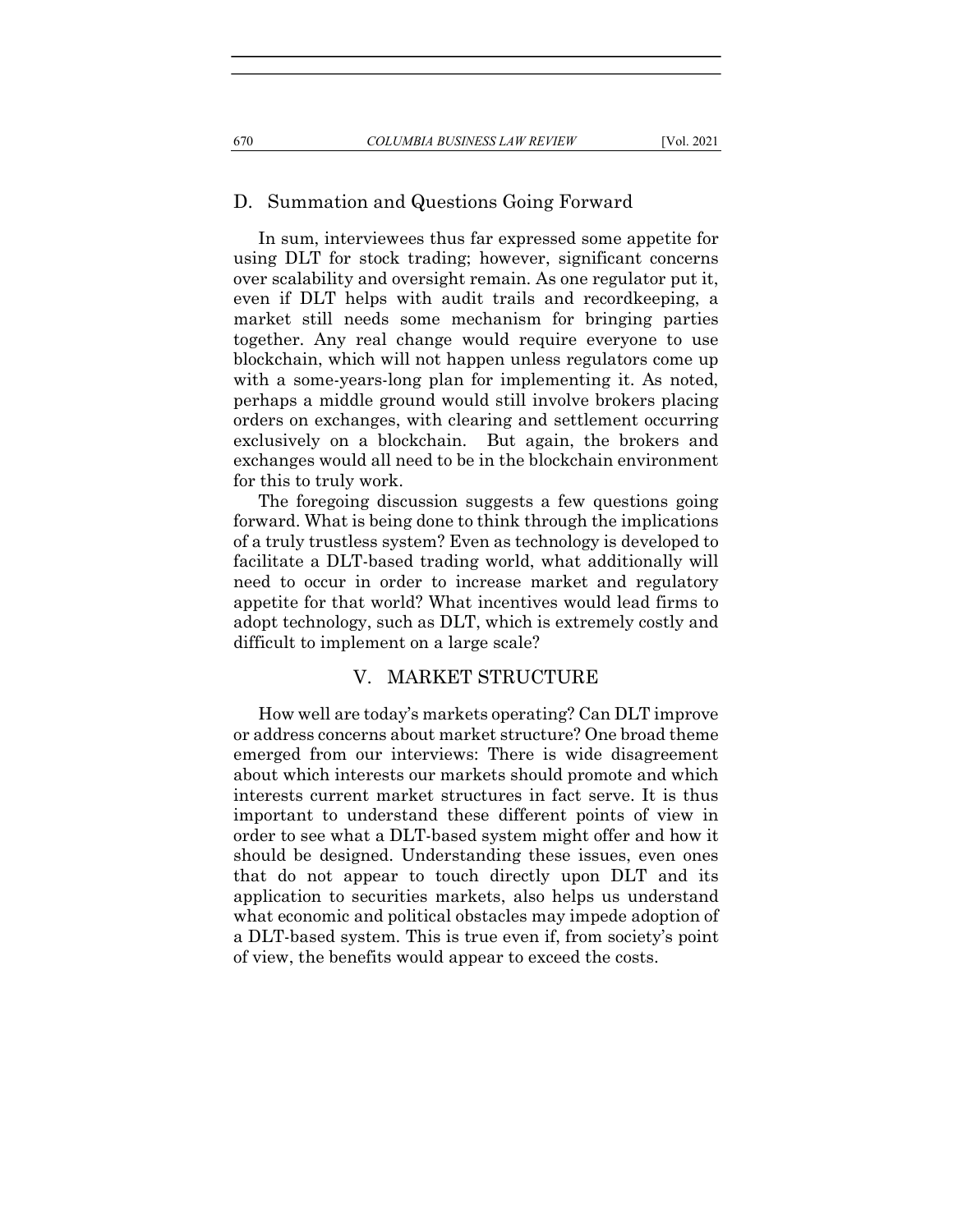### D. Summation and Questions Going Forward

In sum, interviewees thus far expressed some appetite for using DLT for stock trading; however, significant concerns over scalability and oversight remain. As one regulator put it, even if DLT helps with audit trails and recordkeeping, a market still needs some mechanism for bringing parties together. Any real change would require everyone to use blockchain, which will not happen unless regulators come up with a some-years-long plan for implementing it. As noted, perhaps a middle ground would still involve brokers placing orders on exchanges, with clearing and settlement occurring exclusively on a blockchain. But again, the brokers and exchanges would all need to be in the blockchain environment for this to truly work.

The foregoing discussion suggests a few questions going forward. What is being done to think through the implications of a truly trustless system? Even as technology is developed to facilitate a DLT-based trading world, what additionally will need to occur in order to increase market and regulatory appetite for that world? What incentives would lead firms to adopt technology, such as DLT, which is extremely costly and difficult to implement on a large scale?

## V. MARKET STRUCTURE

How well are today's markets operating? Can DLT improve or address concerns about market structure? One broad theme emerged from our interviews: There is wide disagreement about which interests our markets should promote and which interests current market structures in fact serve. It is thus important to understand these different points of view in order to see what a DLT-based system might offer and how it should be designed. Understanding these issues, even ones that do not appear to touch directly upon DLT and its application to securities markets, also helps us understand what economic and political obstacles may impede adoption of a DLT-based system. This is true even if, from society's point of view, the benefits would appear to exceed the costs.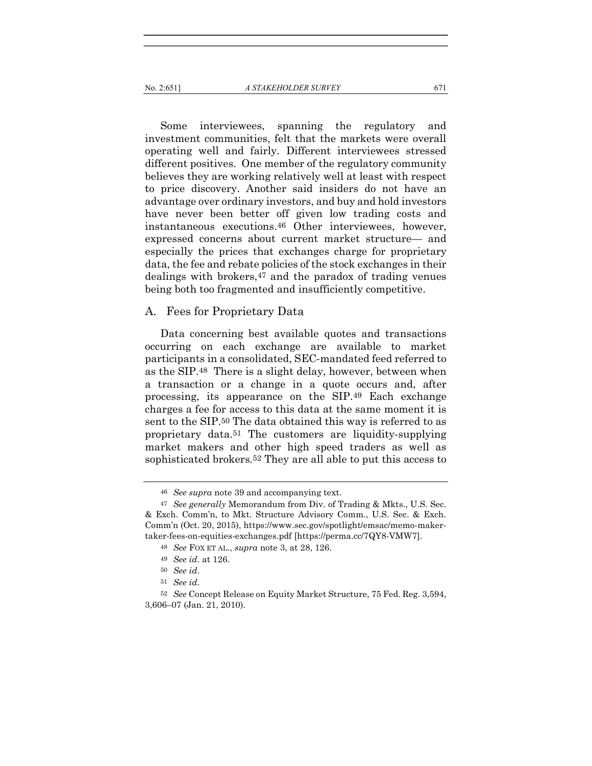Some interviewees, spanning the regulatory and investment communities, felt that the markets were overall operating well and fairly. Different interviewees stressed different positives. One member of the regulatory community believes they are working relatively well at least with respect to price discovery. Another said insiders do not have an advantage over ordinary investors, and buy and hold investors have never been better off given low trading costs and instantaneous executions.[46] Other interviewees, however, expressed concerns about current market structure— and especially the prices that exchanges charge for proprietary data, the fee and rebate policies of the stock exchanges in their dealings with brokers,[47] and the paradox of trading venues being both too fragmented and insufficiently competitive.

## A. Fees for Proprietary Data

Data concerning best available quotes and transactions occurring on each exchange are available to market participants in a consolidated, SEC-mandated feed referred to as the SIP.[48] There is a slight delay, however, between when a transaction or a change in a quote occurs and, after processing, its appearance on the SIP.[49] Each exchange charges a fee for access to this data at the same moment it is sent to the SIP.[50] The data obtained this way is referred to as proprietary data.[51] The customers are liquidity-supplying market makers and other high speed traders as well as sophisticated brokers.[52] They are all able to put this access to

---

[46] *See supra* note 39 and accompanying text.

[47] *See generally* Memorandum from Div. of Trading & Mkts., U.S. Sec. & Exch. Comm'n, to Mkt. Structure Advisory Comm., U.S. Sec. & Exch. Comm'n (Oct. 20, 2015), https://www.sec.gov/spotlight/emsac/memo-maker-taker-fees-on-equities-exchanges.pdf [https://perma.cc/7QY8-VMW7].

[48] *See* FOX ET AL., *supra* note 3, at 28, 126.

[49] *See id*. at 126.

[50] *See id*.

[51] *See id*.

[52] *See* Concept Release on Equity Market Structure, 75 Fed. Reg. 3,594, 3,606–07 (Jan. 21, 2010).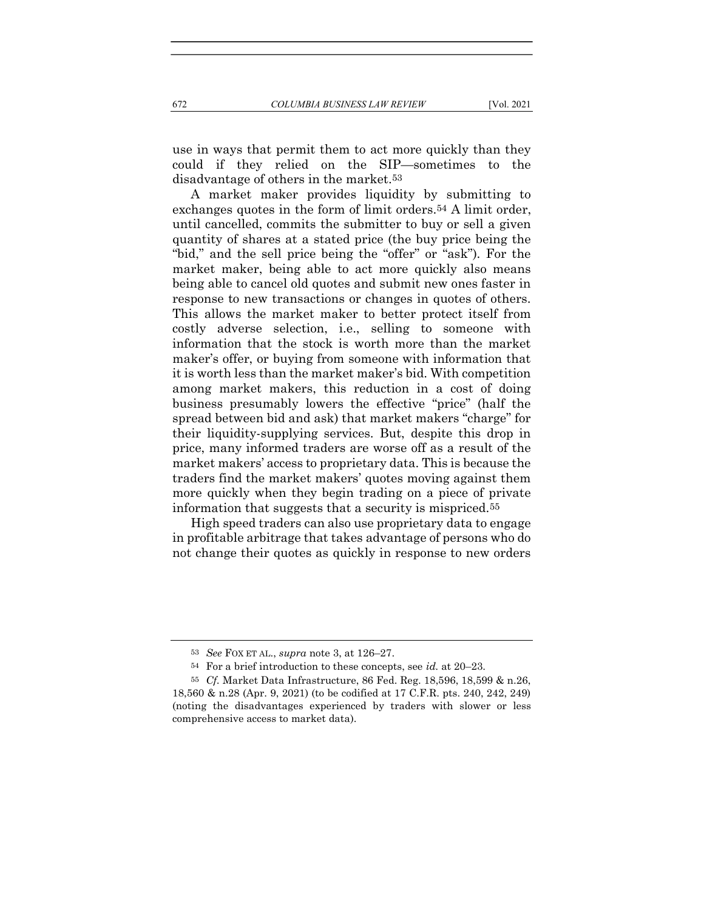use in ways that permit them to act more quickly than they could if they relied on the SIP—sometimes to the disadvantage of others in the market.[53]

A market maker provides liquidity by submitting to exchanges quotes in the form of limit orders.[54] A limit order, until cancelled, commits the submitter to buy or sell a given quantity of shares at a stated price (the buy price being the "bid," and the sell price being the "offer" or "ask"). For the market maker, being able to act more quickly also means being able to cancel old quotes and submit new ones faster in response to new transactions or changes in quotes of others. This allows the market maker to better protect itself from costly adverse selection, i.e., selling to someone with information that the stock is worth more than the market maker's offer, or buying from someone with information that it is worth less than the market maker's bid. With competition among market makers, this reduction in a cost of doing business presumably lowers the effective "price" (half the spread between bid and ask) that market makers "charge" for their liquidity-supplying services. But, despite this drop in price, many informed traders are worse off as a result of the market makers' access to proprietary data. This is because the traders find the market makers' quotes moving against them more quickly when they begin trading on a piece of private information that suggests that a security is mispriced.[55]

High speed traders can also use proprietary data to engage in profitable arbitrage that takes advantage of persons who do not change their quotes as quickly in response to new orders

---

[53] *See* FOX ET AL., *supra* note 3, at 126–27.

[54] For a brief introduction to these concepts, see *id.* at 20–23.

[55] *Cf.* Market Data Infrastructure, 86 Fed. Reg. 18,596, 18,599 & n.26, 18,560 & n.28 (Apr. 9, 2021) (to be codified at 17 C.F.R. pts. 240, 242, 249) (noting the disadvantages experienced by traders with slower or less comprehensive access to market data).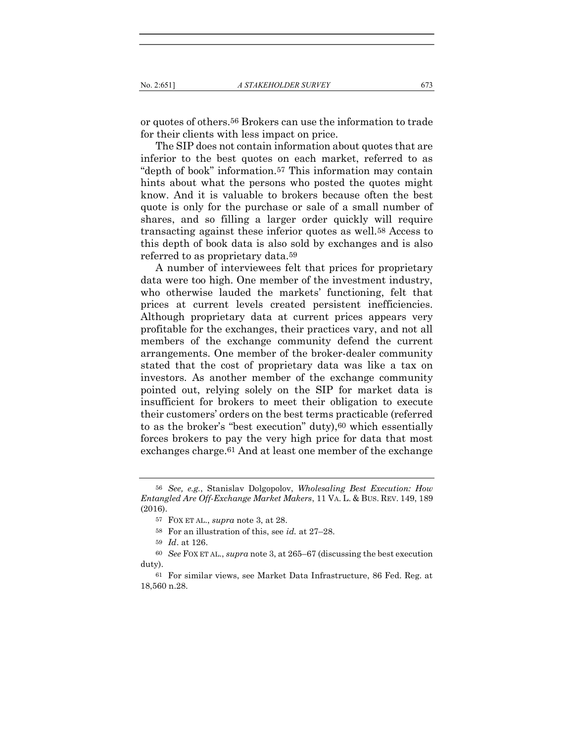or quotes of others.[56] Brokers can use the information to trade for their clients with less impact on price.

The SIP does not contain information about quotes that are inferior to the best quotes on each market, referred to as "depth of book" information.[57] This information may contain hints about what the persons who posted the quotes might know. And it is valuable to brokers because often the best quote is only for the purchase or sale of a small number of shares, and so filling a larger order quickly will require transacting against these inferior quotes as well.[58] Access to this depth of book data is also sold by exchanges and is also referred to as proprietary data.[59]

A number of interviewees felt that prices for proprietary data were too high. One member of the investment industry, who otherwise lauded the markets' functioning, felt that prices at current levels created persistent inefficiencies. Although proprietary data at current prices appears very profitable for the exchanges, their practices vary, and not all members of the exchange community defend the current arrangements. One member of the broker-dealer community stated that the cost of proprietary data was like a tax on investors. As another member of the exchange community pointed out, relying solely on the SIP for market data is insufficient for brokers to meet their obligation to execute their customers' orders on the best terms practicable (referred to as the broker's "best execution" duty),[60] which essentially forces brokers to pay the very high price for data that most exchanges charge.[61] And at least one member of the exchange

---

[56] *See, e.g.*, Stanislav Dolgopolov, *Wholesaling Best Execution: How Entangled Are Off-Exchange Market Makers*, 11 VA. L. & BUS. REV. 149, 189 (2016).

[57] FOX ET AL., *supra* note 3, at 28.

[58] For an illustration of this, see *id.* at 27–28.

[59] *Id*. at 126.

[60] *See* FOX ET AL., *supra* note 3, at 265–67 (discussing the best execution duty).

[61] For similar views, see Market Data Infrastructure, 86 Fed. Reg. at 18,560 n.28.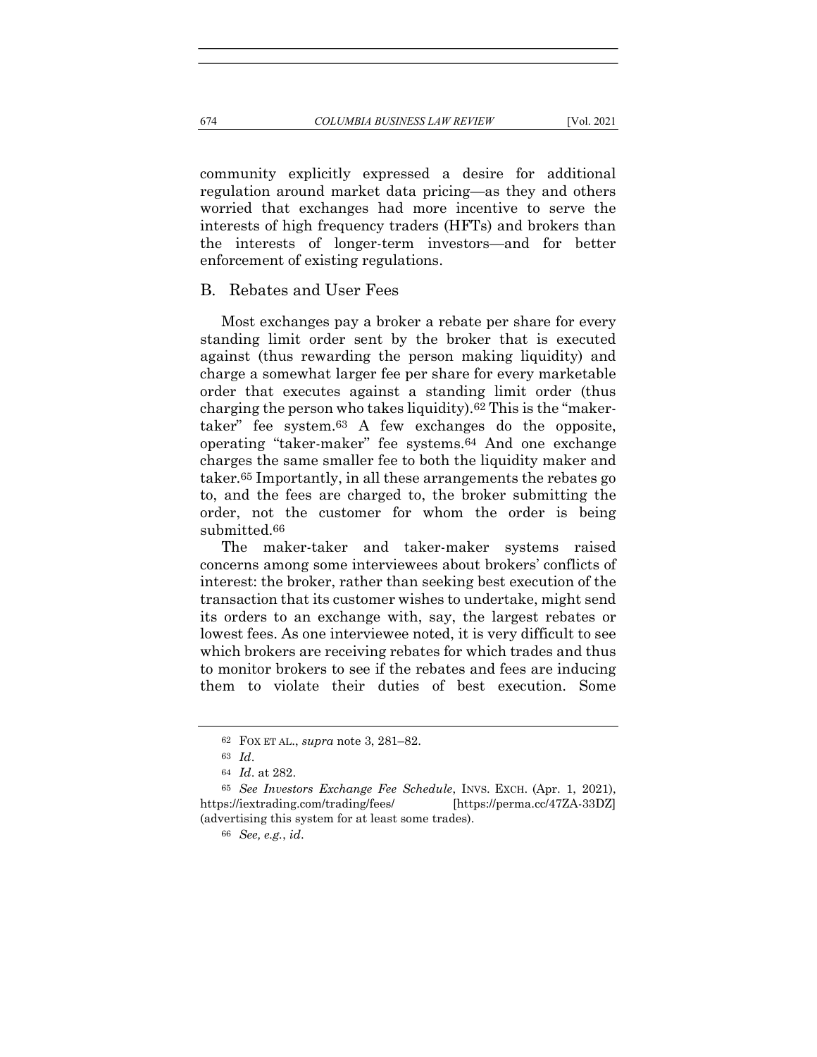community explicitly expressed a desire for additional regulation around market data pricing—as they and others worried that exchanges had more incentive to serve the interests of high frequency traders (HFTs) and brokers than the interests of longer-term investors—and for better enforcement of existing regulations.

## B. Rebates and User Fees

Most exchanges pay a broker a rebate per share for every standing limit order sent by the broker that is executed against (thus rewarding the person making liquidity) and charge a somewhat larger fee per share for every marketable order that executes against a standing limit order (thus charging the person who takes liquidity).[62] This is the "maker-taker" fee system.[63] A few exchanges do the opposite, operating "taker-maker" fee systems.[64] And one exchange charges the same smaller fee to both the liquidity maker and taker.[65] Importantly, in all these arrangements the rebates go to, and the fees are charged to, the broker submitting the order, not the customer for whom the order is being submitted.[66]

The maker-taker and taker-maker systems raised concerns among some interviewees about brokers' conflicts of interest: the broker, rather than seeking best execution of the transaction that its customer wishes to undertake, might send its orders to an exchange with, say, the largest rebates or lowest fees. As one interviewee noted, it is very difficult to see which brokers are receiving rebates for which trades and thus to monitor brokers to see if the rebates and fees are inducing them to violate their duties of best execution. Some

---

[62] FOX ET AL., *supra* note 3, 281–82.

[63] *Id*.

[64] *Id*. at 282.

[65] *See Investors Exchange Fee Schedule*, INVS. EXCH. (Apr. 1, 2021), https://iextrading.com/trading/fees/ [https://perma.cc/47ZA-33DZ] (advertising this system for at least some trades).

[66] *See, e.g.*, *id*.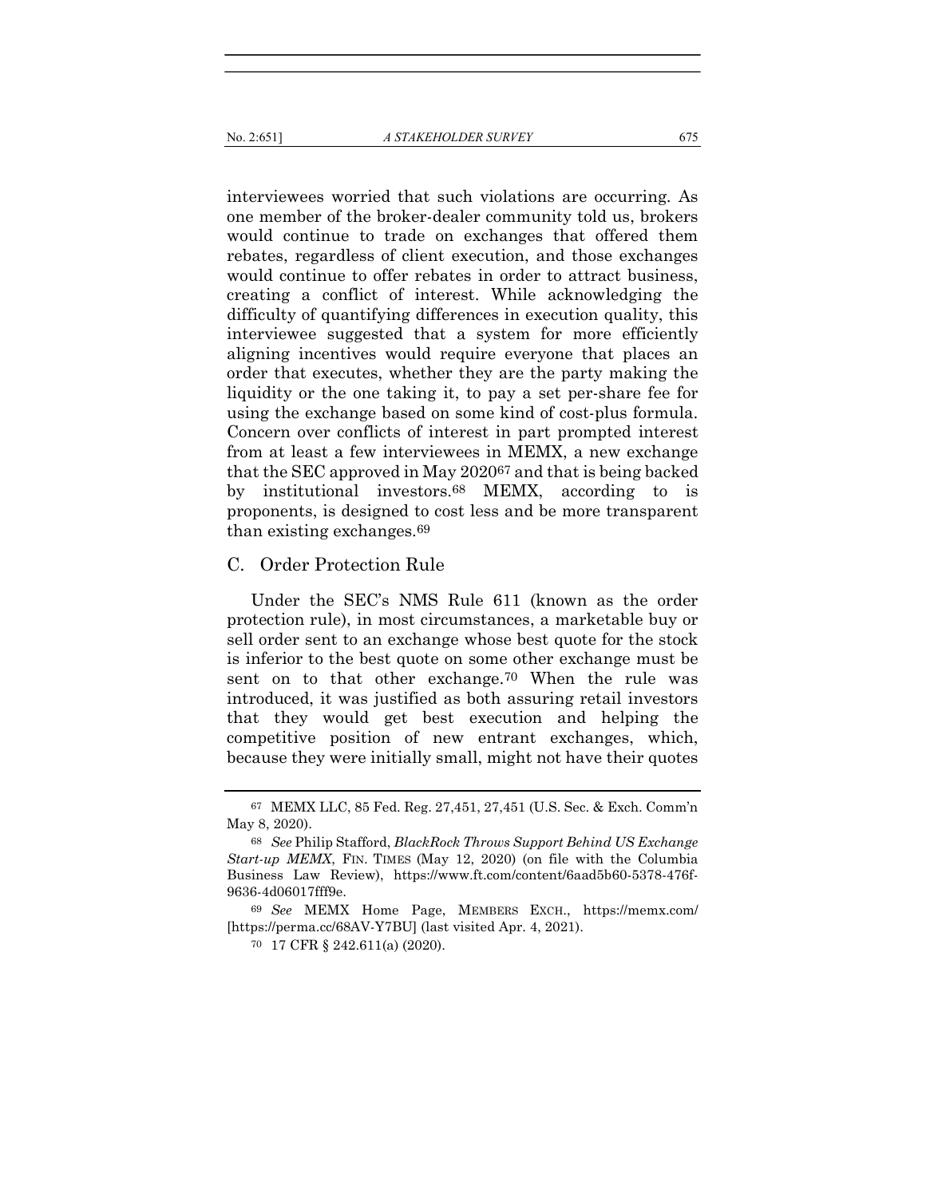interviewees worried that such violations are occurring. As one member of the broker-dealer community told us, brokers would continue to trade on exchanges that offered them rebates, regardless of client execution, and those exchanges would continue to offer rebates in order to attract business, creating a conflict of interest. While acknowledging the difficulty of quantifying differences in execution quality, this interviewee suggested that a system for more efficiently aligning incentives would require everyone that places an order that executes, whether they are the party making the liquidity or the one taking it, to pay a set per-share fee for using the exchange based on some kind of cost-plus formula. Concern over conflicts of interest in part prompted interest from at least a few interviewees in MEMX, a new exchange that the SEC approved in May 2020[67] and that is being backed by institutional investors.[68] MEMX, according to is proponents, is designed to cost less and be more transparent than existing exchanges.[69]

## C. Order Protection Rule

Under the SEC's NMS Rule 611 (known as the order protection rule), in most circumstances, a marketable buy or sell order sent to an exchange whose best quote for the stock is inferior to the best quote on some other exchange must be sent on to that other exchange.[70] When the rule was introduced, it was justified as both assuring retail investors that they would get best execution and helping the competitive position of new entrant exchanges, which, because they were initially small, might not have their quotes

---

[67] MEMX LLC, 85 Fed. Reg. 27,451, 27,451 (U.S. Sec. & Exch. Comm'n May 8, 2020).

[68] *See* Philip Stafford, *BlackRock Throws Support Behind US Exchange Start-up MEMX*, FIN. TIMES (May 12, 2020) (on file with the Columbia Business Law Review), https://www.ft.com/content/6aad5b60-5378-476f-9636-4d06017fff9e.

[69] *See* MEMX Home Page, MEMBERS EXCH., https://memx.com/ [https://perma.cc/68AV-Y7BU] (last visited Apr. 4, 2021).

[70] 17 CFR § 242.611(a) (2020).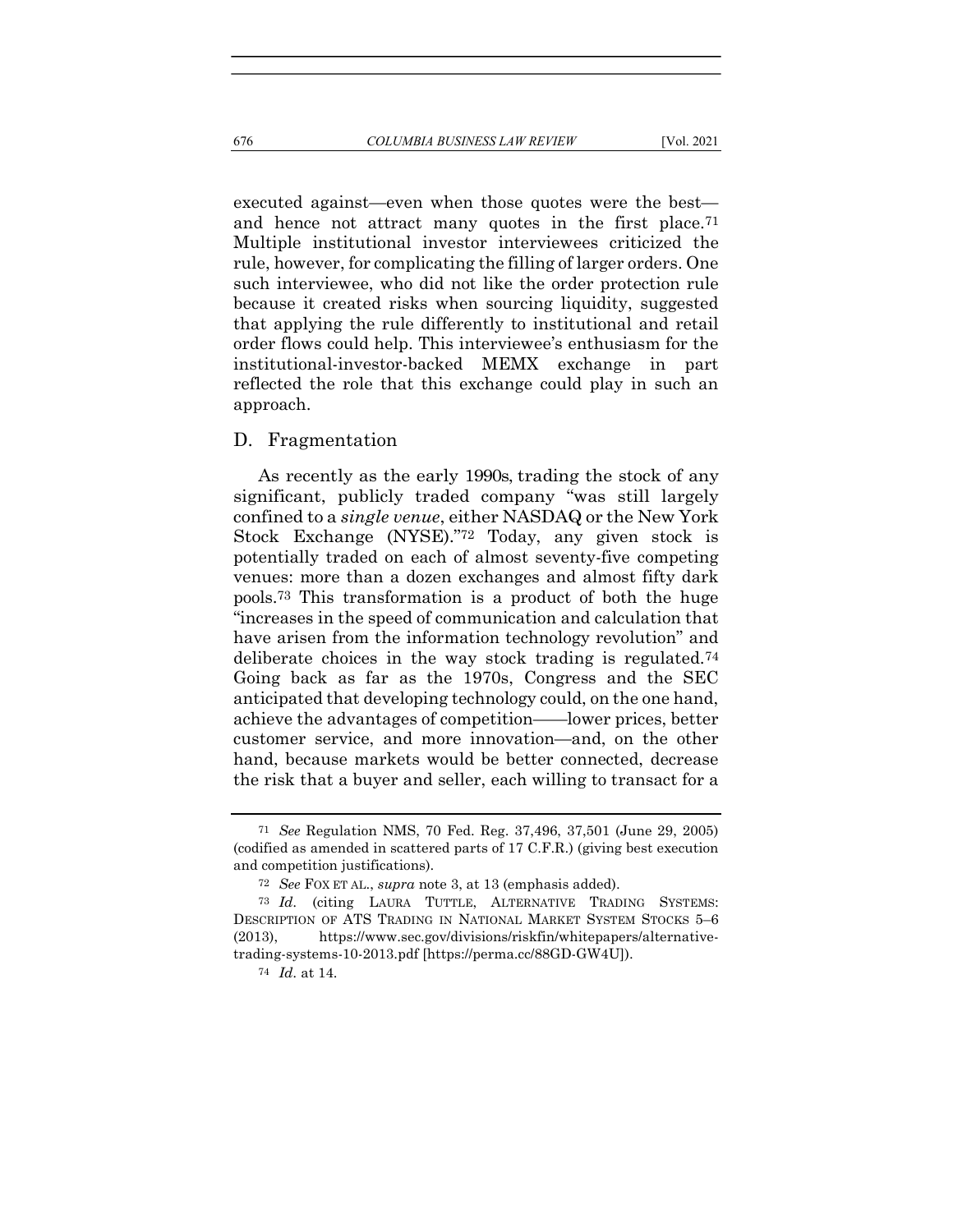executed against—even when those quotes were the best—and hence not attract many quotes in the first place.[71] Multiple institutional investor interviewees criticized the rule, however, for complicating the filling of larger orders. One such interviewee, who did not like the order protection rule because it created risks when sourcing liquidity, suggested that applying the rule differently to institutional and retail order flows could help. This interviewee's enthusiasm for the institutional-investor-backed MEMX exchange in part reflected the role that this exchange could play in such an approach.

### D. Fragmentation

As recently as the early 1990s, trading the stock of any significant, publicly traded company "was still largely confined to a *single venue*, either NASDAQ or the New York Stock Exchange (NYSE)."[72] Today, any given stock is potentially traded on each of almost seventy-five competing venues: more than a dozen exchanges and almost fifty dark pools.[73] This transformation is a product of both the huge "increases in the speed of communication and calculation that have arisen from the information technology revolution" and deliberate choices in the way stock trading is regulated.[74] Going back as far as the 1970s, Congress and the SEC anticipated that developing technology could, on the one hand, achieve the advantages of competition——lower prices, better customer service, and more innovation—and, on the other hand, because markets would be better connected, decrease the risk that a buyer and seller, each willing to transact for a

---

[71] *See* Regulation NMS, 70 Fed. Reg. 37,496, 37,501 (June 29, 2005) (codified as amended in scattered parts of 17 C.F.R.) (giving best execution and competition justifications).

[72] *See* FOX ET AL., *supra* note 3, at 13 (emphasis added).

[73] *Id.* (citing LAURA TUTTLE, ALTERNATIVE TRADING SYSTEMS: DESCRIPTION OF ATS TRADING IN NATIONAL MARKET SYSTEM STOCKS 5–6 (2013), https://www.sec.gov/divisions/riskfin/whitepapers/alternative-trading-systems-10-2013.pdf [https://perma.cc/88GD-GW4U]).

[74] *Id.* at 14.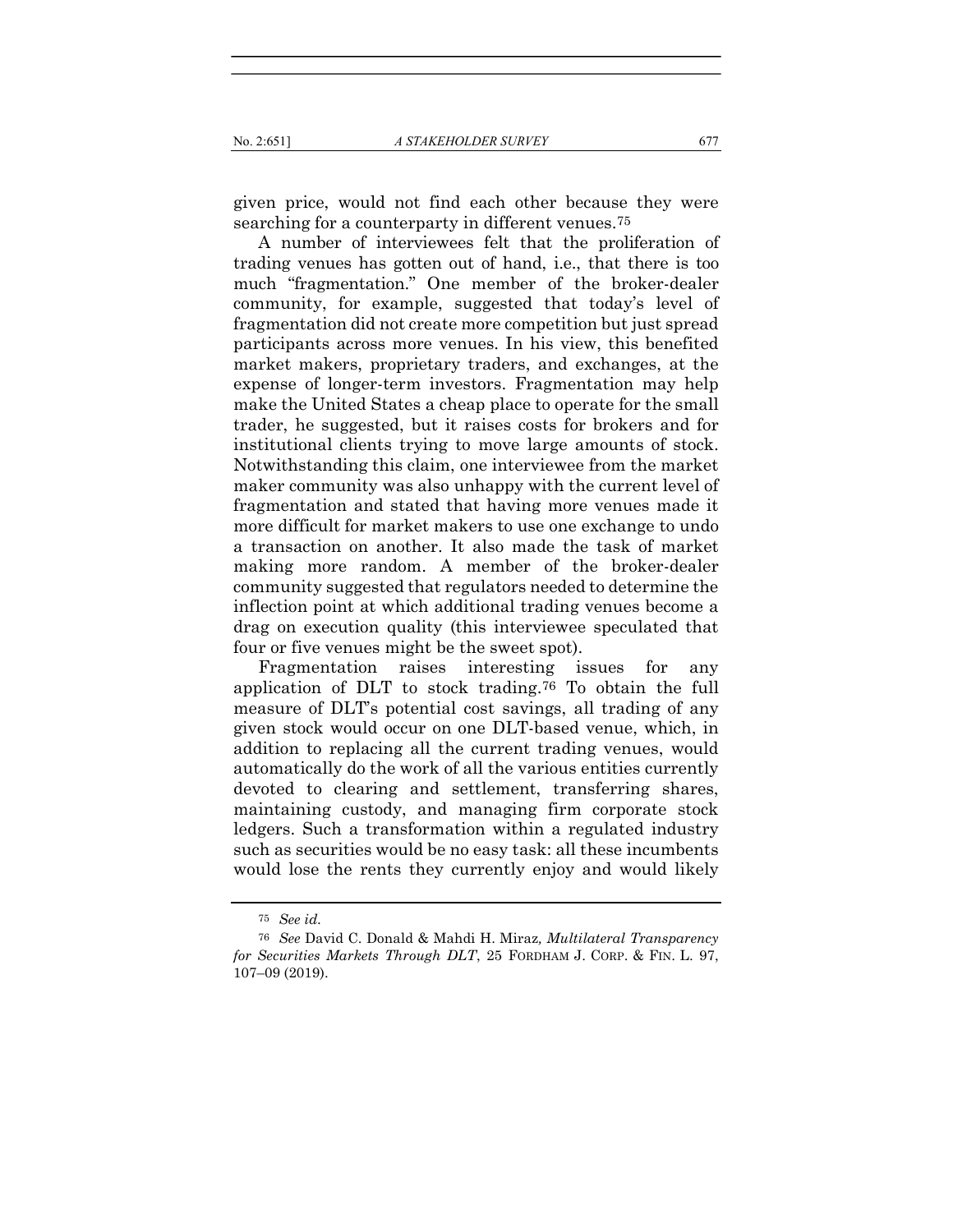given price, would not find each other because they were searching for a counterparty in different venues.[75]

A number of interviewees felt that the proliferation of trading venues has gotten out of hand, i.e., that there is too much "fragmentation." One member of the broker-dealer community, for example, suggested that today's level of fragmentation did not create more competition but just spread participants across more venues. In his view, this benefited market makers, proprietary traders, and exchanges, at the expense of longer-term investors. Fragmentation may help make the United States a cheap place to operate for the small trader, he suggested, but it raises costs for brokers and for institutional clients trying to move large amounts of stock. Notwithstanding this claim, one interviewee from the market maker community was also unhappy with the current level of fragmentation and stated that having more venues made it more difficult for market makers to use one exchange to undo a transaction on another. It also made the task of market making more random. A member of the broker-dealer community suggested that regulators needed to determine the inflection point at which additional trading venues become a drag on execution quality (this interviewee speculated that four or five venues might be the sweet spot).

Fragmentation raises interesting issues for any application of DLT to stock trading.[76] To obtain the full measure of DLT's potential cost savings, all trading of any given stock would occur on one DLT-based venue, which, in addition to replacing all the current trading venues, would automatically do the work of all the various entities currently devoted to clearing and settlement, transferring shares, maintaining custody, and managing firm corporate stock ledgers. Such a transformation within a regulated industry such as securities would be no easy task: all these incumbents would lose the rents they currently enjoy and would likely

---

[75] *See id.*

[76] *See* David C. Donald & Mahdi H. Miraz, *Multilateral Transparency for Securities Markets Through DLT*, 25 FORDHAM J. CORP. & FIN. L. 97, 107–09 (2019).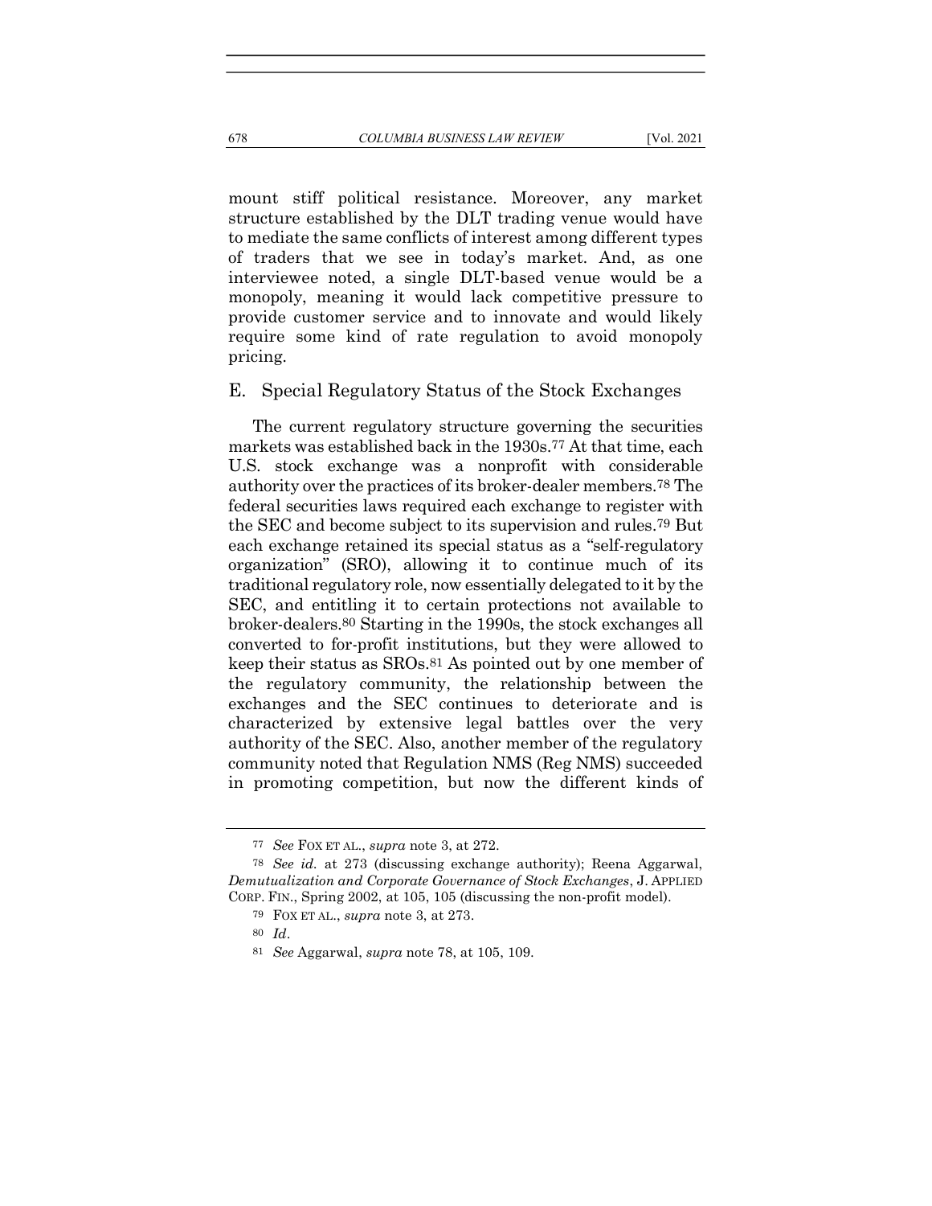mount stiff political resistance. Moreover, any market structure established by the DLT trading venue would have to mediate the same conflicts of interest among different types of traders that we see in today's market. And, as one interviewee noted, a single DLT-based venue would be a monopoly, meaning it would lack competitive pressure to provide customer service and to innovate and would likely require some kind of rate regulation to avoid monopoly pricing.

## E. Special Regulatory Status of the Stock Exchanges

The current regulatory structure governing the securities markets was established back in the 1930s.[77] At that time, each U.S. stock exchange was a nonprofit with considerable authority over the practices of its broker-dealer members.[78] The federal securities laws required each exchange to register with the SEC and become subject to its supervision and rules.[79] But each exchange retained its special status as a "self-regulatory organization" (SRO), allowing it to continue much of its traditional regulatory role, now essentially delegated to it by the SEC, and entitling it to certain protections not available to broker-dealers.[80] Starting in the 1990s, the stock exchanges all converted to for-profit institutions, but they were allowed to keep their status as SROs.[81] As pointed out by one member of the regulatory community, the relationship between the exchanges and the SEC continues to deteriorate and is characterized by extensive legal battles over the very authority of the SEC. Also, another member of the regulatory community noted that Regulation NMS (Reg NMS) succeeded in promoting competition, but now the different kinds of

---

[77] *See* FOX ET AL., *supra* note 3, at 272.

[78] *See id.* at 273 (discussing exchange authority); Reena Aggarwal, *Demutualization and Corporate Governance of Stock Exchanges*, J. APPLIED CORP. FIN., Spring 2002, at 105, 105 (discussing the non-profit model).

[79] FOX ET AL., *supra* note 3, at 273.

[80] *Id*.

[81] *See* Aggarwal, *supra* note 78, at 105, 109.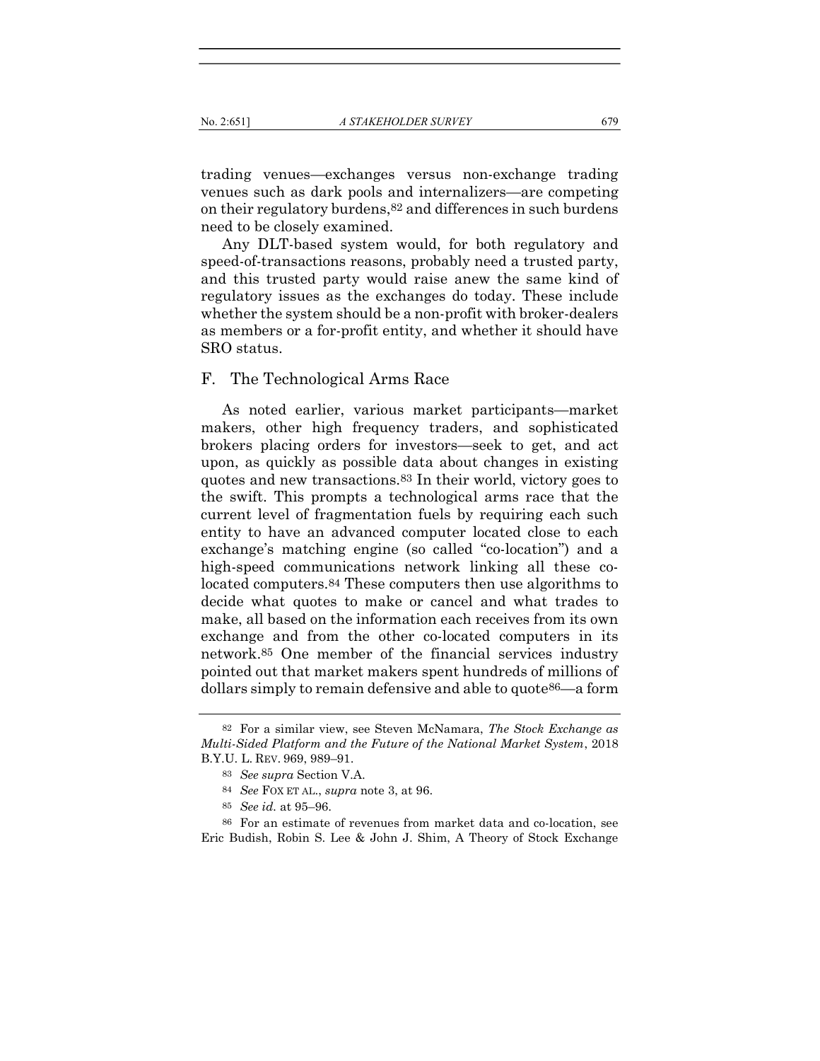trading venues—exchanges versus non-exchange trading venues such as dark pools and internalizers—are competing on their regulatory burdens,[82] and differences in such burdens need to be closely examined.

Any DLT-based system would, for both regulatory and speed-of-transactions reasons, probably need a trusted party, and this trusted party would raise anew the same kind of regulatory issues as the exchanges do today. These include whether the system should be a non-profit with broker-dealers as members or a for-profit entity, and whether it should have SRO status.

## F. The Technological Arms Race

As noted earlier, various market participants—market makers, other high frequency traders, and sophisticated brokers placing orders for investors—seek to get, and act upon, as quickly as possible data about changes in existing quotes and new transactions.[83] In their world, victory goes to the swift. This prompts a technological arms race that the current level of fragmentation fuels by requiring each such entity to have an advanced computer located close to each exchange's matching engine (so called "co-location") and a high-speed communications network linking all these co-located computers.[84] These computers then use algorithms to decide what quotes to make or cancel and what trades to make, all based on the information each receives from its own exchange and from the other co-located computers in its network.[85] One member of the financial services industry pointed out that market makers spent hundreds of millions of dollars simply to remain defensive and able to quote[86]—a form

---

[82] For a similar view, see Steven McNamara, *The Stock Exchange as Multi-Sided Platform and the Future of the National Market System*, 2018 B.Y.U. L. REV. 969, 989–91.

[83] *See supra* Section V.A.

[84] *See* FOX ET AL., *supra* note 3, at 96.

[85] *See id.* at 95–96.

[86] For an estimate of revenues from market data and co-location, see Eric Budish, Robin S. Lee & John J. Shim, A Theory of Stock Exchange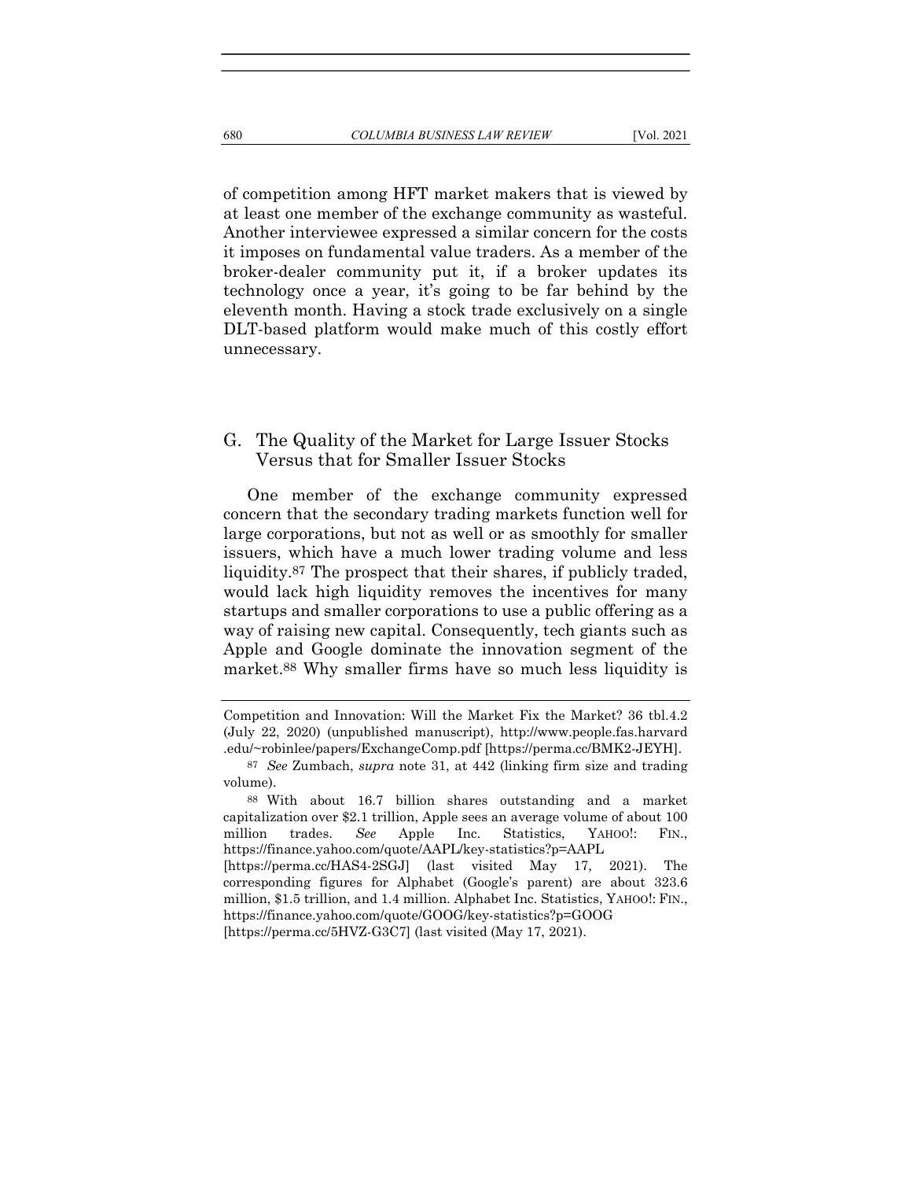of competition among HFT market makers that is viewed by at least one member of the exchange community as wasteful. Another interviewee expressed a similar concern for the costs it imposes on fundamental value traders. As a member of the broker-dealer community put it, if a broker updates its technology once a year, it's going to be far behind by the eleventh month. Having a stock trade exclusively on a single DLT-based platform would make much of this costly effort unnecessary.

## G. The Quality of the Market for Large Issuer Stocks Versus that for Smaller Issuer Stocks

One member of the exchange community expressed concern that the secondary trading markets function well for large corporations, but not as well or as smoothly for smaller issuers, which have a much lower trading volume and less liquidity.[87] The prospect that their shares, if publicly traded, would lack high liquidity removes the incentives for many startups and smaller corporations to use a public offering as a way of raising new capital. Consequently, tech giants such as Apple and Google dominate the innovation segment of the market.[88] Why smaller firms have so much less liquidity is

---

Competition and Innovation: Will the Market Fix the Market? 36 tbl.4.2 (July 22, 2020) (unpublished manuscript), http://www.people.fas.harvard.edu/~robinlee/papers/ExchangeComp.pdf [https://perma.cc/BMK2-JEYH].

[87] *See* Zumbach, *supra* note 31, at 442 (linking firm size and trading volume).

[88] With about 16.7 billion shares outstanding and a market capitalization over $2.1 trillion, Apple sees an average volume of about 100 million trades. *See* Apple Inc. Statistics, YAHOO!: FIN., https://finance.yahoo.com/quote/AAPL/key-statistics?p=AAPL [https://perma.cc/HAS4-2SGJ] (last visited May 17, 2021). The corresponding figures for Alphabet (Google's parent) are about 323.6 million, $1.5 trillion, and 1.4 million. Alphabet Inc. Statistics, YAHOO!: FIN., https://finance.yahoo.com/quote/GOOG/key-statistics?p=GOOG [https://perma.cc/5HVZ-G3C7] (last visited (May 17, 2021).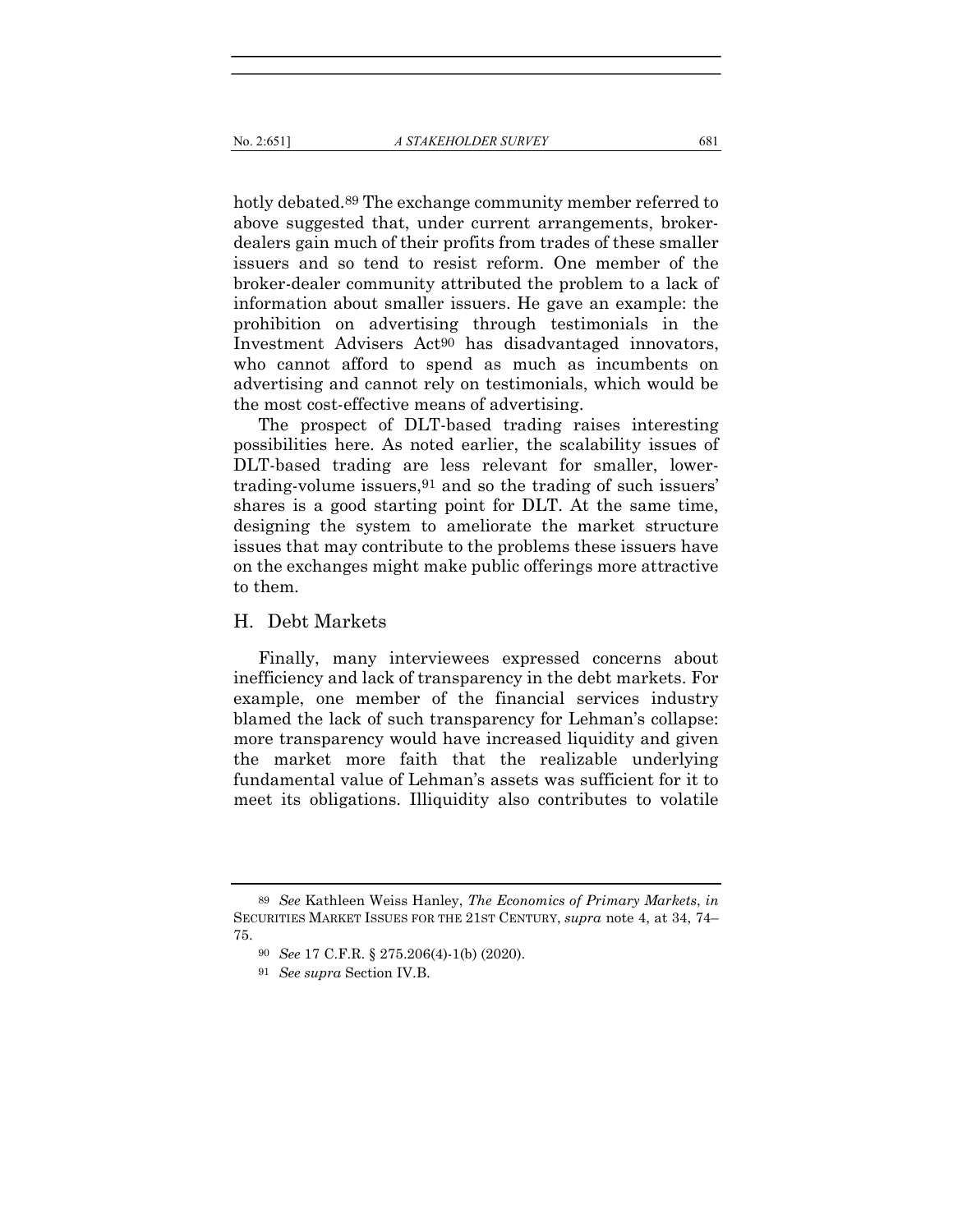hotly debated.[89] The exchange community member referred to above suggested that, under current arrangements, broker-dealers gain much of their profits from trades of these smaller issuers and so tend to resist reform. One member of the broker-dealer community attributed the problem to a lack of information about smaller issuers. He gave an example: the prohibition on advertising through testimonials in the Investment Advisers Act[90] has disadvantaged innovators, who cannot afford to spend as much as incumbents on advertising and cannot rely on testimonials, which would be the most cost-effective means of advertising.

The prospect of DLT-based trading raises interesting possibilities here. As noted earlier, the scalability issues of DLT-based trading are less relevant for smaller, lower-trading-volume issuers,[91] and so the trading of such issuers' shares is a good starting point for DLT. At the same time, designing the system to ameliorate the market structure issues that may contribute to the problems these issuers have on the exchanges might make public offerings more attractive to them.

## H. Debt Markets

Finally, many interviewees expressed concerns about inefficiency and lack of transparency in the debt markets. For example, one member of the financial services industry blamed the lack of such transparency for Lehman's collapse: more transparency would have increased liquidity and given the market more faith that the realizable underlying fundamental value of Lehman's assets was sufficient for it to meet its obligations. Illiquidity also contributes to volatile

---

[89] *See* Kathleen Weiss Hanley, *The Economics of Primary Markets*, *in* SECURITIES MARKET ISSUES FOR THE 21ST CENTURY, *supra* note 4, at 34, 74–75.

[90] *See* 17 C.F.R. § 275.206(4)-1(b) (2020).

[91] *See supra* Section IV.B.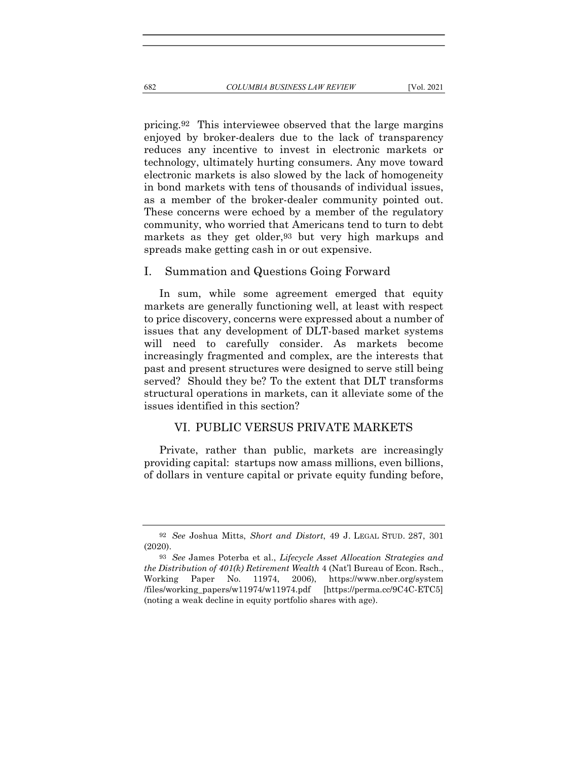pricing.[92] This interviewee observed that the large margins enjoyed by broker-dealers due to the lack of transparency reduces any incentive to invest in electronic markets or technology, ultimately hurting consumers. Any move toward electronic markets is also slowed by the lack of homogeneity in bond markets with tens of thousands of individual issues, as a member of the broker-dealer community pointed out. These concerns were echoed by a member of the regulatory community, who worried that Americans tend to turn to debt markets as they get older,[93] but very high markups and spreads make getting cash in or out expensive.

### I. Summation and Questions Going Forward

In sum, while some agreement emerged that equity markets are generally functioning well, at least with respect to price discovery, concerns were expressed about a number of issues that any development of DLT-based market systems will need to carefully consider. As markets become increasingly fragmented and complex, are the interests that past and present structures were designed to serve still being served? Should they be? To the extent that DLT transforms structural operations in markets, can it alleviate some of the issues identified in this section?

## VI. PUBLIC VERSUS PRIVATE MARKETS

Private, rather than public, markets are increasingly providing capital: startups now amass millions, even billions, of dollars in venture capital or private equity funding before,

---

[92] *See* Joshua Mitts, *Short and Distort*, 49 J. LEGAL STUD. 287, 301 (2020).

[93] *See* James Poterba et al., *Lifecycle Asset Allocation Strategies and the Distribution of 401(k) Retirement Wealth* 4 (Nat'l Bureau of Econ. Rsch., Working Paper No. 11974, 2006), https://www.nber.org/system/files/working_papers/w11974/w11974.pdf [https://perma.cc/9C4C-ETC5] (noting a weak decline in equity portfolio shares with age).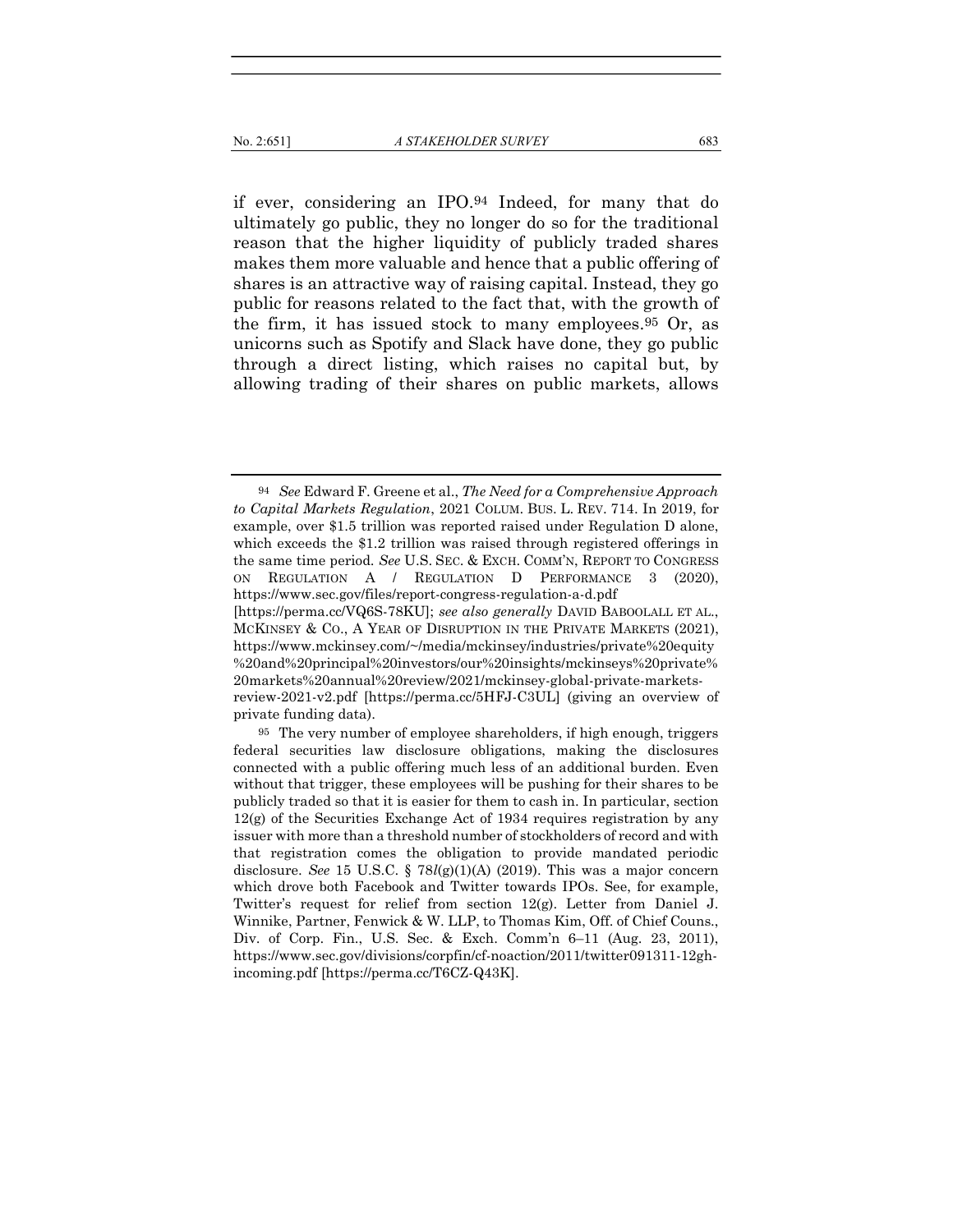if ever, considering an IPO.[94] Indeed, for many that do ultimately go public, they no longer do so for the traditional reason that the higher liquidity of publicly traded shares makes them more valuable and hence that a public offering of shares is an attractive way of raising capital. Instead, they go public for reasons related to the fact that, with the growth of the firm, it has issued stock to many employees.[95] Or, as unicorns such as Spotify and Slack have done, they go public through a direct listing, which raises no capital but, by allowing trading of their shares on public markets, allows

---

[94] *See* Edward F. Greene et al., *The Need for a Comprehensive Approach to Capital Markets Regulation*, 2021 COLUM. BUS. L. REV. 714. In 2019, for example, over $1.5 trillion was reported raised under Regulation D alone, which exceeds the $1.2 trillion was raised through registered offerings in the same time period. *See* U.S. SEC. & EXCH. COMM'N, REPORT TO CONGRESS ON REGULATION A / REGULATION D PERFORMANCE 3 (2020), https://www.sec.gov/files/report-congress-regulation-a-d.pdf [https://perma.cc/VQ6S-78KU]; *see also generally* DAVID BABOOLALL ET AL., MCKINSEY & CO., A YEAR OF DISRUPTION IN THE PRIVATE MARKETS (2021), https://www.mckinsey.com/~/media/mckinsey/industries/private%20equity%20and%20principal%20investors/our%20insights/mckinseys%20private%20markets%20annual%20review/2021/mckinsey-global-private-markets-review-2021-v2.pdf [https://perma.cc/5HFJ-C3UL] (giving an overview of private funding data).

[95] The very number of employee shareholders, if high enough, triggers federal securities law disclosure obligations, making the disclosures connected with a public offering much less of an additional burden. Even without that trigger, these employees will be pushing for their shares to be publicly traded so that it is easier for them to cash in. In particular, section 12(g) of the Securities Exchange Act of 1934 requires registration by any issuer with more than a threshold number of stockholders of record and with that registration comes the obligation to provide mandated periodic disclosure. *See* 15 U.S.C. § 78*l*(g)(1)(A) (2019). This was a major concern which drove both Facebook and Twitter towards IPOs. See, for example, Twitter's request for relief from section 12(g). Letter from Daniel J. Winnike, Partner, Fenwick & W. LLP, to Thomas Kim, Off. of Chief Couns., Div. of Corp. Fin., U.S. Sec. & Exch. Comm'n 6–11 (Aug. 23, 2011), https://www.sec.gov/divisions/corpfin/cf-noaction/2011/twitter091311-12gh-incoming.pdf [https://perma.cc/T6CZ-Q43K].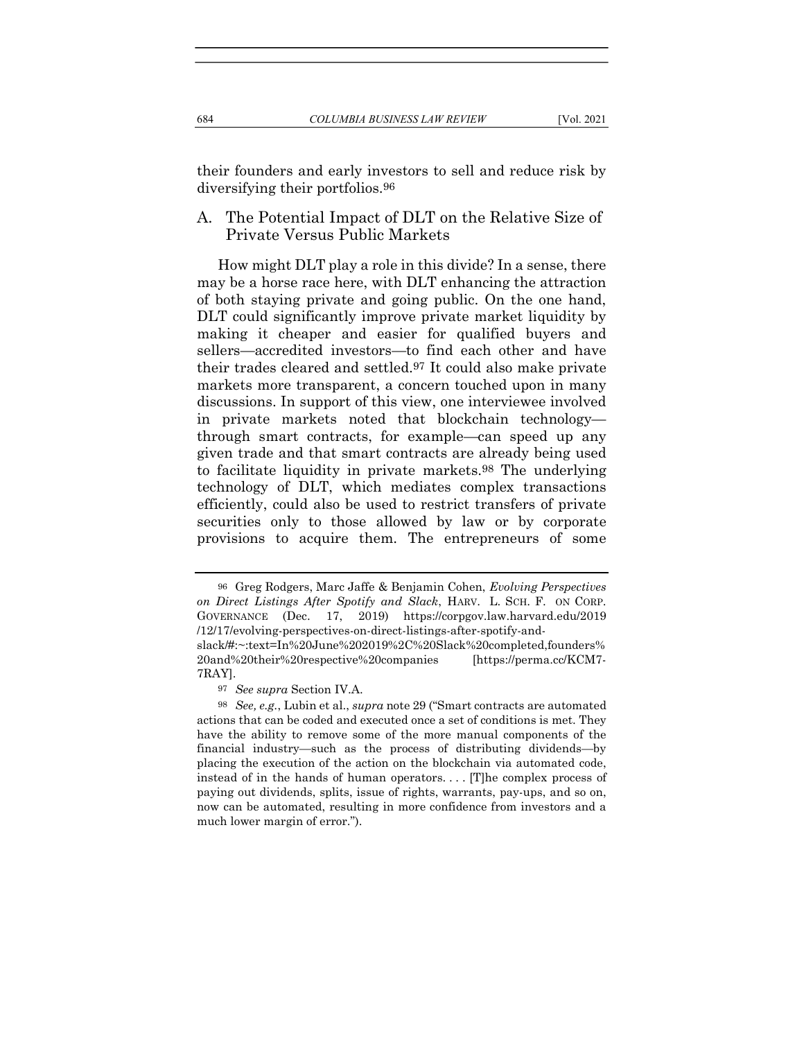their founders and early investors to sell and reduce risk by diversifying their portfolios.[96]

## A. The Potential Impact of DLT on the Relative Size of Private Versus Public Markets

How might DLT play a role in this divide? In a sense, there may be a horse race here, with DLT enhancing the attraction of both staying private and going public. On the one hand, DLT could significantly improve private market liquidity by making it cheaper and easier for qualified buyers and sellers—accredited investors—to find each other and have their trades cleared and settled.[97] It could also make private markets more transparent, a concern touched upon in many discussions. In support of this view, one interviewee involved in private markets noted that blockchain technology—through smart contracts, for example—can speed up any given trade and that smart contracts are already being used to facilitate liquidity in private markets.[98] The underlying technology of DLT, which mediates complex transactions efficiently, could also be used to restrict transfers of private securities only to those allowed by law or by corporate provisions to acquire them. The entrepreneurs of some

---

[96] Greg Rodgers, Marc Jaffe & Benjamin Cohen, *Evolving Perspectives on Direct Listings After Spotify and Slack*, HARV. L. SCH. F. ON CORP. GOVERNANCE (Dec. 17, 2019) https://corpgov.law.harvard.edu/2019/12/17/evolving-perspectives-on-direct-listings-after-spotify-and-slack/#:~:text=In%20June%202019%2C%20Slack%20completed,founders%20and%20their%20respective%20companies [https://perma.cc/KCM7-7RAY].

[97] *See supra* Section IV.A.

[98] *See, e.g.*, Lubin et al., *supra* note 29 ("Smart contracts are automated actions that can be coded and executed once a set of conditions is met. They have the ability to remove some of the more manual components of the financial industry—such as the process of distributing dividends—by placing the execution of the action on the blockchain via automated code, instead of in the hands of human operators. . . . [T]he complex process of paying out dividends, splits, issue of rights, warrants, pay-ups, and so on, now can be automated, resulting in more confidence from investors and a much lower margin of error.").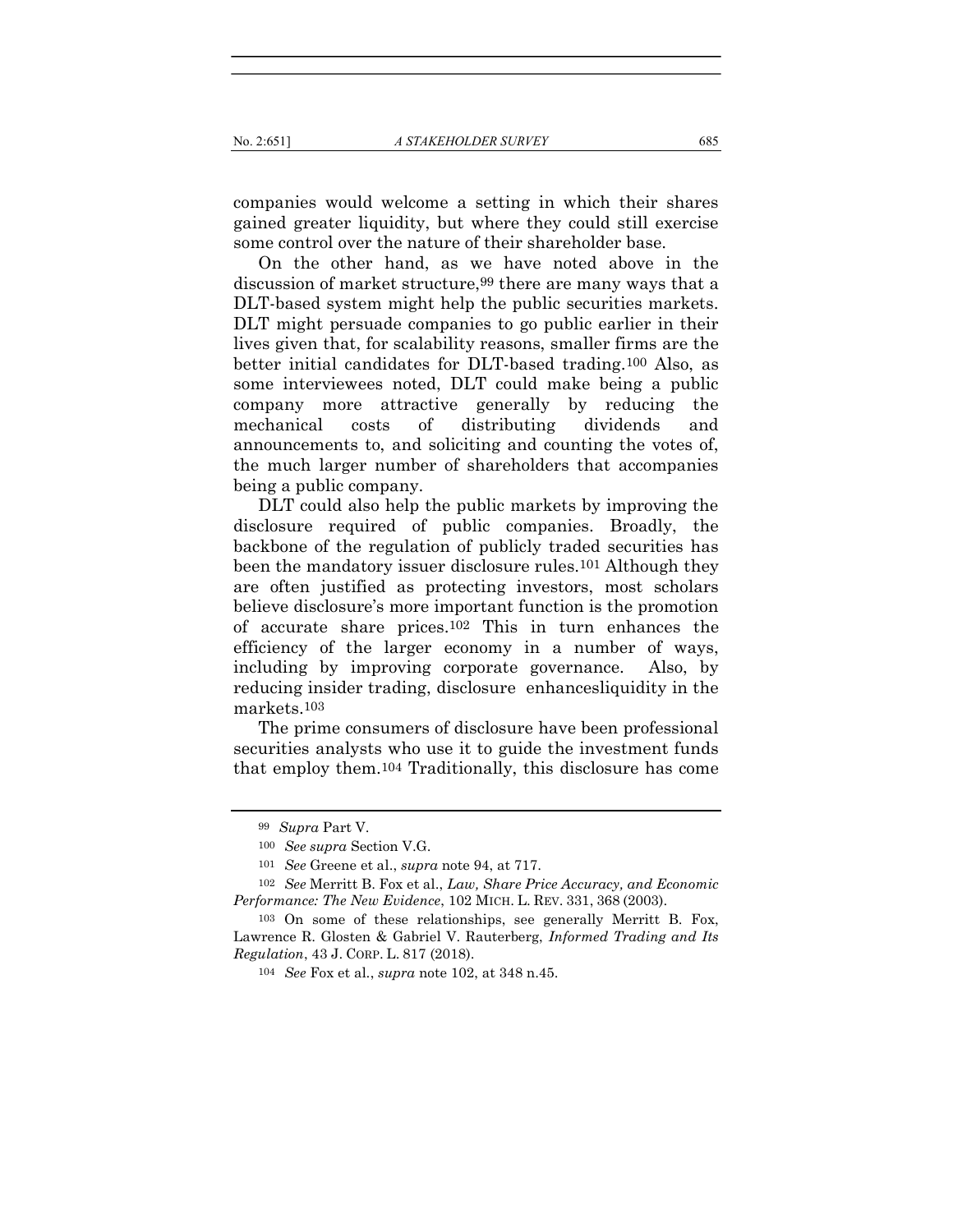companies would welcome a setting in which their shares gained greater liquidity, but where they could still exercise some control over the nature of their shareholder base.

On the other hand, as we have noted above in the discussion of market structure,[99] there are many ways that a DLT-based system might help the public securities markets. DLT might persuade companies to go public earlier in their lives given that, for scalability reasons, smaller firms are the better initial candidates for DLT-based trading.[100] Also, as some interviewees noted, DLT could make being a public company more attractive generally by reducing the mechanical costs of distributing dividends and announcements to, and soliciting and counting the votes of, the much larger number of shareholders that accompanies being a public company.

DLT could also help the public markets by improving the disclosure required of public companies. Broadly, the backbone of the regulation of publicly traded securities has been the mandatory issuer disclosure rules.[101] Although they are often justified as protecting investors, most scholars believe disclosure's more important function is the promotion of accurate share prices.[102] This in turn enhances the efficiency of the larger economy in a number of ways, including by improving corporate governance. Also, by reducing insider trading, disclosure enhancesliquidity in the markets.[103]

The prime consumers of disclosure have been professional securities analysts who use it to guide the investment funds that employ them.[104] Traditionally, this disclosure has come

---

[99] *Supra* Part V.

[100] *See supra* Section V.G.

[101] *See* Greene et al., *supra* note 94, at 717.

[102] *See* Merritt B. Fox et al., *Law, Share Price Accuracy, and Economic Performance: The New Evidence*, 102 MICH. L. REV. 331, 368 (2003).

[103] On some of these relationships, see generally Merritt B. Fox, Lawrence R. Glosten & Gabriel V. Rauterberg, *Informed Trading and Its Regulation*, 43 J. CORP. L. 817 (2018).

[104] *See* Fox et al., *supra* note 102, at 348 n.45.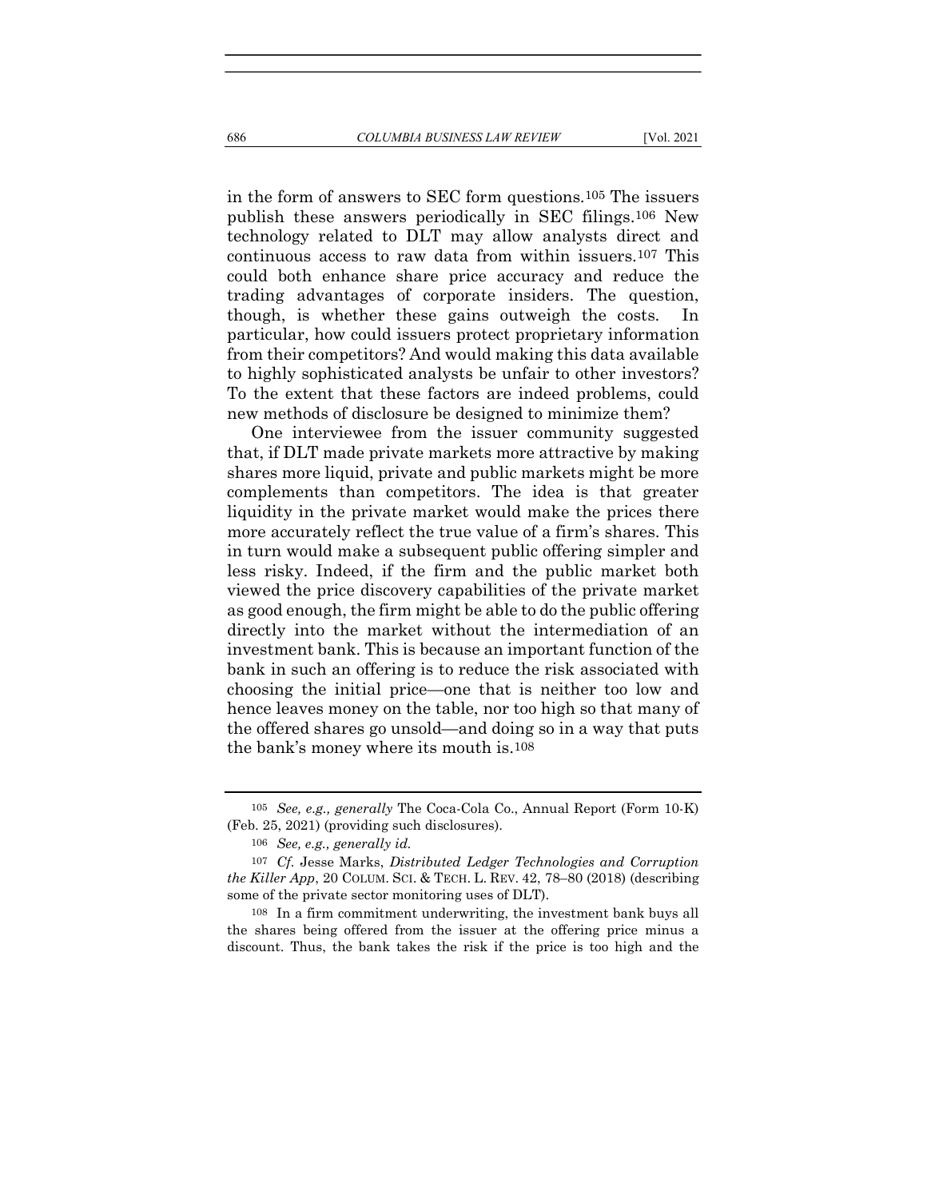in the form of answers to SEC form questions.[105] The issuers publish these answers periodically in SEC filings.[106] New technology related to DLT may allow analysts direct and continuous access to raw data from within issuers.[107] This could both enhance share price accuracy and reduce the trading advantages of corporate insiders. The question, though, is whether these gains outweigh the costs. In particular, how could issuers protect proprietary information from their competitors? And would making this data available to highly sophisticated analysts be unfair to other investors? To the extent that these factors are indeed problems, could new methods of disclosure be designed to minimize them?

One interviewee from the issuer community suggested that, if DLT made private markets more attractive by making shares more liquid, private and public markets might be more complements than competitors. The idea is that greater liquidity in the private market would make the prices there more accurately reflect the true value of a firm's shares. This in turn would make a subsequent public offering simpler and less risky. Indeed, if the firm and the public market both viewed the price discovery capabilities of the private market as good enough, the firm might be able to do the public offering directly into the market without the intermediation of an investment bank. This is because an important function of the bank in such an offering is to reduce the risk associated with choosing the initial price—one that is neither too low and hence leaves money on the table, nor too high so that many of the offered shares go unsold—and doing so in a way that puts the bank's money where its mouth is.[108]

---

[105] *See, e.g., generally* The Coca-Cola Co., Annual Report (Form 10-K) (Feb. 25, 2021) (providing such disclosures).

[106] *See, e.g., generally id.*

[107] *Cf.* Jesse Marks, *Distributed Ledger Technologies and Corruption the Killer App*, 20 COLUM. SCI. & TECH. L. REV. 42, 78–80 (2018) (describing some of the private sector monitoring uses of DLT).

[108] In a firm commitment underwriting, the investment bank buys all the shares being offered from the issuer at the offering price minus a discount. Thus, the bank takes the risk if the price is too high and the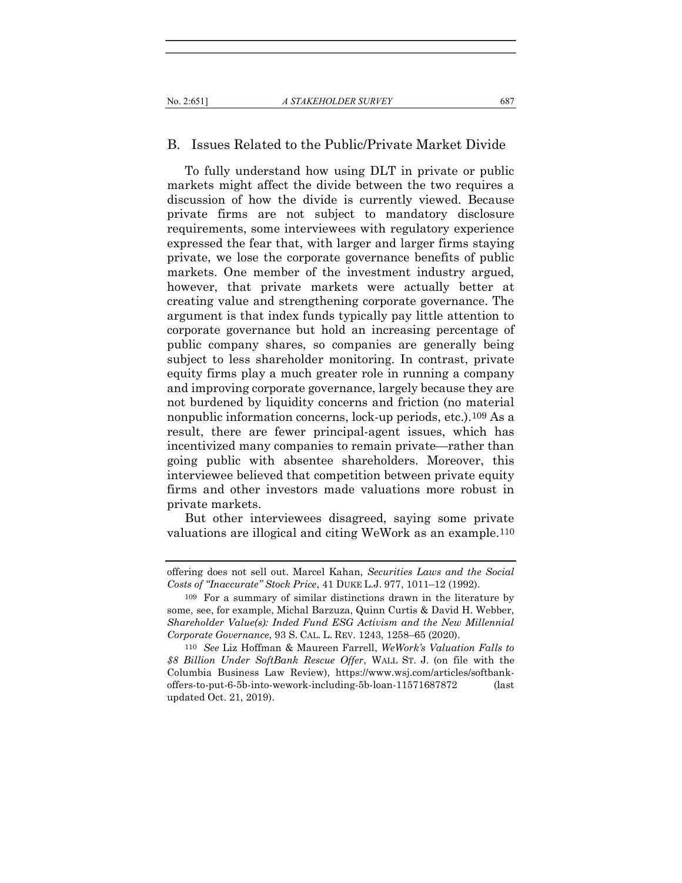## B. Issues Related to the Public/Private Market Divide

To fully understand how using DLT in private or public markets might affect the divide between the two requires a discussion of how the divide is currently viewed. Because private firms are not subject to mandatory disclosure requirements, some interviewees with regulatory experience expressed the fear that, with larger and larger firms staying private, we lose the corporate governance benefits of public markets. One member of the investment industry argued, however, that private markets were actually better at creating value and strengthening corporate governance. The argument is that index funds typically pay little attention to corporate governance but hold an increasing percentage of public company shares, so companies are generally being subject to less shareholder monitoring. In contrast, private equity firms play a much greater role in running a company and improving corporate governance, largely because they are not burdened by liquidity concerns and friction (no material nonpublic information concerns, lock-up periods, etc.).[109] As a result, there are fewer principal-agent issues, which has incentivized many companies to remain private—rather than going public with absentee shareholders. Moreover, this interviewee believed that competition between private equity firms and other investors made valuations more robust in private markets.

But other interviewees disagreed, saying some private valuations are illogical and citing WeWork as an example.[110]

---

offering does not sell out. Marcel Kahan, *Securities Laws and the Social Costs of "Inaccurate" Stock Price*, 41 DUKE L.J. 977, 1011–12 (1992).

[109] For a summary of similar distinctions drawn in the literature by some, see, for example, Michal Barzuza, Quinn Curtis & David H. Webber, *Shareholder Value(s): Inded Fund ESG Activism and the New Millennial Corporate Governance*, 93 S. CAL. L. REV. 1243, 1258–65 (2020).

[110] *See* Liz Hoffman & Maureen Farrell, *WeWork's Valuation Falls to $8 Billion Under SoftBank Rescue Offer*, WALL ST. J. (on file with the Columbia Business Law Review), https://www.wsj.com/articles/softbank-offers-to-put-6-5b-into-wework-including-5b-loan-11571687872 (last updated Oct. 21, 2019).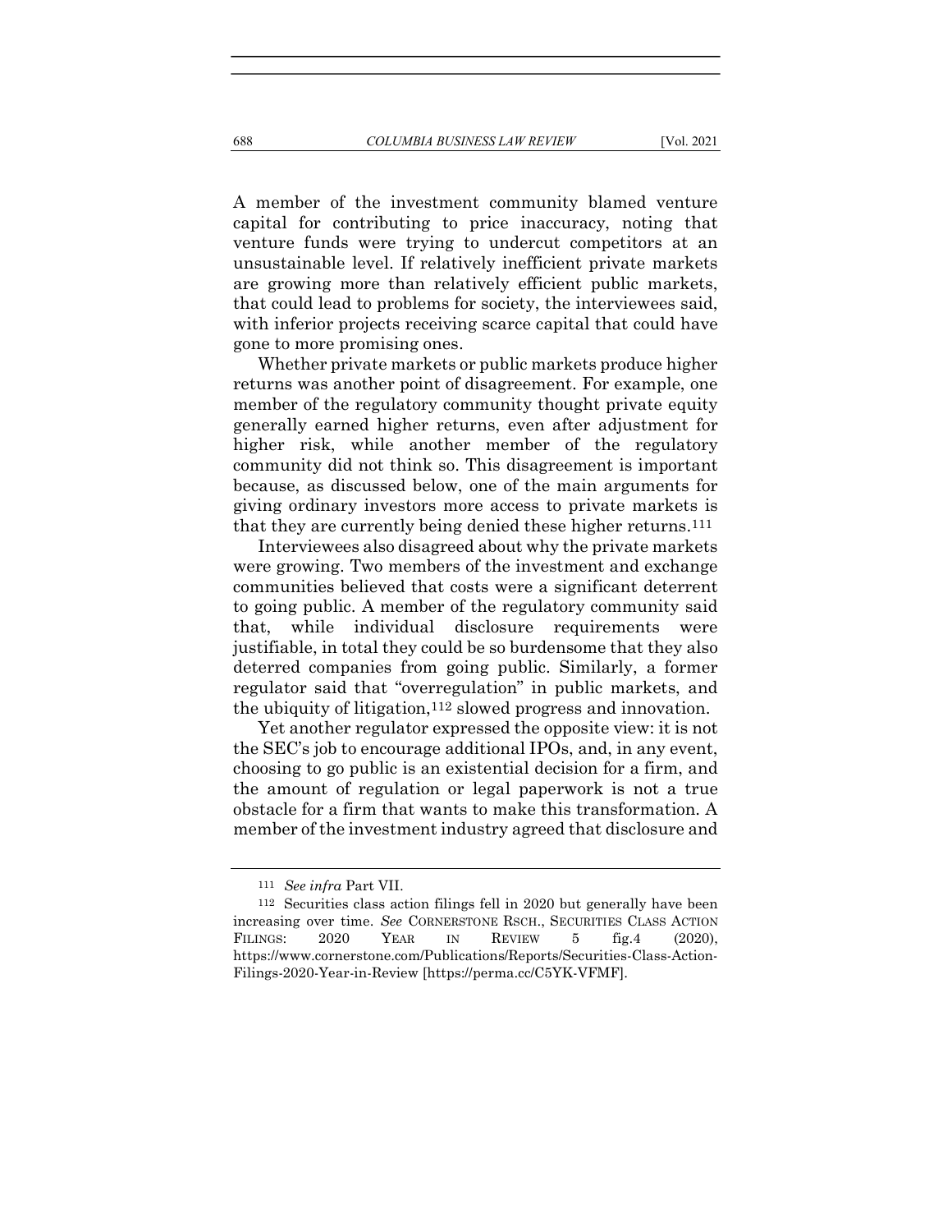A member of the investment community blamed venture capital for contributing to price inaccuracy, noting that venture funds were trying to undercut competitors at an unsustainable level. If relatively inefficient private markets are growing more than relatively efficient public markets, that could lead to problems for society, the interviewees said, with inferior projects receiving scarce capital that could have gone to more promising ones.

Whether private markets or public markets produce higher returns was another point of disagreement. For example, one member of the regulatory community thought private equity generally earned higher returns, even after adjustment for higher risk, while another member of the regulatory community did not think so. This disagreement is important because, as discussed below, one of the main arguments for giving ordinary investors more access to private markets is that they are currently being denied these higher returns.[111]

Interviewees also disagreed about why the private markets were growing. Two members of the investment and exchange communities believed that costs were a significant deterrent to going public. A member of the regulatory community said that, while individual disclosure requirements were justifiable, in total they could be so burdensome that they also deterred companies from going public. Similarly, a former regulator said that "overregulation" in public markets, and the ubiquity of litigation,[112] slowed progress and innovation.

Yet another regulator expressed the opposite view: it is not the SEC's job to encourage additional IPOs, and, in any event, choosing to go public is an existential decision for a firm, and the amount of regulation or legal paperwork is not a true obstacle for a firm that wants to make this transformation. A member of the investment industry agreed that disclosure and

---

[111] *See infra* Part VII.

[112] Securities class action filings fell in 2020 but generally have been increasing over time. *See* CORNERSTONE RSCH., SECURITIES CLASS ACTION FILINGS: 2020 YEAR IN REVIEW 5 fig.4 (2020), https://www.cornerstone.com/Publications/Reports/Securities-Class-Action-Filings-2020-Year-in-Review [https://perma.cc/C5YK-VFMF].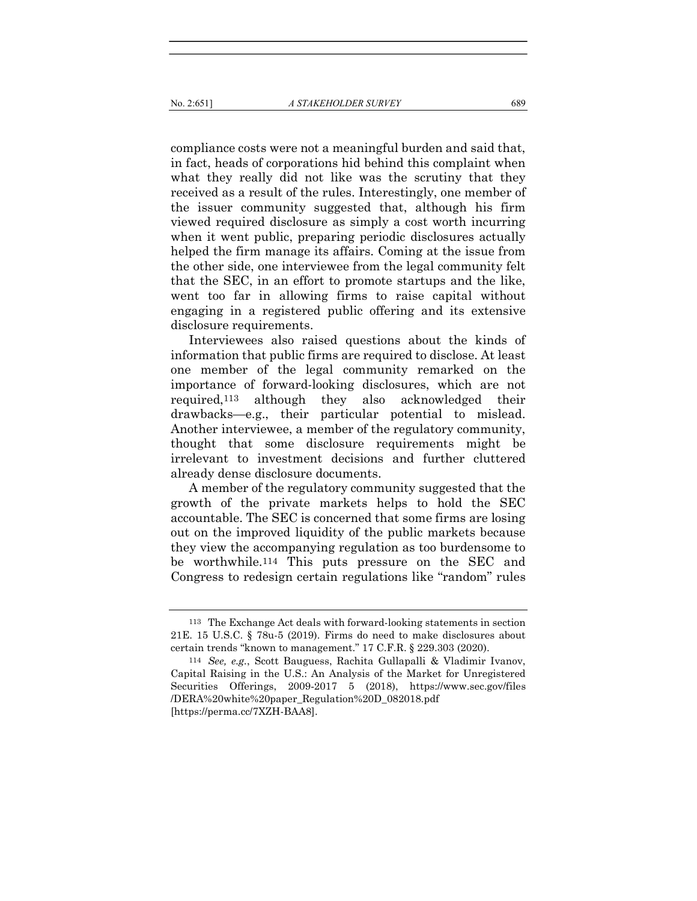compliance costs were not a meaningful burden and said that, in fact, heads of corporations hid behind this complaint when what they really did not like was the scrutiny that they received as a result of the rules. Interestingly, one member of the issuer community suggested that, although his firm viewed required disclosure as simply a cost worth incurring when it went public, preparing periodic disclosures actually helped the firm manage its affairs. Coming at the issue from the other side, one interviewee from the legal community felt that the SEC, in an effort to promote startups and the like, went too far in allowing firms to raise capital without engaging in a registered public offering and its extensive disclosure requirements.

Interviewees also raised questions about the kinds of information that public firms are required to disclose. At least one member of the legal community remarked on the importance of forward-looking disclosures, which are not required,[113] although they also acknowledged their drawbacks—e.g., their particular potential to mislead. Another interviewee, a member of the regulatory community, thought that some disclosure requirements might be irrelevant to investment decisions and further cluttered already dense disclosure documents.

A member of the regulatory community suggested that the growth of the private markets helps to hold the SEC accountable. The SEC is concerned that some firms are losing out on the improved liquidity of the public markets because they view the accompanying regulation as too burdensome to be worthwhile.[114] This puts pressure on the SEC and Congress to redesign certain regulations like "random" rules

---

[113] The Exchange Act deals with forward-looking statements in section 21E. 15 U.S.C. § 78u-5 (2019). Firms do need to make disclosures about certain trends "known to management." 17 C.F.R. § 229.303 (2020).

[114] *See, e.g.*, Scott Bauguess, Rachita Gullapalli & Vladimir Ivanov, Capital Raising in the U.S.: An Analysis of the Market for Unregistered Securities Offerings, 2009-2017 5 (2018), https://www.sec.gov/files/DERA%20white%20paper_Regulation%20D_082018.pdf [https://perma.cc/7XZH-BAA8].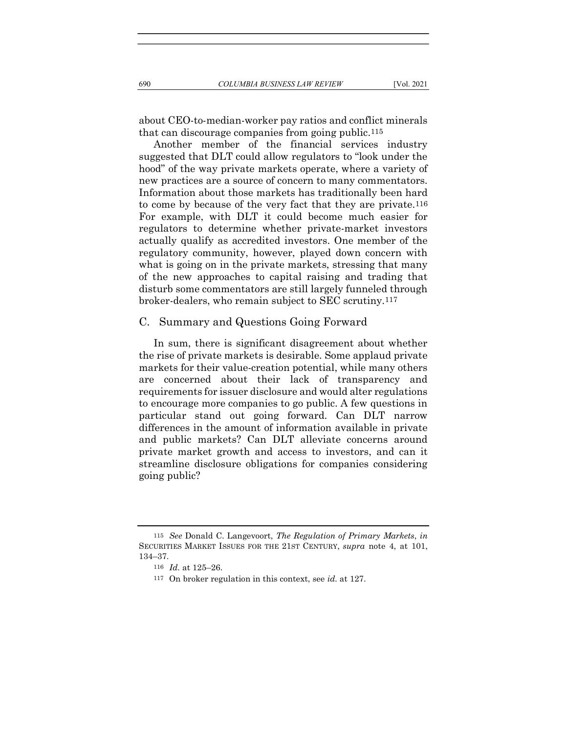about CEO-to-median-worker pay ratios and conflict minerals that can discourage companies from going public.[115]

Another member of the financial services industry suggested that DLT could allow regulators to "look under the hood" of the way private markets operate, where a variety of new practices are a source of concern to many commentators. Information about those markets has traditionally been hard to come by because of the very fact that they are private.[116] For example, with DLT it could become much easier for regulators to determine whether private-market investors actually qualify as accredited investors. One member of the regulatory community, however, played down concern with what is going on in the private markets, stressing that many of the new approaches to capital raising and trading that disturb some commentators are still largely funneled through broker-dealers, who remain subject to SEC scrutiny.[117]

## C. Summary and Questions Going Forward

In sum, there is significant disagreement about whether the rise of private markets is desirable. Some applaud private markets for their value-creation potential, while many others are concerned about their lack of transparency and requirements for issuer disclosure and would alter regulations to encourage more companies to go public. A few questions in particular stand out going forward. Can DLT narrow differences in the amount of information available in private and public markets? Can DLT alleviate concerns around private market growth and access to investors, and can it streamline disclosure obligations for companies considering going public?

---

[115] *See* Donald C. Langevoort, *The Regulation of Primary Markets*, *in* SECURITIES MARKET ISSUES FOR THE 21ST CENTURY, *supra* note 4, at 101, 134–37.

[116] *Id.* at 125–26.

[117] On broker regulation in this context, see *id.* at 127.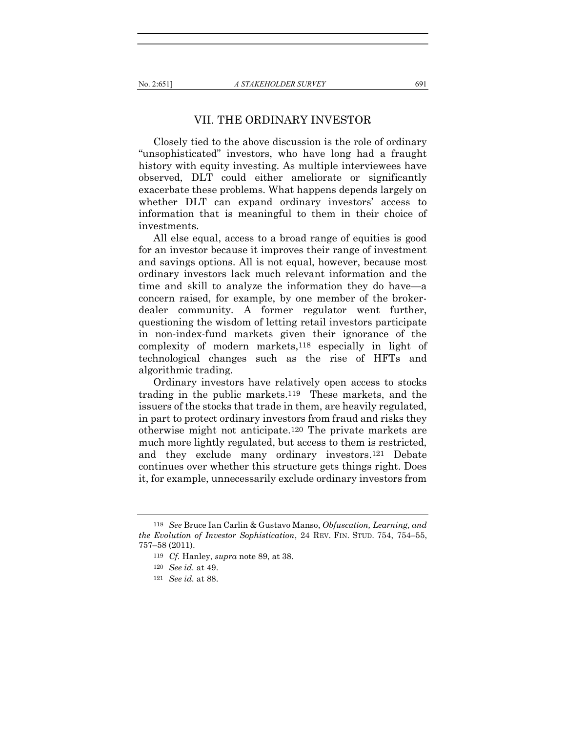## VII. THE ORDINARY INVESTOR

Closely tied to the above discussion is the role of ordinary "unsophisticated" investors, who have long had a fraught history with equity investing. As multiple interviewees have observed, DLT could either ameliorate or significantly exacerbate these problems. What happens depends largely on whether DLT can expand ordinary investors' access to information that is meaningful to them in their choice of investments.

All else equal, access to a broad range of equities is good for an investor because it improves their range of investment and savings options. All is not equal, however, because most ordinary investors lack much relevant information and the time and skill to analyze the information they do have—a concern raised, for example, by one member of the broker-dealer community. A former regulator went further, questioning the wisdom of letting retail investors participate in non-index-fund markets given their ignorance of the complexity of modern markets,[118] especially in light of technological changes such as the rise of HFTs and algorithmic trading.

Ordinary investors have relatively open access to stocks trading in the public markets.[119] These markets, and the issuers of the stocks that trade in them, are heavily regulated, in part to protect ordinary investors from fraud and risks they otherwise might not anticipate.[120] The private markets are much more lightly regulated, but access to them is restricted, and they exclude many ordinary investors.[121] Debate continues over whether this structure gets things right. Does it, for example, unnecessarily exclude ordinary investors from

---

[118] *See* Bruce Ian Carlin & Gustavo Manso, *Obfuscation, Learning, and the Evolution of Investor Sophistication*, 24 REV. FIN. STUD. 754, 754–55, 757–58 (2011).

[119] *Cf.* Hanley, *supra* note 89, at 38.

[120] *See id.* at 49.

[121] *See id.* at 88.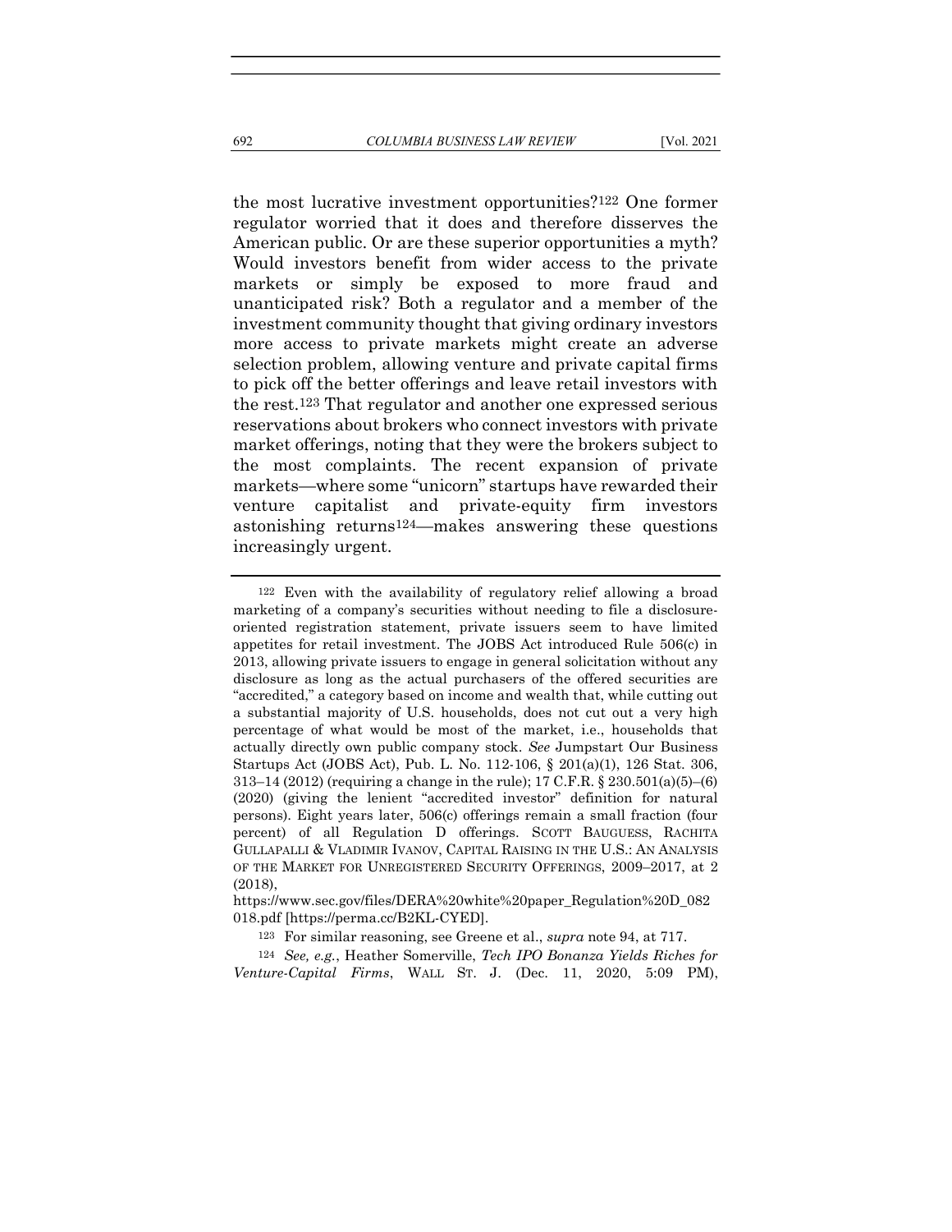the most lucrative investment opportunities?[122] One former regulator worried that it does and therefore disserves the American public. Or are these superior opportunities a myth? Would investors benefit from wider access to the private markets or simply be exposed to more fraud and unanticipated risk? Both a regulator and a member of the investment community thought that giving ordinary investors more access to private markets might create an adverse selection problem, allowing venture and private capital firms to pick off the better offerings and leave retail investors with the rest.[123] That regulator and another one expressed serious reservations about brokers who connect investors with private market offerings, noting that they were the brokers subject to the most complaints. The recent expansion of private markets—where some "unicorn" startups have rewarded their venture capitalist and private-equity firm investors astonishing returns[124]—makes answering these questions increasingly urgent.

---

[122] Even with the availability of regulatory relief allowing a broad marketing of a company's securities without needing to file a disclosure-oriented registration statement, private issuers seem to have limited appetites for retail investment. The JOBS Act introduced Rule 506(c) in 2013, allowing private issuers to engage in general solicitation without any disclosure as long as the actual purchasers of the offered securities are "accredited," a category based on income and wealth that, while cutting out a substantial majority of U.S. households, does not cut out a very high percentage of what would be most of the market, i.e., households that actually directly own public company stock. *See* Jumpstart Our Business Startups Act (JOBS Act), Pub. L. No. 112-106, § 201(a)(1), 126 Stat. 306, 313–14 (2012) (requiring a change in the rule); 17 C.F.R. § 230.501(a)(5)–(6) (2020) (giving the lenient "accredited investor" definition for natural persons). Eight years later, 506(c) offerings remain a small fraction (four percent) of all Regulation D offerings. SCOTT BAUGUESS, RACHITA GULLAPALLI & VLADIMIR IVANOV, CAPITAL RAISING IN THE U.S.: AN ANALYSIS OF THE MARKET FOR UNREGISTERED SECURITY OFFERINGS, 2009–2017, at 2 (2018), https://www.sec.gov/files/DERA%20white%20paper_Regulation%20D_082018.pdf [https://perma.cc/B2KL-CYED].

[123] For similar reasoning, see Greene et al., *supra* note 94, at 717.

[124] *See, e.g.*, Heather Somerville, *Tech IPO Bonanza Yields Riches for Venture-Capital Firms*, WALL ST. J. (Dec. 11, 2020, 5:09 PM),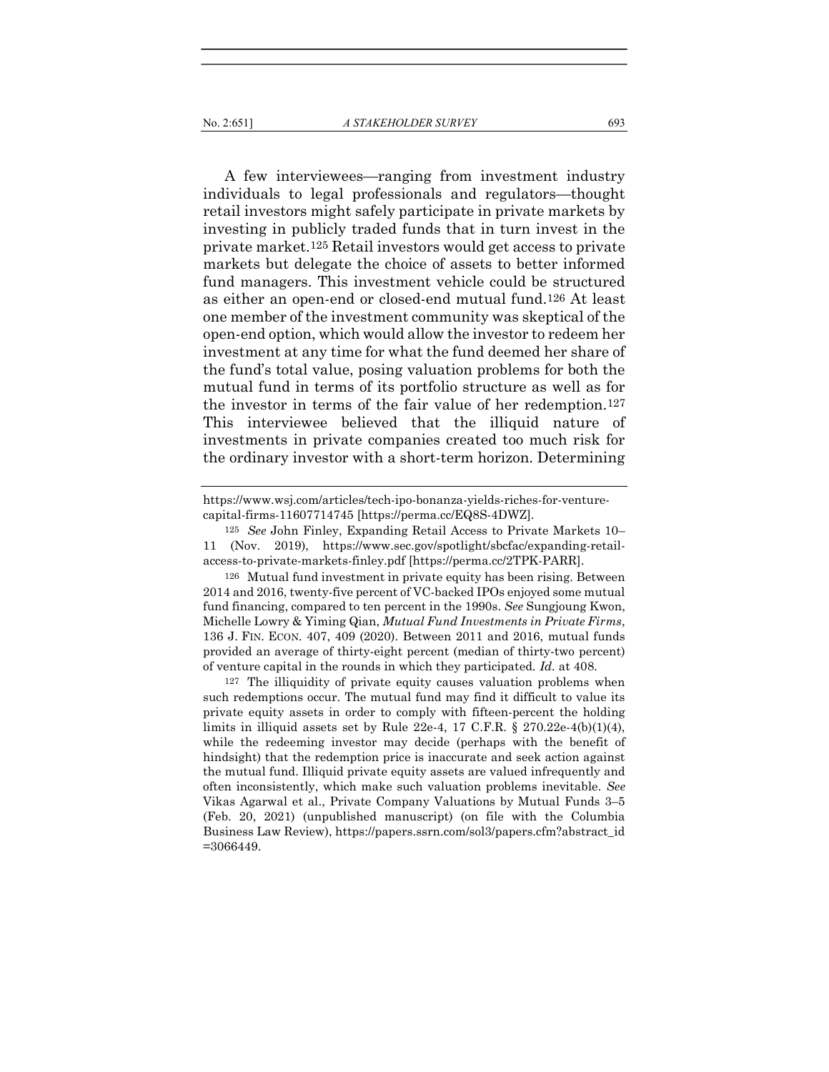A few interviewees—ranging from investment industry individuals to legal professionals and regulators—thought retail investors might safely participate in private markets by investing in publicly traded funds that in turn invest in the private market.[125] Retail investors would get access to private markets but delegate the choice of assets to better informed fund managers. This investment vehicle could be structured as either an open-end or closed-end mutual fund.[126] At least one member of the investment community was skeptical of the open-end option, which would allow the investor to redeem her investment at any time for what the fund deemed her share of the fund's total value, posing valuation problems for both the mutual fund in terms of its portfolio structure as well as for the investor in terms of the fair value of her redemption.[127] This interviewee believed that the illiquid nature of investments in private companies created too much risk for the ordinary investor with a short-term horizon. Determining

---

https://www.wsj.com/articles/tech-ipo-bonanza-yields-riches-for-venture-capital-firms-11607714745 [https://perma.cc/EQ8S-4DWZ].

[125] *See* John Finley, Expanding Retail Access to Private Markets 10–11 (Nov. 2019), https://www.sec.gov/spotlight/sbcfac/expanding-retail-access-to-private-markets-finley.pdf [https://perma.cc/2TPK-PARR].

[126] Mutual fund investment in private equity has been rising. Between 2014 and 2016, twenty-five percent of VC-backed IPOs enjoyed some mutual fund financing, compared to ten percent in the 1990s. *See* Sungjoung Kwon, Michelle Lowry & Yiming Qian, *Mutual Fund Investments in Private Firms*, 136 J. FIN. ECON. 407, 409 (2020). Between 2011 and 2016, mutual funds provided an average of thirty-eight percent (median of thirty-two percent) of venture capital in the rounds in which they participated. *Id.* at 408.

[127] The illiquidity of private equity causes valuation problems when such redemptions occur. The mutual fund may find it difficult to value its private equity assets in order to comply with fifteen-percent the holding limits in illiquid assets set by Rule 22e-4, 17 C.F.R. § 270.22e-4(b)(1)(4), while the redeeming investor may decide (perhaps with the benefit of hindsight) that the redemption price is inaccurate and seek action against the mutual fund. Illiquid private equity assets are valued infrequently and often inconsistently, which make such valuation problems inevitable. *See* Vikas Agarwal et al., Private Company Valuations by Mutual Funds 3–5 (Feb. 20, 2021) (unpublished manuscript) (on file with the Columbia Business Law Review), https://papers.ssrn.com/sol3/papers.cfm?abstract_id=3066449.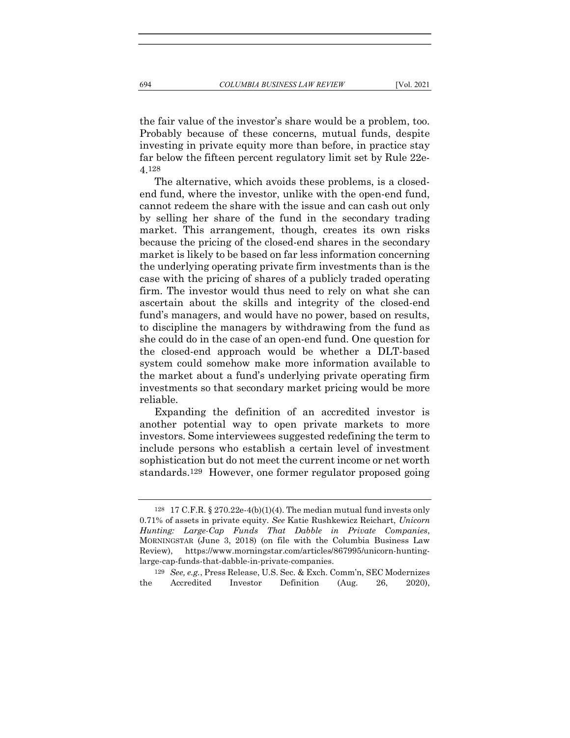the fair value of the investor's share would be a problem, too. Probably because of these concerns, mutual funds, despite investing in private equity more than before, in practice stay far below the fifteen percent regulatory limit set by Rule 22e-4.[128]

The alternative, which avoids these problems, is a closed-end fund, where the investor, unlike with the open-end fund, cannot redeem the share with the issue and can cash out only by selling her share of the fund in the secondary trading market. This arrangement, though, creates its own risks because the pricing of the closed-end shares in the secondary market is likely to be based on far less information concerning the underlying operating private firm investments than is the case with the pricing of shares of a publicly traded operating firm. The investor would thus need to rely on what she can ascertain about the skills and integrity of the closed-end fund's managers, and would have no power, based on results, to discipline the managers by withdrawing from the fund as she could do in the case of an open-end fund. One question for the closed-end approach would be whether a DLT-based system could somehow make more information available to the market about a fund's underlying private operating firm investments so that secondary market pricing would be more reliable.

Expanding the definition of an accredited investor is another potential way to open private markets to more investors. Some interviewees suggested redefining the term to include persons who establish a certain level of investment sophistication but do not meet the current income or net worth standards.[129] However, one former regulator proposed going

---

[128] 17 C.F.R. § 270.22e-4(b)(1)(4). The median mutual fund invests only 0.71% of assets in private equity. *See* Katie Rushkewicz Reichart, *Unicorn Hunting: Large-Cap Funds That Dabble in Private Companies*, MORNINGSTAR (June 3, 2018) (on file with the Columbia Business Law Review), https://www.morningstar.com/articles/867995/unicorn-hunting-large-cap-funds-that-dabble-in-private-companies.

[129] *See, e.g.*, Press Release, U.S. Sec. & Exch. Comm'n, SEC Modernizes the Accredited Investor Definition (Aug. 26, 2020),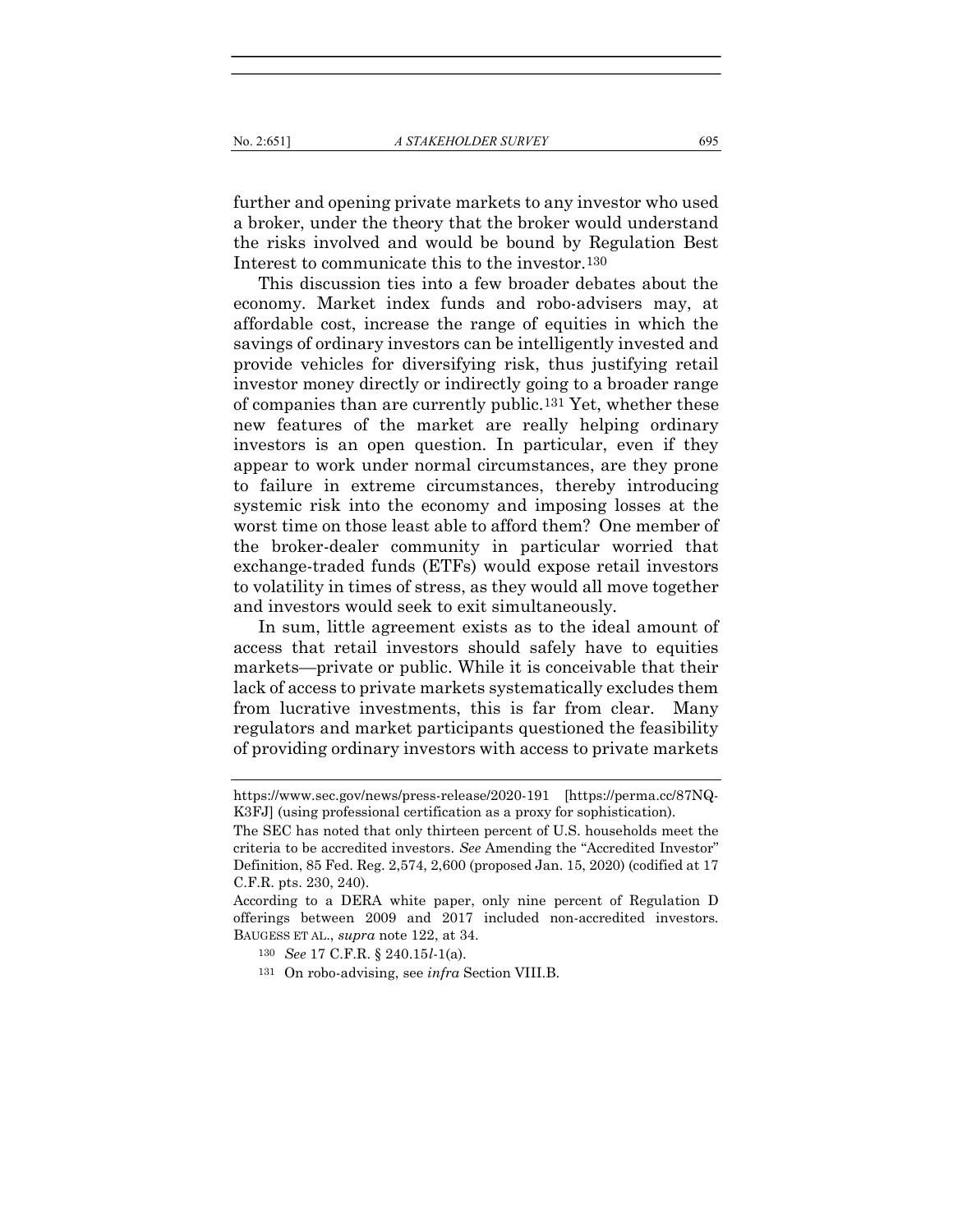further and opening private markets to any investor who used a broker, under the theory that the broker would understand the risks involved and would be bound by Regulation Best Interest to communicate this to the investor.[130]

This discussion ties into a few broader debates about the economy. Market index funds and robo-advisers may, at affordable cost, increase the range of equities in which the savings of ordinary investors can be intelligently invested and provide vehicles for diversifying risk, thus justifying retail investor money directly or indirectly going to a broader range of companies than are currently public.[131] Yet, whether these new features of the market are really helping ordinary investors is an open question. In particular, even if they appear to work under normal circumstances, are they prone to failure in extreme circumstances, thereby introducing systemic risk into the economy and imposing losses at the worst time on those least able to afford them? One member of the broker-dealer community in particular worried that exchange-traded funds (ETFs) would expose retail investors to volatility in times of stress, as they would all move together and investors would seek to exit simultaneously.

In sum, little agreement exists as to the ideal amount of access that retail investors should safely have to equities markets—private or public. While it is conceivable that their lack of access to private markets systematically excludes them from lucrative investments, this is far from clear. Many regulators and market participants questioned the feasibility of providing ordinary investors with access to private markets

---

https://www.sec.gov/news/press-release/2020-191 [https://perma.cc/87NQ-K3FJ] (using professional certification as a proxy for sophistication).

The SEC has noted that only thirteen percent of U.S. households meet the criteria to be accredited investors. *See* Amending the "Accredited Investor" Definition, 85 Fed. Reg. 2,574, 2,600 (proposed Jan. 15, 2020) (codified at 17 C.F.R. pts. 230, 240).

According to a DERA white paper, only nine percent of Regulation D offerings between 2009 and 2017 included non-accredited investors. BAUGESS ET AL., *supra* note 122, at 34.

[130] *See* 17 C.F.R. § 240.15*l*-1(a).

[131] On robo-advising, see *infra* Section VIII.B.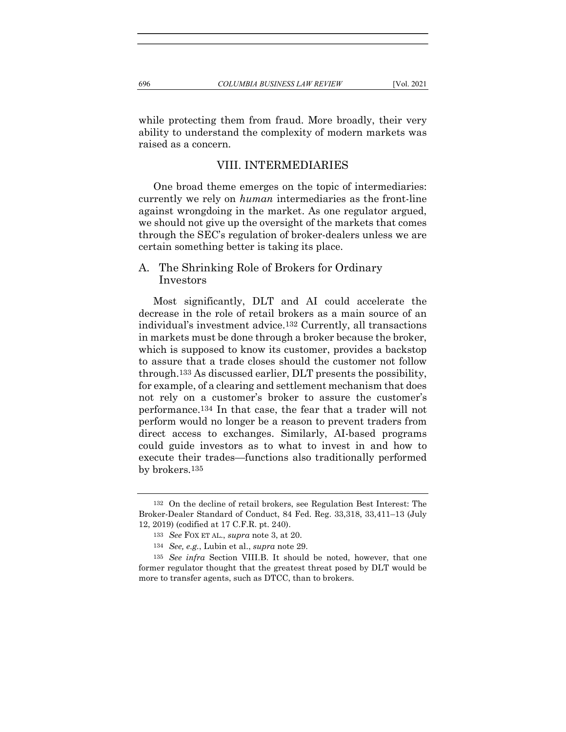while protecting them from fraud. More broadly, their very ability to understand the complexity of modern markets was raised as a concern.

## VIII. INTERMEDIARIES

One broad theme emerges on the topic of intermediaries: currently we rely on *human* intermediaries as the front-line against wrongdoing in the market. As one regulator argued, we should not give up the oversight of the markets that comes through the SEC's regulation of broker-dealers unless we are certain something better is taking its place.

### A. The Shrinking Role of Brokers for Ordinary Investors

Most significantly, DLT and AI could accelerate the decrease in the role of retail brokers as a main source of an individual's investment advice.[132] Currently, all transactions in markets must be done through a broker because the broker, which is supposed to know its customer, provides a backstop to assure that a trade closes should the customer not follow through.[133] As discussed earlier, DLT presents the possibility, for example, of a clearing and settlement mechanism that does not rely on a customer's broker to assure the customer's performance.[134] In that case, the fear that a trader will not perform would no longer be a reason to prevent traders from direct access to exchanges. Similarly, AI-based programs could guide investors as to what to invest in and how to execute their trades—functions also traditionally performed by brokers.[135]

---

[132] On the decline of retail brokers, see Regulation Best Interest: The Broker-Dealer Standard of Conduct, 84 Fed. Reg. 33,318, 33,411–13 (July 12, 2019) (codified at 17 C.F.R. pt. 240).

[133] *See* FOX ET AL., *supra* note 3, at 20.

[134] *See, e.g.*, Lubin et al., *supra* note 29.

[135] *See infra* Section VIII.B. It should be noted, however, that one former regulator thought that the greatest threat posed by DLT would be more to transfer agents, such as DTCC, than to brokers.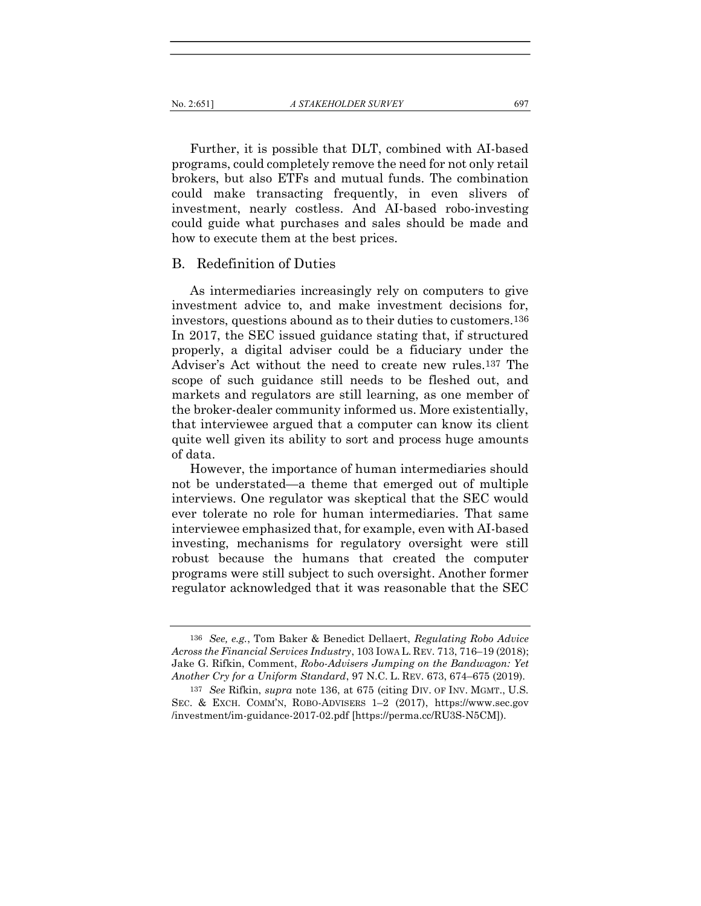Further, it is possible that DLT, combined with AI-based programs, could completely remove the need for not only retail brokers, but also ETFs and mutual funds. The combination could make transacting frequently, in even slivers of investment, nearly costless. And AI-based robo-investing could guide what purchases and sales should be made and how to execute them at the best prices.

## B. Redefinition of Duties

As intermediaries increasingly rely on computers to give investment advice to, and make investment decisions for, investors, questions abound as to their duties to customers.[136] In 2017, the SEC issued guidance stating that, if structured properly, a digital adviser could be a fiduciary under the Adviser's Act without the need to create new rules.[137] The scope of such guidance still needs to be fleshed out, and markets and regulators are still learning, as one member of the broker-dealer community informed us. More existentially, that interviewee argued that a computer can know its client quite well given its ability to sort and process huge amounts of data.

However, the importance of human intermediaries should not be understated—a theme that emerged out of multiple interviews. One regulator was skeptical that the SEC would ever tolerate no role for human intermediaries. That same interviewee emphasized that, for example, even with AI-based investing, mechanisms for regulatory oversight were still robust because the humans that created the computer programs were still subject to such oversight. Another former regulator acknowledged that it was reasonable that the SEC

---

[136] *See, e.g.*, Tom Baker & Benedict Dellaert, *Regulating Robo Advice Across the Financial Services Industry*, 103 IOWA L. REV. 713, 716–19 (2018); Jake G. Rifkin, Comment, *Robo-Advisers Jumping on the Bandwagon: Yet Another Cry for a Uniform Standard*, 97 N.C. L. REV. 673, 674–675 (2019).

[137] *See* Rifkin, *supra* note 136, at 675 (citing DIV. OF INV. MGMT., U.S. SEC. & EXCH. COMM'N, ROBO-ADVISERS 1–2 (2017), https://www.sec.gov/investment/im-guidance-2017-02.pdf [https://perma.cc/RU3S-N5CM]).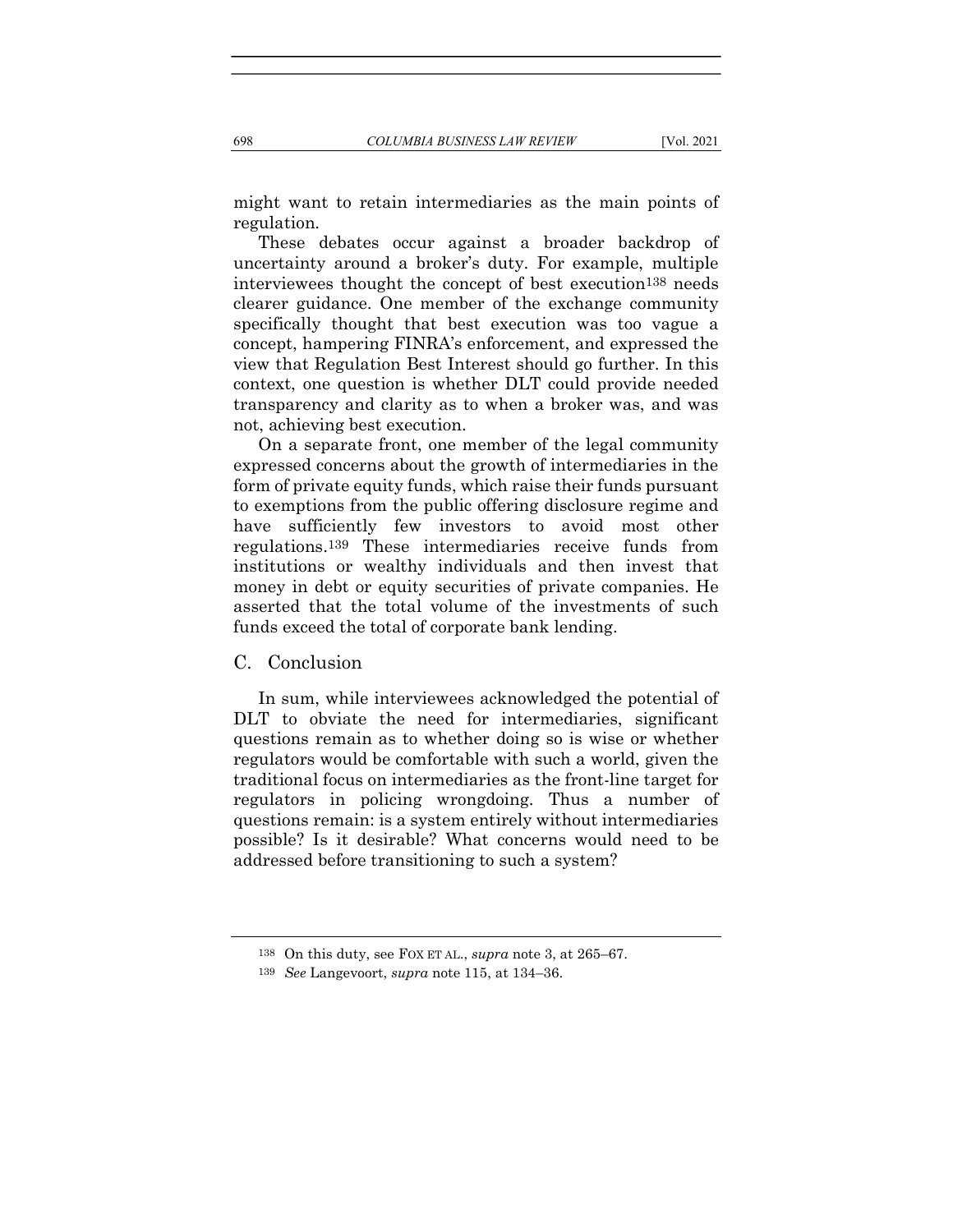might want to retain intermediaries as the main points of regulation.

These debates occur against a broader backdrop of uncertainty around a broker's duty. For example, multiple interviewees thought the concept of best execution[138] needs clearer guidance. One member of the exchange community specifically thought that best execution was too vague a concept, hampering FINRA's enforcement, and expressed the view that Regulation Best Interest should go further. In this context, one question is whether DLT could provide needed transparency and clarity as to when a broker was, and was not, achieving best execution.

On a separate front, one member of the legal community expressed concerns about the growth of intermediaries in the form of private equity funds, which raise their funds pursuant to exemptions from the public offering disclosure regime and have sufficiently few investors to avoid most other regulations.[139] These intermediaries receive funds from institutions or wealthy individuals and then invest that money in debt or equity securities of private companies. He asserted that the total volume of the investments of such funds exceed the total of corporate bank lending.

## C. Conclusion

In sum, while interviewees acknowledged the potential of DLT to obviate the need for intermediaries, significant questions remain as to whether doing so is wise or whether regulators would be comfortable with such a world, given the traditional focus on intermediaries as the front-line target for regulators in policing wrongdoing. Thus a number of questions remain: is a system entirely without intermediaries possible? Is it desirable? What concerns would need to be addressed before transitioning to such a system?

---

[138] On this duty, see FOX ET AL., *supra* note 3, at 265–67.

[139] *See* Langevoort, *supra* note 115, at 134–36.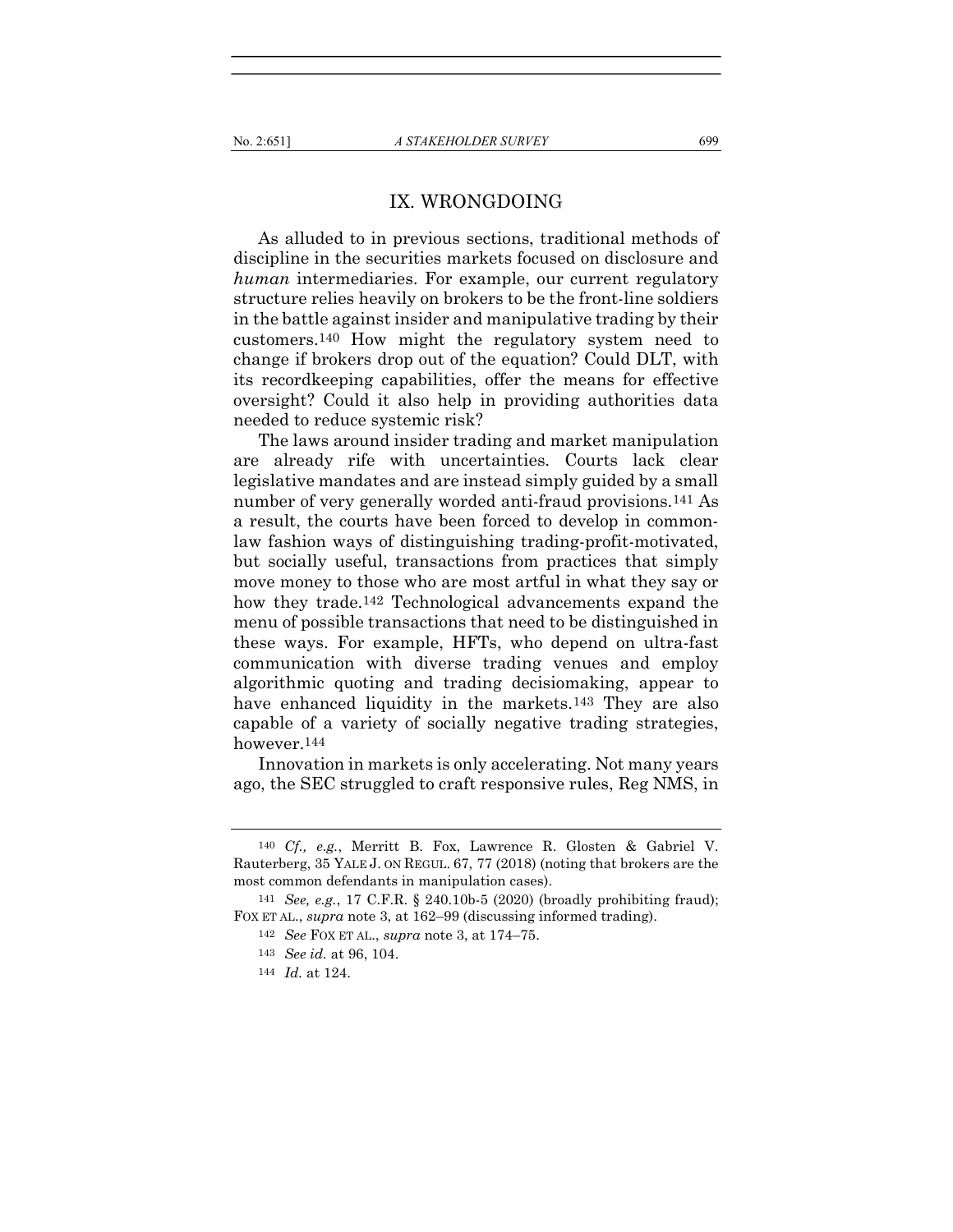## IX. WRONGDOING

As alluded to in previous sections, traditional methods of discipline in the securities markets focused on disclosure and *human* intermediaries. For example, our current regulatory structure relies heavily on brokers to be the front-line soldiers in the battle against insider and manipulative trading by their customers.[140] How might the regulatory system need to change if brokers drop out of the equation? Could DLT, with its recordkeeping capabilities, offer the means for effective oversight? Could it also help in providing authorities data needed to reduce systemic risk?

The laws around insider trading and market manipulation are already rife with uncertainties. Courts lack clear legislative mandates and are instead simply guided by a small number of very generally worded anti-fraud provisions.[141] As a result, the courts have been forced to develop in common-law fashion ways of distinguishing trading-profit-motivated, but socially useful, transactions from practices that simply move money to those who are most artful in what they say or how they trade.[142] Technological advancements expand the menu of possible transactions that need to be distinguished in these ways. For example, HFTs, who depend on ultra-fast communication with diverse trading venues and employ algorithmic quoting and trading decisiomaking, appear to have enhanced liquidity in the markets.[143] They are also capable of a variety of socially negative trading strategies, however.[144]

Innovation in markets is only accelerating. Not many years ago, the SEC struggled to craft responsive rules, Reg NMS, in

---

[140] *Cf., e.g.*, Merritt B. Fox, Lawrence R. Glosten & Gabriel V. Rauterberg, 35 YALE J. ON REGUL. 67, 77 (2018) (noting that brokers are the most common defendants in manipulation cases).

[141] *See, e.g.*, 17 C.F.R. § 240.10b-5 (2020) (broadly prohibiting fraud); FOX ET AL., *supra* note 3, at 162–99 (discussing informed trading).

[142] *See* FOX ET AL., *supra* note 3, at 174–75.

[143] *See id.* at 96, 104.

[144] *Id.* at 124.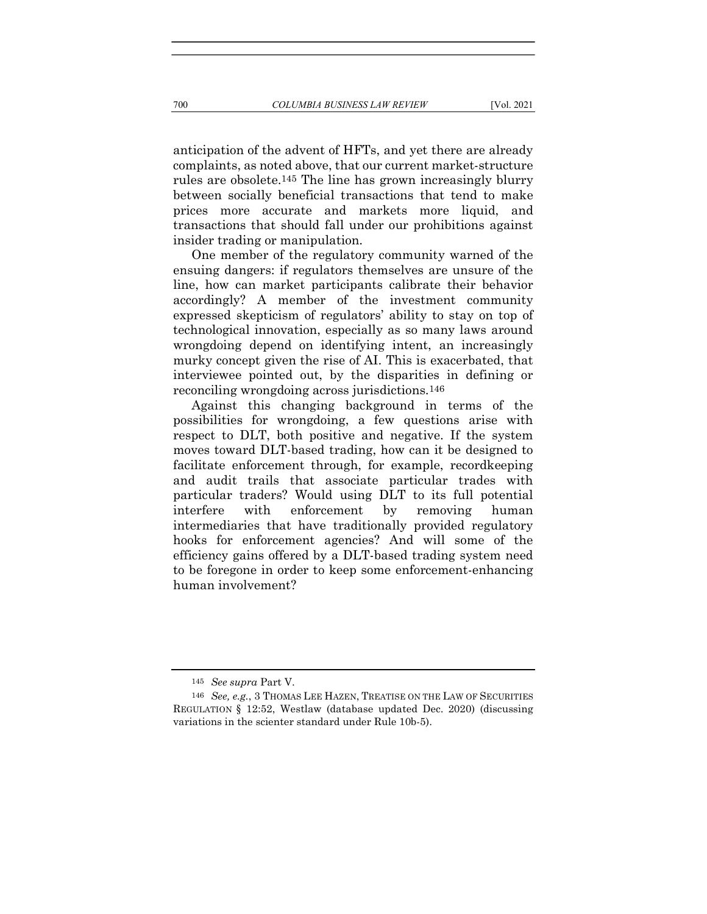anticipation of the advent of HFTs, and yet there are already complaints, as noted above, that our current market-structure rules are obsolete.[145] The line has grown increasingly blurry between socially beneficial transactions that tend to make prices more accurate and markets more liquid, and transactions that should fall under our prohibitions against insider trading or manipulation.

One member of the regulatory community warned of the ensuing dangers: if regulators themselves are unsure of the line, how can market participants calibrate their behavior accordingly? A member of the investment community expressed skepticism of regulators' ability to stay on top of technological innovation, especially as so many laws around wrongdoing depend on identifying intent, an increasingly murky concept given the rise of AI. This is exacerbated, that interviewee pointed out, by the disparities in defining or reconciling wrongdoing across jurisdictions.[146]

Against this changing background in terms of the possibilities for wrongdoing, a few questions arise with respect to DLT, both positive and negative. If the system moves toward DLT-based trading, how can it be designed to facilitate enforcement through, for example, recordkeeping and audit trails that associate particular trades with particular traders? Would using DLT to its full potential interfere with enforcement by removing human intermediaries that have traditionally provided regulatory hooks for enforcement agencies? And will some of the efficiency gains offered by a DLT-based trading system need to be foregone in order to keep some enforcement-enhancing human involvement?

---

[145] *See supra* Part V.

[146] *See, e.g.*, 3 THOMAS LEE HAZEN, TREATISE ON THE LAW OF SECURITIES REGULATION § 12:52, Westlaw (database updated Dec. 2020) (discussing variations in the scienter standard under Rule 10b-5).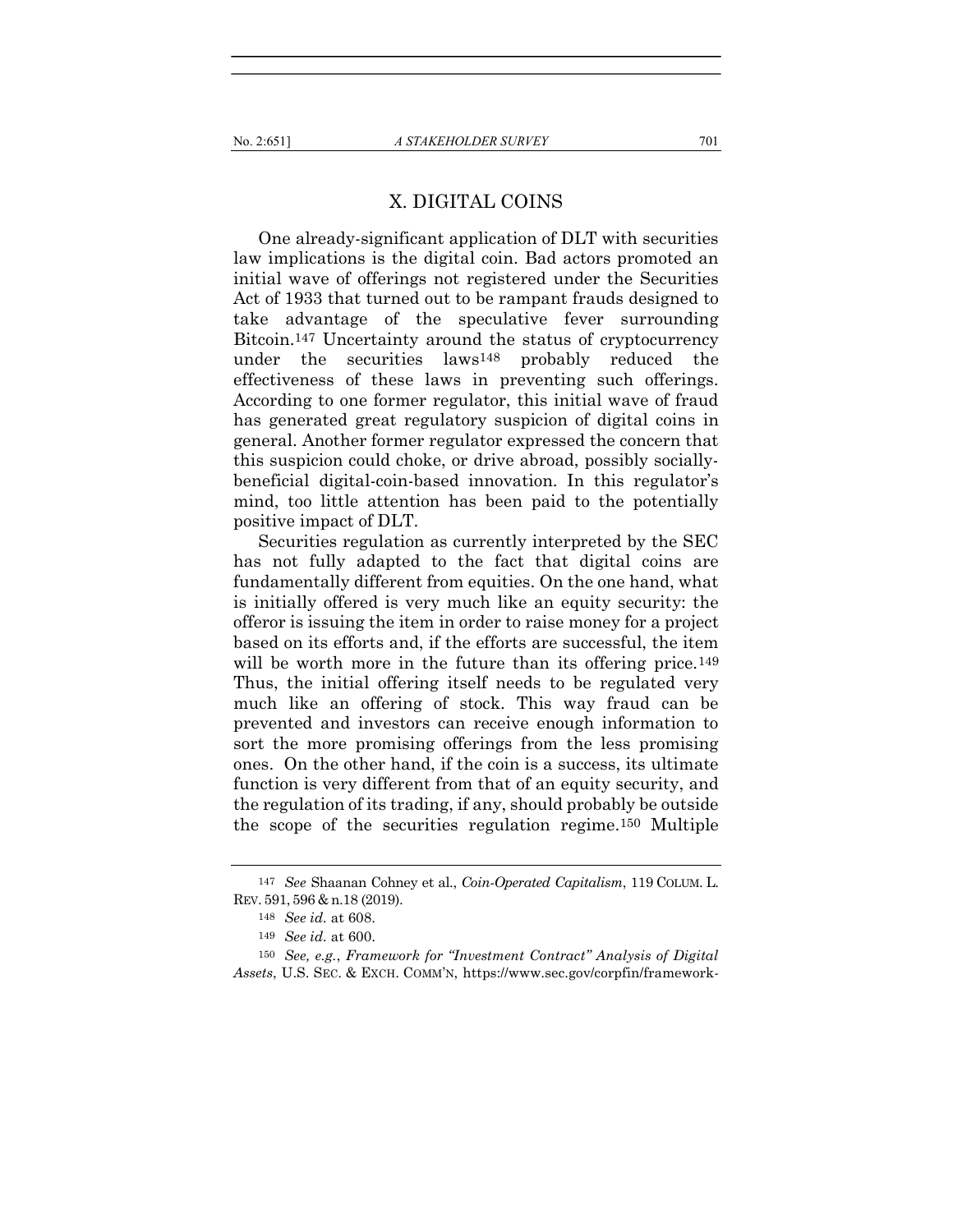## X. DIGITAL COINS

One already-significant application of DLT with securities law implications is the digital coin. Bad actors promoted an initial wave of offerings not registered under the Securities Act of 1933 that turned out to be rampant frauds designed to take advantage of the speculative fever surrounding Bitcoin.[147] Uncertainty around the status of cryptocurrency under the securities laws[148] probably reduced the effectiveness of these laws in preventing such offerings. According to one former regulator, this initial wave of fraud has generated great regulatory suspicion of digital coins in general. Another former regulator expressed the concern that this suspicion could choke, or drive abroad, possibly socially-beneficial digital-coin-based innovation. In this regulator's mind, too little attention has been paid to the potentially positive impact of DLT.

Securities regulation as currently interpreted by the SEC has not fully adapted to the fact that digital coins are fundamentally different from equities. On the one hand, what is initially offered is very much like an equity security: the offeror is issuing the item in order to raise money for a project based on its efforts and, if the efforts are successful, the item will be worth more in the future than its offering price.[149] Thus, the initial offering itself needs to be regulated very much like an offering of stock. This way fraud can be prevented and investors can receive enough information to sort the more promising offerings from the less promising ones. On the other hand, if the coin is a success, its ultimate function is very different from that of an equity security, and the regulation of its trading, if any, should probably be outside the scope of the securities regulation regime.[150] Multiple

---

[147] *See* Shaanan Cohney et al., *Coin-Operated Capitalism*, 119 COLUM. L. REV. 591, 596 & n.18 (2019).

[148] *See id.* at 608.

[149] *See id.* at 600.

[150] *See, e.g.*, *Framework for "Investment Contract" Analysis of Digital Assets*, U.S. SEC. & EXCH. COMM'N, https://www.sec.gov/corpfin/framework-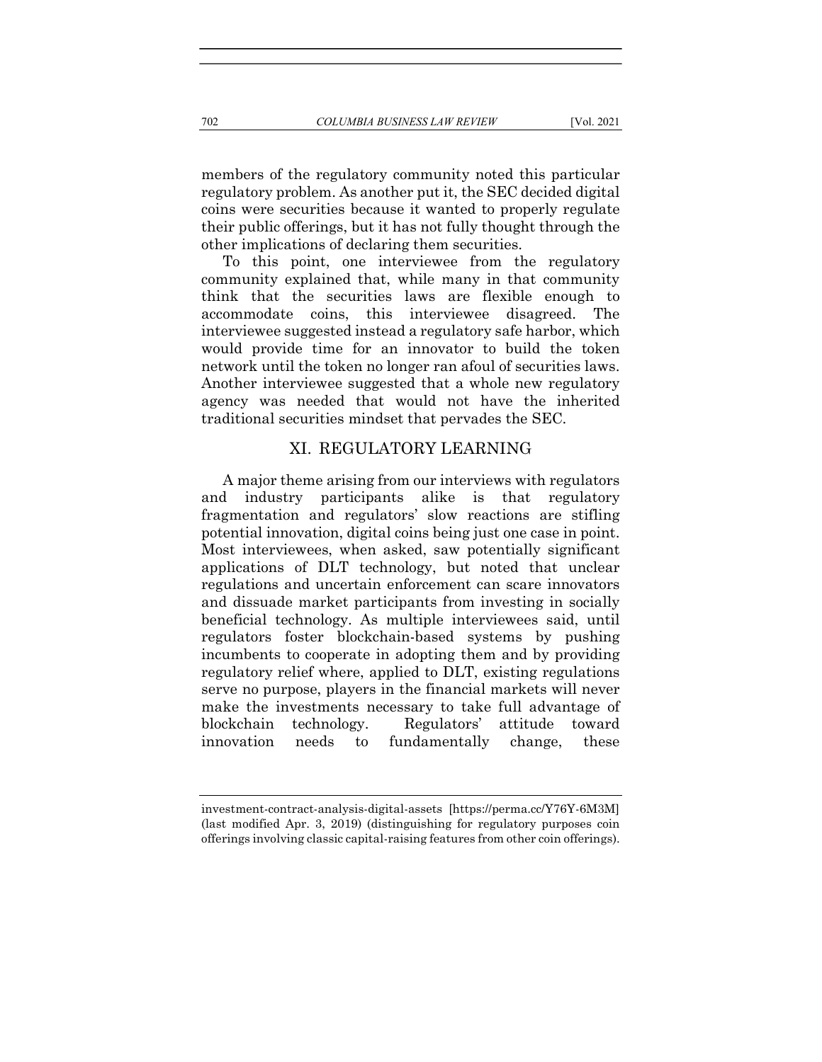members of the regulatory community noted this particular regulatory problem. As another put it, the SEC decided digital coins were securities because it wanted to properly regulate their public offerings, but it has not fully thought through the other implications of declaring them securities.

To this point, one interviewee from the regulatory community explained that, while many in that community think that the securities laws are flexible enough to accommodate coins, this interviewee disagreed. The interviewee suggested instead a regulatory safe harbor, which would provide time for an innovator to build the token network until the token no longer ran afoul of securities laws. Another interviewee suggested that a whole new regulatory agency was needed that would not have the inherited traditional securities mindset that pervades the SEC.

## XI. REGULATORY LEARNING

A major theme arising from our interviews with regulators and industry participants alike is that regulatory fragmentation and regulators' slow reactions are stifling potential innovation, digital coins being just one case in point. Most interviewees, when asked, saw potentially significant applications of DLT technology, but noted that unclear regulations and uncertain enforcement can scare innovators and dissuade market participants from investing in socially beneficial technology. As multiple interviewees said, until regulators foster blockchain-based systems by pushing incumbents to cooperate in adopting them and by providing regulatory relief where, applied to DLT, existing regulations serve no purpose, players in the financial markets will never make the investments necessary to take full advantage of blockchain technology. Regulators' attitude toward innovation needs to fundamentally change, these

---

investment-contract-analysis-digital-assets [https://perma.cc/Y76Y-6M3M] (last modified Apr. 3, 2019) (distinguishing for regulatory purposes coin offerings involving classic capital-raising features from other coin offerings).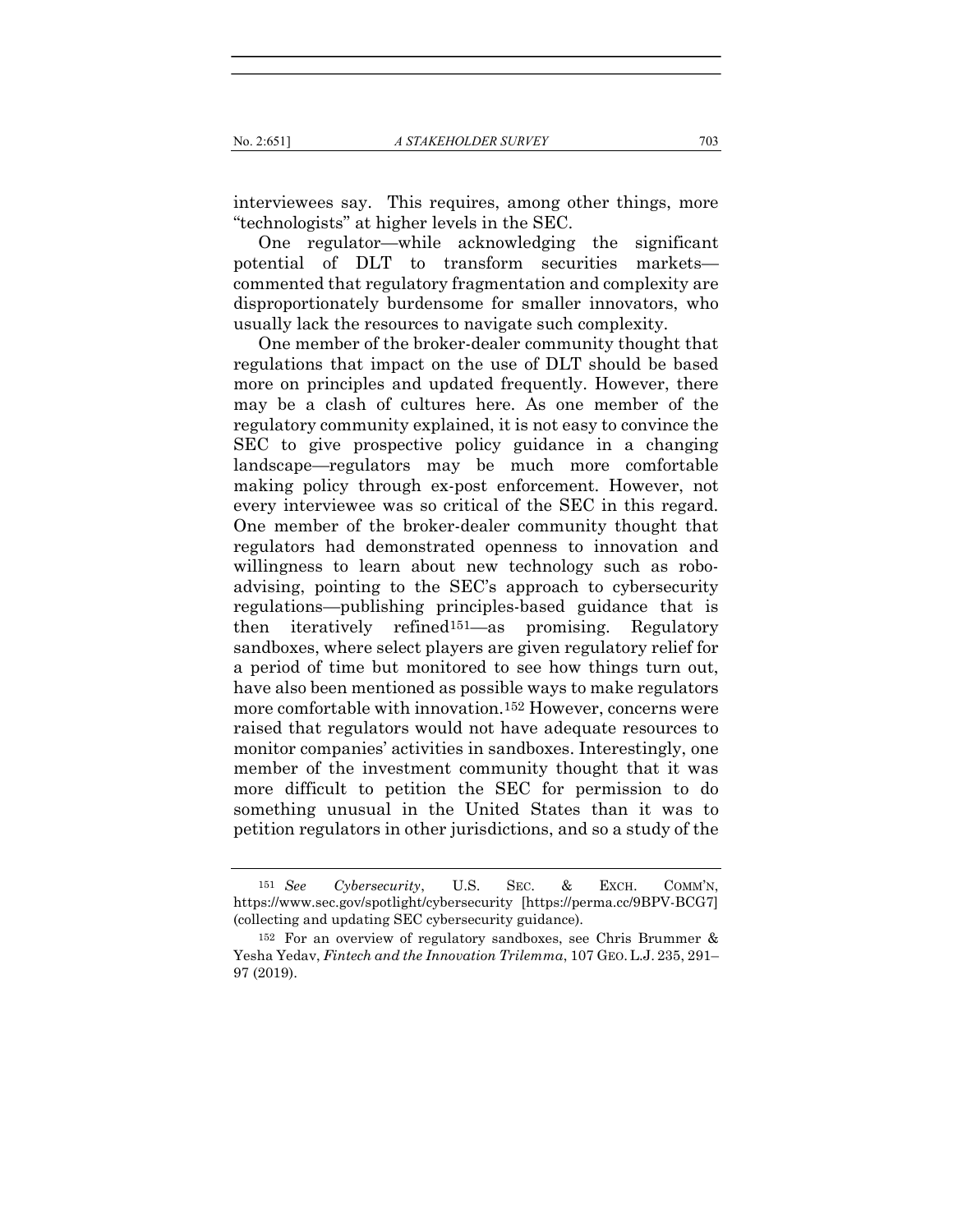interviewees say. This requires, among other things, more "technologists" at higher levels in the SEC.

One regulator—while acknowledging the significant potential of DLT to transform securities markets—commented that regulatory fragmentation and complexity are disproportionately burdensome for smaller innovators, who usually lack the resources to navigate such complexity.

One member of the broker-dealer community thought that regulations that impact on the use of DLT should be based more on principles and updated frequently. However, there may be a clash of cultures here. As one member of the regulatory community explained, it is not easy to convince the SEC to give prospective policy guidance in a changing landscape—regulators may be much more comfortable making policy through ex-post enforcement. However, not every interviewee was so critical of the SEC in this regard. One member of the broker-dealer community thought that regulators had demonstrated openness to innovation and willingness to learn about new technology such as robo-advising, pointing to the SEC's approach to cybersecurity regulations—publishing principles-based guidance that is then iteratively refined[151]—as promising. Regulatory sandboxes, where select players are given regulatory relief for a period of time but monitored to see how things turn out, have also been mentioned as possible ways to make regulators more comfortable with innovation.[152] However, concerns were raised that regulators would not have adequate resources to monitor companies' activities in sandboxes. Interestingly, one member of the investment community thought that it was more difficult to petition the SEC for permission to do something unusual in the United States than it was to petition regulators in other jurisdictions, and so a study of the

---

[151] *See Cybersecurity*, U.S. SEC. & EXCH. COMM'N, https://www.sec.gov/spotlight/cybersecurity [https://perma.cc/9BPV-BCG7] (collecting and updating SEC cybersecurity guidance).

[152] For an overview of regulatory sandboxes, see Chris Brummer & Yesha Yedav, *Fintech and the Innovation Trilemma*, 107 GEO. L.J. 235, 291–97 (2019).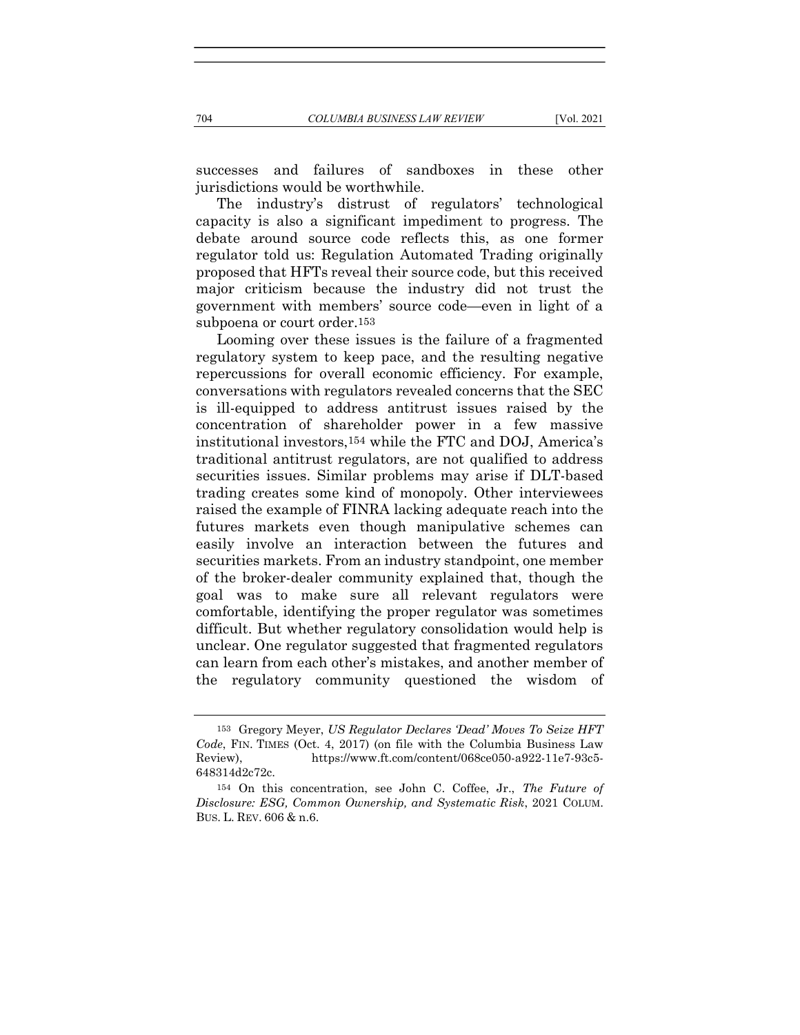successes and failures of sandboxes in these other jurisdictions would be worthwhile.

The industry's distrust of regulators' technological capacity is also a significant impediment to progress. The debate around source code reflects this, as one former regulator told us: Regulation Automated Trading originally proposed that HFTs reveal their source code, but this received major criticism because the industry did not trust the government with members' source code—even in light of a subpoena or court order.[153]

Looming over these issues is the failure of a fragmented regulatory system to keep pace, and the resulting negative repercussions for overall economic efficiency. For example, conversations with regulators revealed concerns that the SEC is ill-equipped to address antitrust issues raised by the concentration of shareholder power in a few massive institutional investors,[154] while the FTC and DOJ, America's traditional antitrust regulators, are not qualified to address securities issues. Similar problems may arise if DLT-based trading creates some kind of monopoly. Other interviewees raised the example of FINRA lacking adequate reach into the futures markets even though manipulative schemes can easily involve an interaction between the futures and securities markets. From an industry standpoint, one member of the broker-dealer community explained that, though the goal was to make sure all relevant regulators were comfortable, identifying the proper regulator was sometimes difficult. But whether regulatory consolidation would help is unclear. One regulator suggested that fragmented regulators can learn from each other's mistakes, and another member of the regulatory community questioned the wisdom of

---

[153] Gregory Meyer, *US Regulator Declares 'Dead' Moves To Seize HFT Code*, FIN. TIMES (Oct. 4, 2017) (on file with the Columbia Business Law Review), https://www.ft.com/content/068ce050-a922-11e7-93c5-648314d2c72c.

[154] On this concentration, see John C. Coffee, Jr., *The Future of Disclosure: ESG, Common Ownership, and Systematic Risk*, 2021 COLUM. BUS. L. REV. 606 & n.6.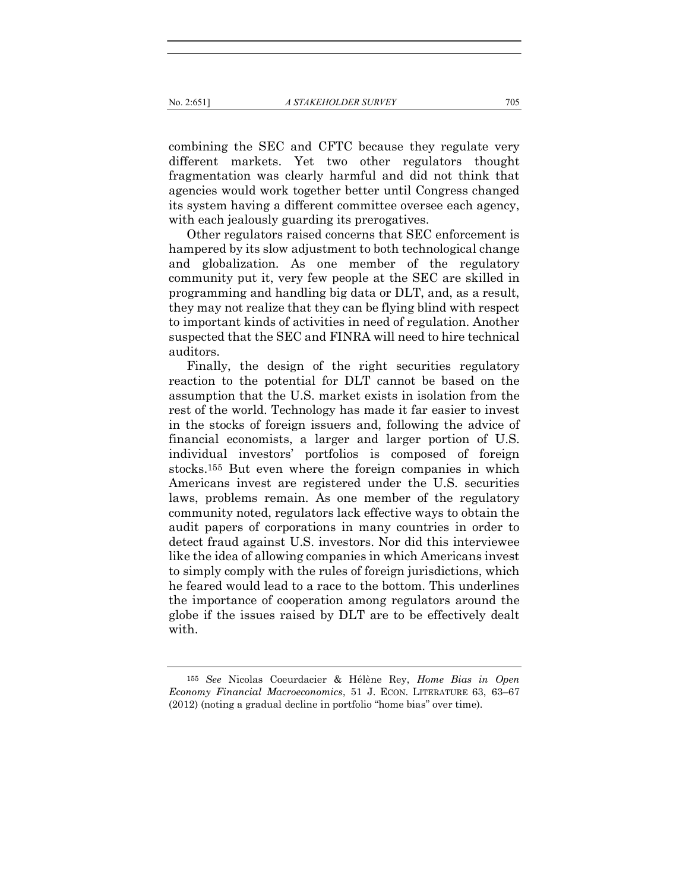combining the SEC and CFTC because they regulate very different markets. Yet two other regulators thought fragmentation was clearly harmful and did not think that agencies would work together better until Congress changed its system having a different committee oversee each agency, with each jealously guarding its prerogatives.

Other regulators raised concerns that SEC enforcement is hampered by its slow adjustment to both technological change and globalization. As one member of the regulatory community put it, very few people at the SEC are skilled in programming and handling big data or DLT, and, as a result, they may not realize that they can be flying blind with respect to important kinds of activities in need of regulation. Another suspected that the SEC and FINRA will need to hire technical auditors.

Finally, the design of the right securities regulatory reaction to the potential for DLT cannot be based on the assumption that the U.S. market exists in isolation from the rest of the world. Technology has made it far easier to invest in the stocks of foreign issuers and, following the advice of financial economists, a larger and larger portion of U.S. individual investors' portfolios is composed of foreign stocks.[155] But even where the foreign companies in which Americans invest are registered under the U.S. securities laws, problems remain. As one member of the regulatory community noted, regulators lack effective ways to obtain the audit papers of corporations in many countries in order to detect fraud against U.S. investors. Nor did this interviewee like the idea of allowing companies in which Americans invest to simply comply with the rules of foreign jurisdictions, which he feared would lead to a race to the bottom. This underlines the importance of cooperation among regulators around the globe if the issues raised by DLT are to be effectively dealt with.

---

[155] *See* Nicolas Coeurdacier & Hélène Rey, *Home Bias in Open Economy Financial Macroeconomics*, 51 J. ECON. LITERATURE 63, 63–67 (2012) (noting a gradual decline in portfolio "home bias" over time).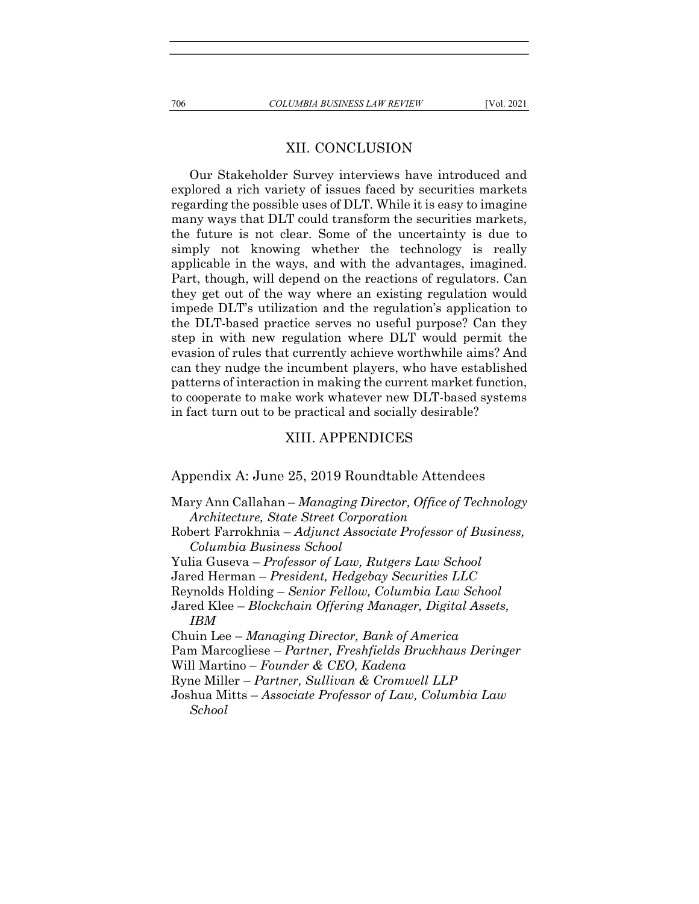## XII. CONCLUSION

Our Stakeholder Survey interviews have introduced and explored a rich variety of issues faced by securities markets regarding the possible uses of DLT. While it is easy to imagine many ways that DLT could transform the securities markets, the future is not clear. Some of the uncertainty is due to simply not knowing whether the technology is really applicable in the ways, and with the advantages, imagined. Part, though, will depend on the reactions of regulators. Can they get out of the way where an existing regulation would impede DLT's utilization and the regulation's application to the DLT-based practice serves no useful purpose? Can they step in with new regulation where DLT would permit the evasion of rules that currently achieve worthwhile aims? And can they nudge the incumbent players, who have established patterns of interaction in making the current market function, to cooperate to make work whatever new DLT-based systems in fact turn out to be practical and socially desirable?

## XIII. APPENDICES

### Appendix A: June 25, 2019 Roundtable Attendees

Mary Ann Callahan – *Managing Director, Office of Technology Architecture, State Street Corporation*
Robert Farrokhnia – *Adjunct Associate Professor of Business, Columbia Business School*
Yulia Guseva – *Professor of Law, Rutgers Law School*
Jared Herman – *President, Hedgebay Securities LLC*
Reynolds Holding – *Senior Fellow, Columbia Law School*
Jared Klee – *Blockchain Offering Manager, Digital Assets, IBM*
Chuin Lee – *Managing Director, Bank of America*
Pam Marcogliese – *Partner, Freshfields Bruckhaus Deringer*
Will Martino – *Founder & CEO, Kadena*
Ryne Miller – *Partner, Sullivan & Cromwell LLP*
Joshua Mitts – *Associate Professor of Law, Columbia Law School*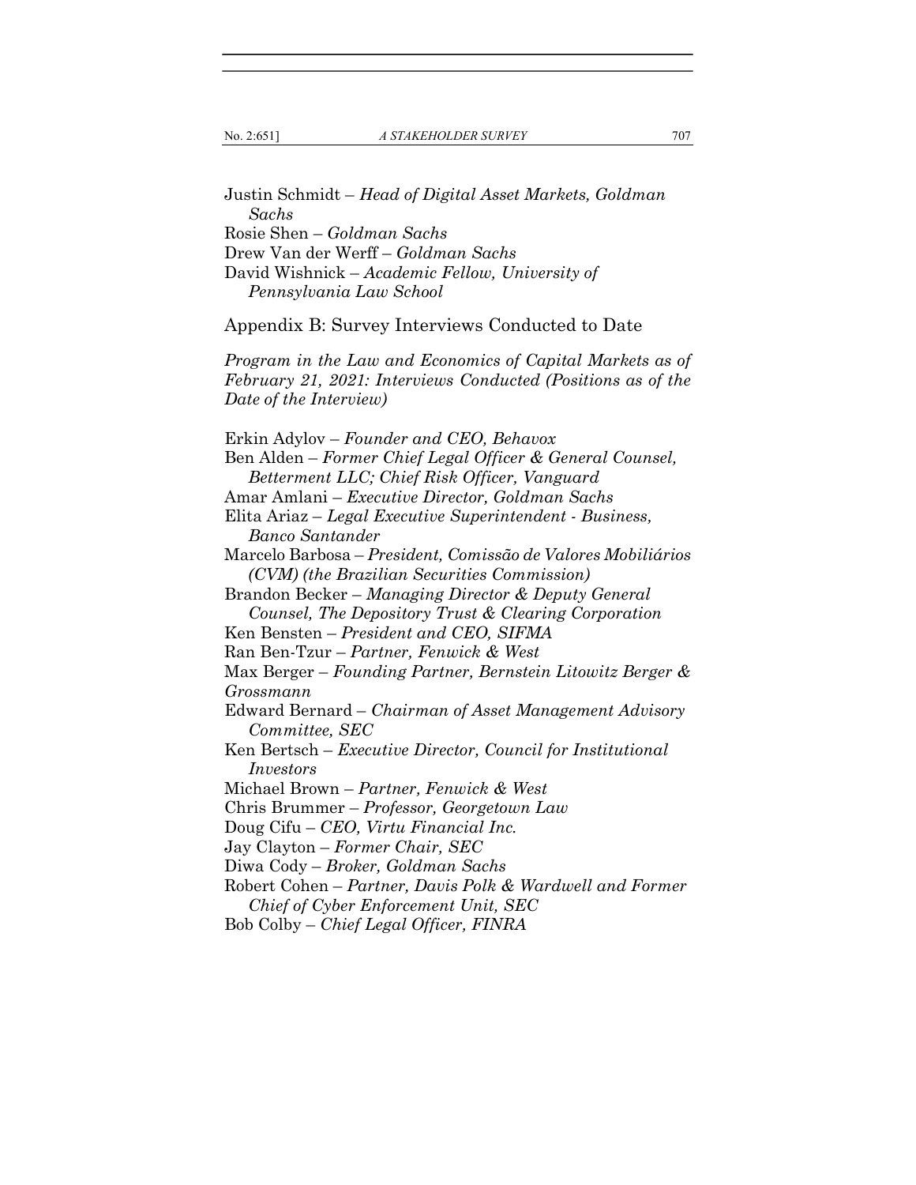Justin Schmidt – *Head of Digital Asset Markets, Goldman Sachs*
Rosie Shen – *Goldman Sachs*
Drew Van der Werff – *Goldman Sachs*
David Wishnick – *Academic Fellow, University of Pennsylvania Law School*

## Appendix B: Survey Interviews Conducted to Date

*Program in the Law and Economics of Capital Markets as of February 21, 2021: Interviews Conducted (Positions as of the Date of the Interview)*

Erkin Adylov – *Founder and CEO, Behavox*
Ben Alden – *Former Chief Legal Officer & General Counsel, Betterment LLC; Chief Risk Officer, Vanguard*
Amar Amlani – *Executive Director, Goldman Sachs*
Elita Ariaz – *Legal Executive Superintendent - Business, Banco Santander*
Marcelo Barbosa – *President, Comissão de Valores Mobiliários (CVM) (the Brazilian Securities Commission)*
Brandon Becker – *Managing Director & Deputy General Counsel, The Depository Trust & Clearing Corporation*
Ken Bensten – *President and CEO, SIFMA*
Ran Ben-Tzur – *Partner, Fenwick & West*
Max Berger – *Founding Partner, Bernstein Litowitz Berger & Grossmann*
Edward Bernard – *Chairman of Asset Management Advisory Committee, SEC*
Ken Bertsch – *Executive Director, Council for Institutional Investors*
Michael Brown – *Partner, Fenwick & West*
Chris Brummer – *Professor, Georgetown Law*
Doug Cifu – *CEO, Virtu Financial Inc.*
Jay Clayton – *Former Chair, SEC*
Diwa Cody – *Broker, Goldman Sachs*
Robert Cohen – *Partner, Davis Polk & Wardwell and Former Chief of Cyber Enforcement Unit, SEC*
Bob Colby – *Chief Legal Officer, FINRA*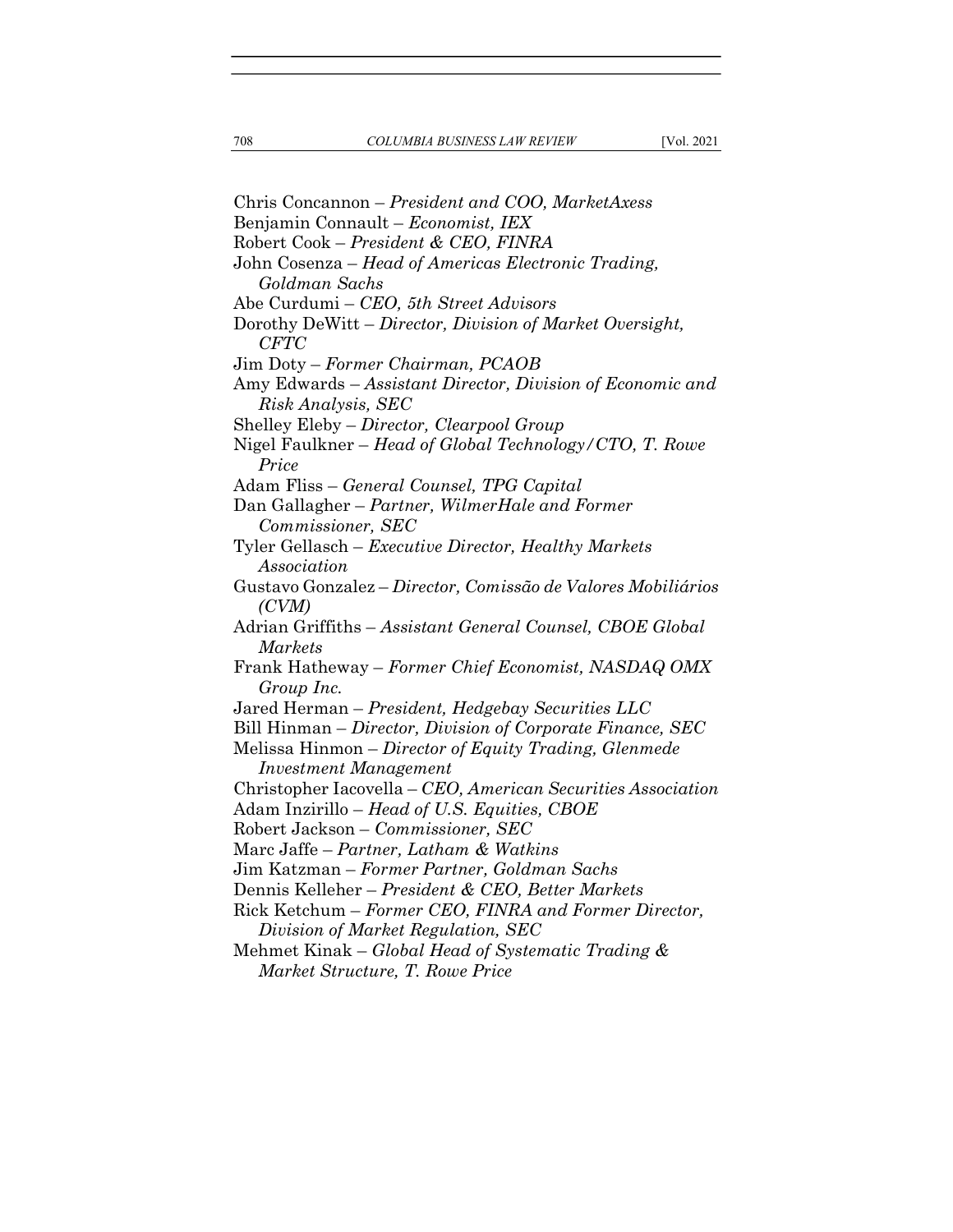Chris Concannon – *President and COO, MarketAxess*
Benjamin Connault – *Economist, IEX*
Robert Cook – *President & CEO, FINRA*
John Cosenza – *Head of Americas Electronic Trading, Goldman Sachs*
Abe Curdumi – *CEO, 5th Street Advisors*
Dorothy DeWitt – *Director, Division of Market Oversight, CFTC*
Jim Doty – *Former Chairman, PCAOB*
Amy Edwards – *Assistant Director, Division of Economic and Risk Analysis, SEC*
Shelley Eleby – *Director, Clearpool Group*
Nigel Faulkner – *Head of Global Technology/CTO, T. Rowe Price*
Adam Fliss – *General Counsel, TPG Capital*
Dan Gallagher – *Partner, WilmerHale and Former Commissioner, SEC*
Tyler Gellasch – *Executive Director, Healthy Markets Association*
Gustavo Gonzalez – *Director, Comissão de Valores Mobiliários (CVM)*
Adrian Griffiths – *Assistant General Counsel, CBOE Global Markets*
Frank Hatheway – *Former Chief Economist, NASDAQ OMX Group Inc.*
Jared Herman – *President, Hedgebay Securities LLC*
Bill Hinman – *Director, Division of Corporate Finance, SEC*
Melissa Hinmon – *Director of Equity Trading, Glenmede Investment Management*
Christopher Iacovella – *CEO, American Securities Association*
Adam Inzirillo – *Head of U.S. Equities, CBOE*
Robert Jackson – *Commissioner, SEC*
Marc Jaffe – *Partner, Latham & Watkins*
Jim Katzman – *Former Partner, Goldman Sachs*
Dennis Kelleher – *President & CEO, Better Markets*
Rick Ketchum – *Former CEO, FINRA and Former Director, Division of Market Regulation, SEC*
Mehmet Kinak – *Global Head of Systematic Trading & Market Structure, T. Rowe Price*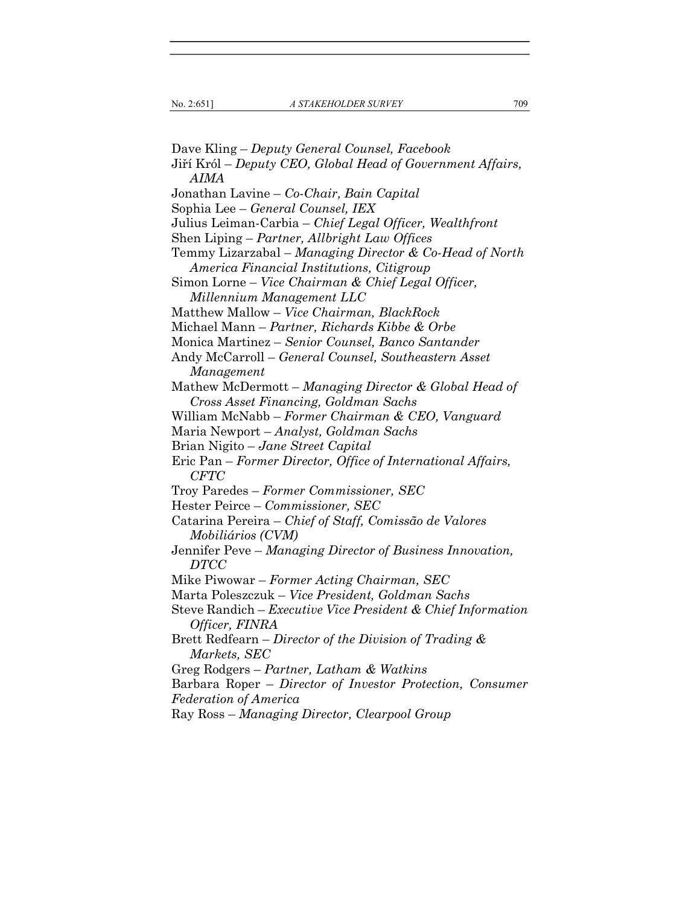Dave Kling – *Deputy General Counsel, Facebook*

Jiří Król – *Deputy CEO, Global Head of Government Affairs, AIMA*

Jonathan Lavine – *Co-Chair, Bain Capital*

Sophia Lee – *General Counsel, IEX*

Julius Leiman-Carbia – *Chief Legal Officer, Wealthfront*

Shen Liping – *Partner, Allbright Law Offices*

Temmy Lizarzabal – *Managing Director & Co-Head of North America Financial Institutions, Citigroup*

Simon Lorne – *Vice Chairman & Chief Legal Officer, Millennium Management LLC*

Matthew Mallow – *Vice Chairman, BlackRock*

Michael Mann – *Partner, Richards Kibbe & Orbe*

Monica Martinez – *Senior Counsel, Banco Santander*

Andy McCarroll – *General Counsel, Southeastern Asset Management*

Mathew McDermott – *Managing Director & Global Head of Cross Asset Financing, Goldman Sachs*

William McNabb – *Former Chairman & CEO, Vanguard*

Maria Newport – *Analyst, Goldman Sachs*

Brian Nigito – *Jane Street Capital*

Eric Pan – *Former Director, Office of International Affairs, CFTC*

Troy Paredes – *Former Commissioner, SEC*

Hester Peirce – *Commissioner, SEC*

Catarina Pereira – *Chief of Staff, Comissão de Valores Mobiliários (CVM)*

Jennifer Peve – *Managing Director of Business Innovation, DTCC*

Mike Piwowar – *Former Acting Chairman, SEC*

Marta Poleszczuk – *Vice President, Goldman Sachs*

Steve Randich – *Executive Vice President & Chief Information Officer, FINRA*

Brett Redfearn – *Director of the Division of Trading & Markets, SEC*

Greg Rodgers – *Partner, Latham & Watkins*

Barbara Roper – *Director of Investor Protection, Consumer Federation of America*

Ray Ross – *Managing Director, Clearpool Group*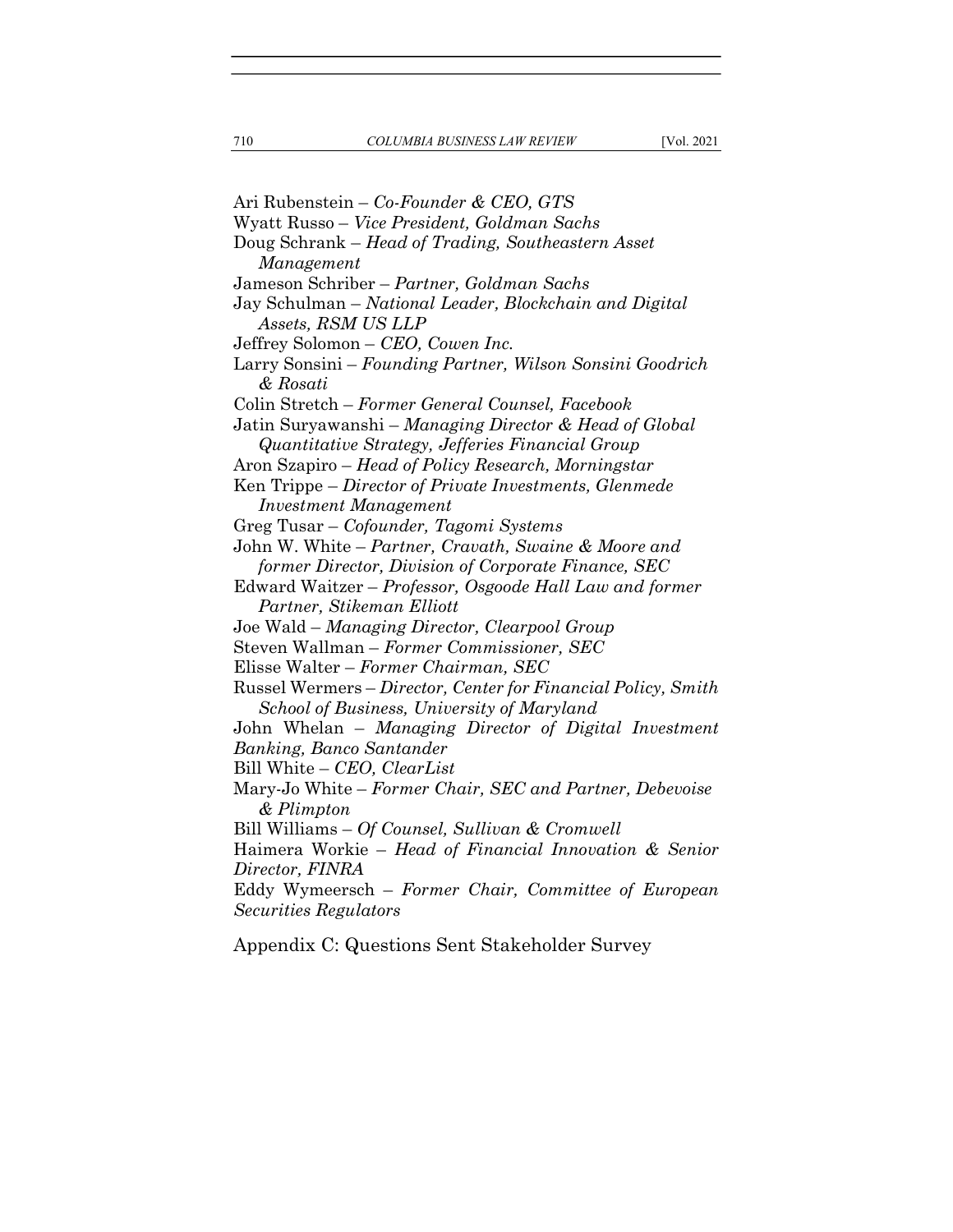Ari Rubenstein – *Co-Founder & CEO, GTS*

Wyatt Russo – *Vice President, Goldman Sachs*

Doug Schrank – *Head of Trading, Southeastern Asset Management*

Jameson Schriber – *Partner, Goldman Sachs*

Jay Schulman – *National Leader, Blockchain and Digital Assets, RSM US LLP*

Jeffrey Solomon – *CEO, Cowen Inc.*

Larry Sonsini – *Founding Partner, Wilson Sonsini Goodrich & Rosati*

Colin Stretch – *Former General Counsel, Facebook*

Jatin Suryawanshi – *Managing Director & Head of Global Quantitative Strategy, Jefferies Financial Group*

Aron Szapiro – *Head of Policy Research, Morningstar*

Ken Trippe – *Director of Private Investments, Glenmede Investment Management*

Greg Tusar – *Cofounder, Tagomi Systems*

John W. White – *Partner, Cravath, Swaine & Moore and former Director, Division of Corporate Finance, SEC*

Edward Waitzer – *Professor, Osgoode Hall Law and former Partner, Stikeman Elliott*

Joe Wald – *Managing Director, Clearpool Group*

Steven Wallman – *Former Commissioner, SEC*

Elisse Walter – *Former Chairman, SEC*

Russel Wermers – *Director, Center for Financial Policy, Smith School of Business, University of Maryland*

John Whelan – *Managing Director of Digital Investment Banking, Banco Santander*

Bill White – *CEO, ClearList*

Mary-Jo White – *Former Chair, SEC and Partner, Debevoise & Plimpton*

Bill Williams – *Of Counsel, Sullivan & Cromwell*

Haimera Workie – *Head of Financial Innovation & Senior Director, FINRA*

Eddy Wymeersch – *Former Chair, Committee of European Securities Regulators*

## Appendix C: Questions Sent Stakeholder Survey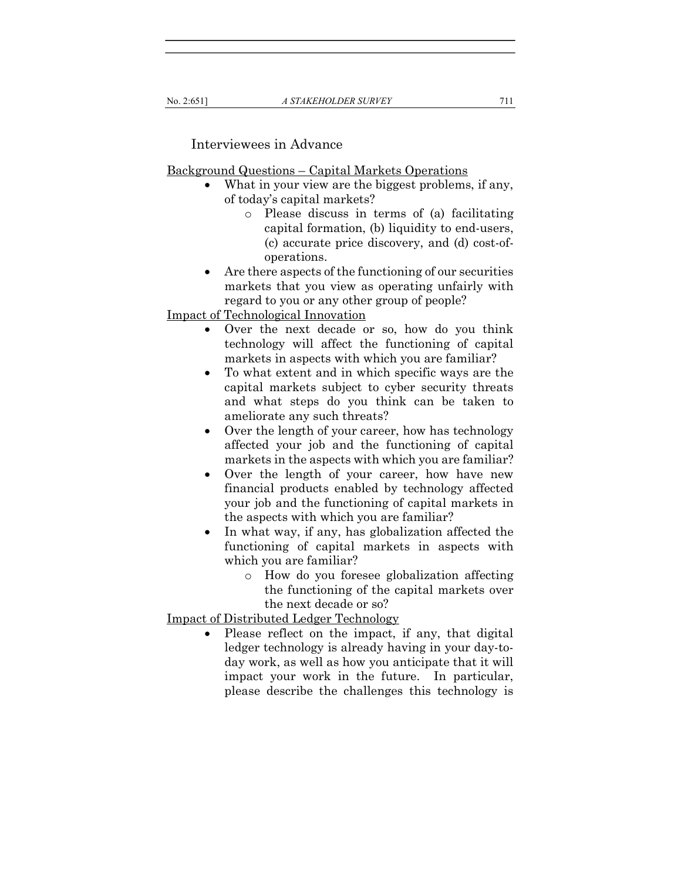Interviewees in Advance

Background Questions – Capital Markets Operations

- What in your view are the biggest problems, if any, of today's capital markets?
    - Please discuss in terms of (a) facilitating capital formation, (b) liquidity to end-users, (c) accurate price discovery, and (d) cost-of-operations.
- Are there aspects of the functioning of our securities markets that you view as operating unfairly with regard to you or any other group of people?

Impact of Technological Innovation

- Over the next decade or so, how do you think technology will affect the functioning of capital markets in aspects with which you are familiar?
- To what extent and in which specific ways are the capital markets subject to cyber security threats and what steps do you think can be taken to ameliorate any such threats?
- Over the length of your career, how has technology affected your job and the functioning of capital markets in the aspects with which you are familiar?
- Over the length of your career, how have new financial products enabled by technology affected your job and the functioning of capital markets in the aspects with which you are familiar?
- In what way, if any, has globalization affected the functioning of capital markets in aspects with which you are familiar?
    - How do you foresee globalization affecting the functioning of the capital markets over the next decade or so?

Impact of Distributed Ledger Technology

- Please reflect on the impact, if any, that digital ledger technology is already having in your day-to-day work, as well as how you anticipate that it will impact your work in the future. In particular, please describe the challenges this technology is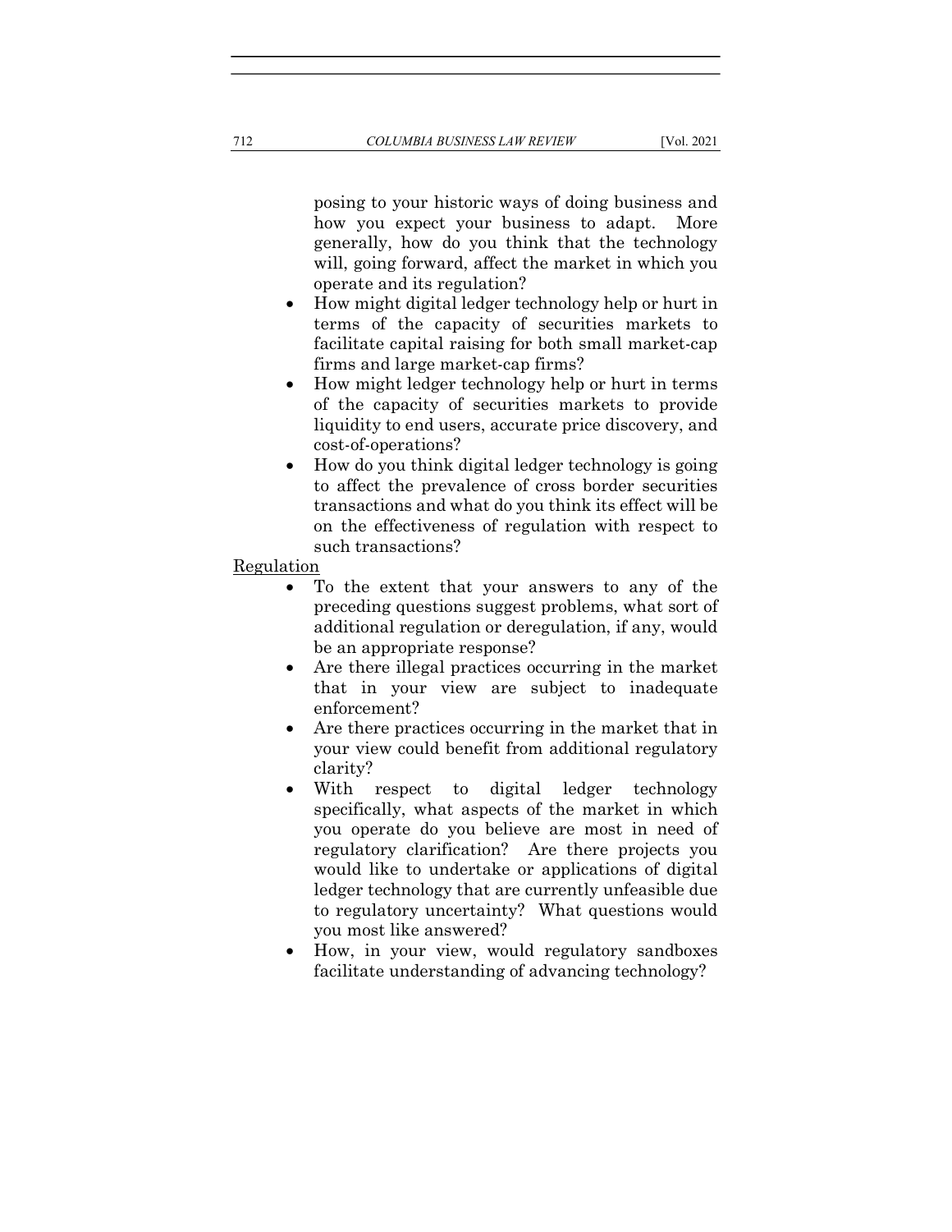posing to your historic ways of doing business and how you expect your business to adapt. More generally, how do you think that the technology will, going forward, affect the market in which you operate and its regulation?

- How might digital ledger technology help or hurt in terms of the capacity of securities markets to facilitate capital raising for both small market-cap firms and large market-cap firms?
- How might ledger technology help or hurt in terms of the capacity of securities markets to provide liquidity to end users, accurate price discovery, and cost-of-operations?
- How do you think digital ledger technology is going to affect the prevalence of cross border securities transactions and what do you think its effect will be on the effectiveness of regulation with respect to such transactions?

<u>Regulation</u>

- To the extent that your answers to any of the preceding questions suggest problems, what sort of additional regulation or deregulation, if any, would be an appropriate response?
- Are there illegal practices occurring in the market that in your view are subject to inadequate enforcement?
- Are there practices occurring in the market that in your view could benefit from additional regulatory clarity?
- With respect to digital ledger technology specifically, what aspects of the market in which you operate do you believe are most in need of regulatory clarification? Are there projects you would like to undertake or applications of digital ledger technology that are currently unfeasible due to regulatory uncertainty? What questions would you most like answered?
- How, in your view, would regulatory sandboxes facilitate understanding of advancing technology?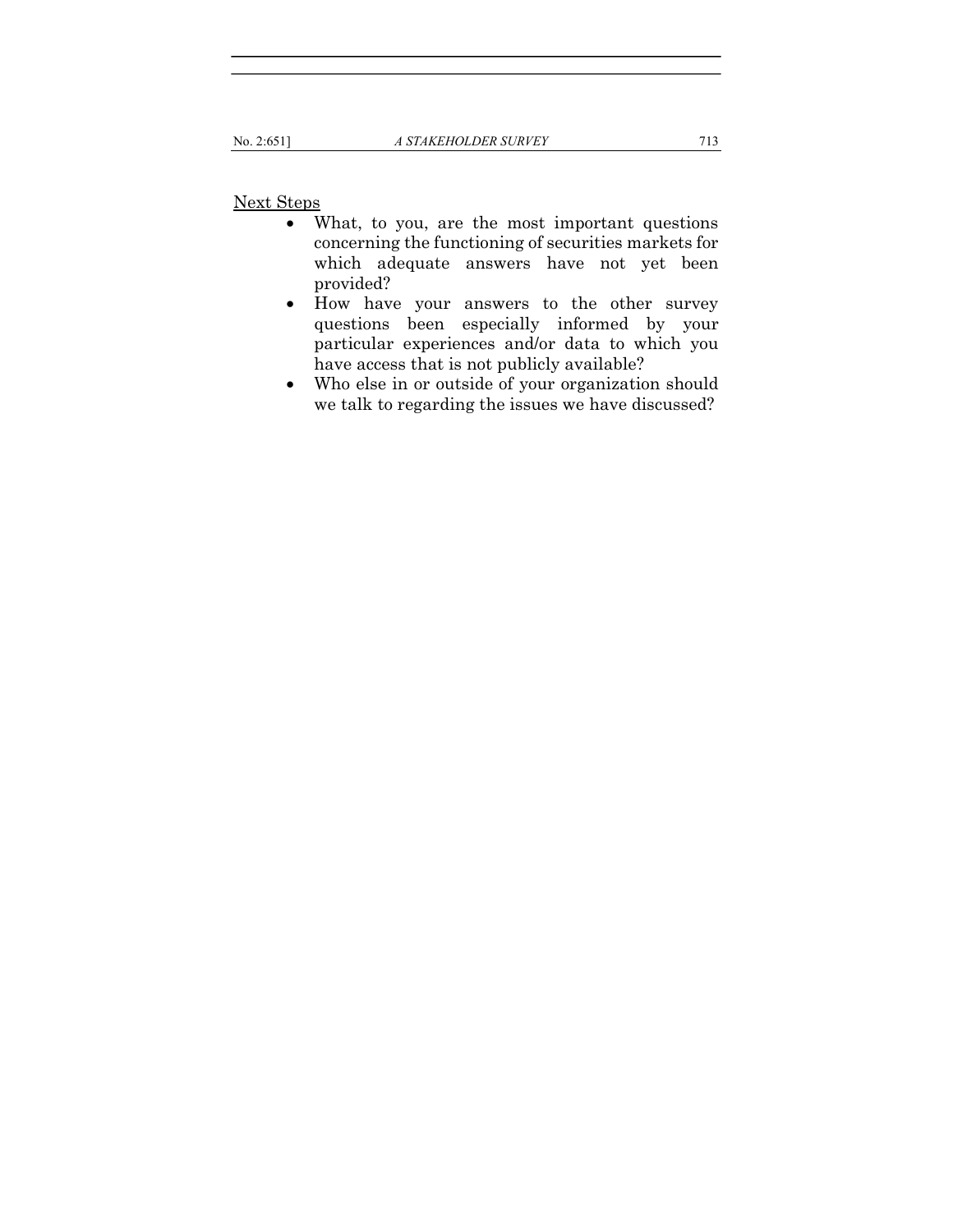Next Steps

- What, to you, are the most important questions concerning the functioning of securities markets for which adequate answers have not yet been provided?
- How have your answers to the other survey questions been especially informed by your particular experiences and/or data to which you have access that is not publicly available?
- Who else in or outside of your organization should we talk to regarding the issues we have discussed?